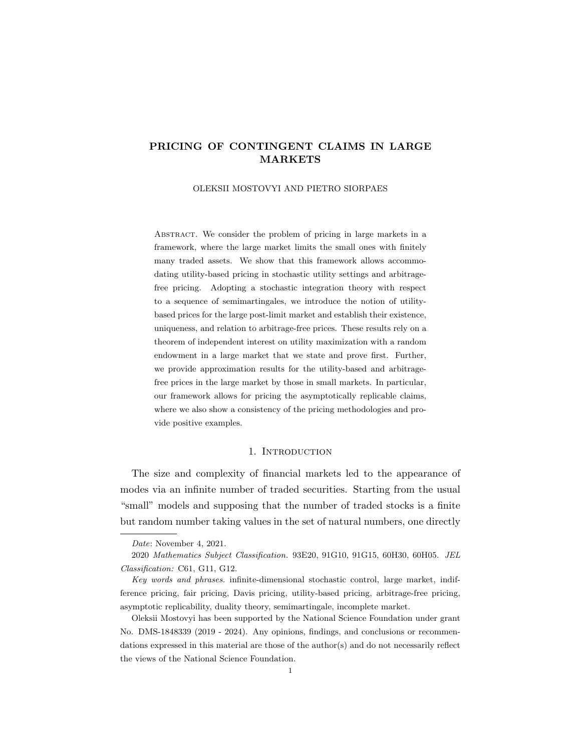# PRICING OF CONTINGENT CLAIMS IN LARGE MARKETS

OLEKSII MOSTOVYI AND PIETRO SIORPAES

Abstract. We consider the problem of pricing in large markets in a framework, where the large market limits the small ones with finitely many traded assets. We show that this framework allows accommodating utility-based pricing in stochastic utility settings and arbitrage-free pricing. Adopting a stochastic integration theory with respect to a sequence of semimartingales, we introduce the notion of utility-based prices for the large post-limit market and establish their existence, uniqueness, and relation to arbitrage-free prices. These results rely on a theorem of independent interest on utility maximization with a random endowment in a large market that we state and prove first. Further, we provide approximation results for the utility-based and arbitrage-free prices in the large market by those in small markets. In particular, our framework allows for pricing the asymptotically replicable claims, where we also show a consistency of the pricing methodologies and provide positive examples.

## 1. Introduction

The size and complexity of financial markets led to the appearance of modes via an infinite number of traded securities. Starting from the usual "small" models and supposing that the number of traded stocks is a finite but random number taking values in the set of natural numbers, one directly

---

*Date*: November 4, 2021.

2020 *Mathematics Subject Classification.* 93E20, 91G10, 91G15, 60H30, 60H05. *JEL Classification:* C61, G11, G12.

*Key words and phrases.* infinite-dimensional stochastic control, large market, indifference pricing, fair pricing, Davis pricing, utility-based pricing, arbitrage-free pricing, asymptotic replicability, duality theory, semimartingale, incomplete market.

Oleksii Mostovyi has been supported by the National Science Foundation under grant No. DMS-1848339 (2019 - 2024). Any opinions, findings, and conclusions or recommendations expressed in this material are those of the author(s) and do not necessarily reflect the views of the National Science Foundation.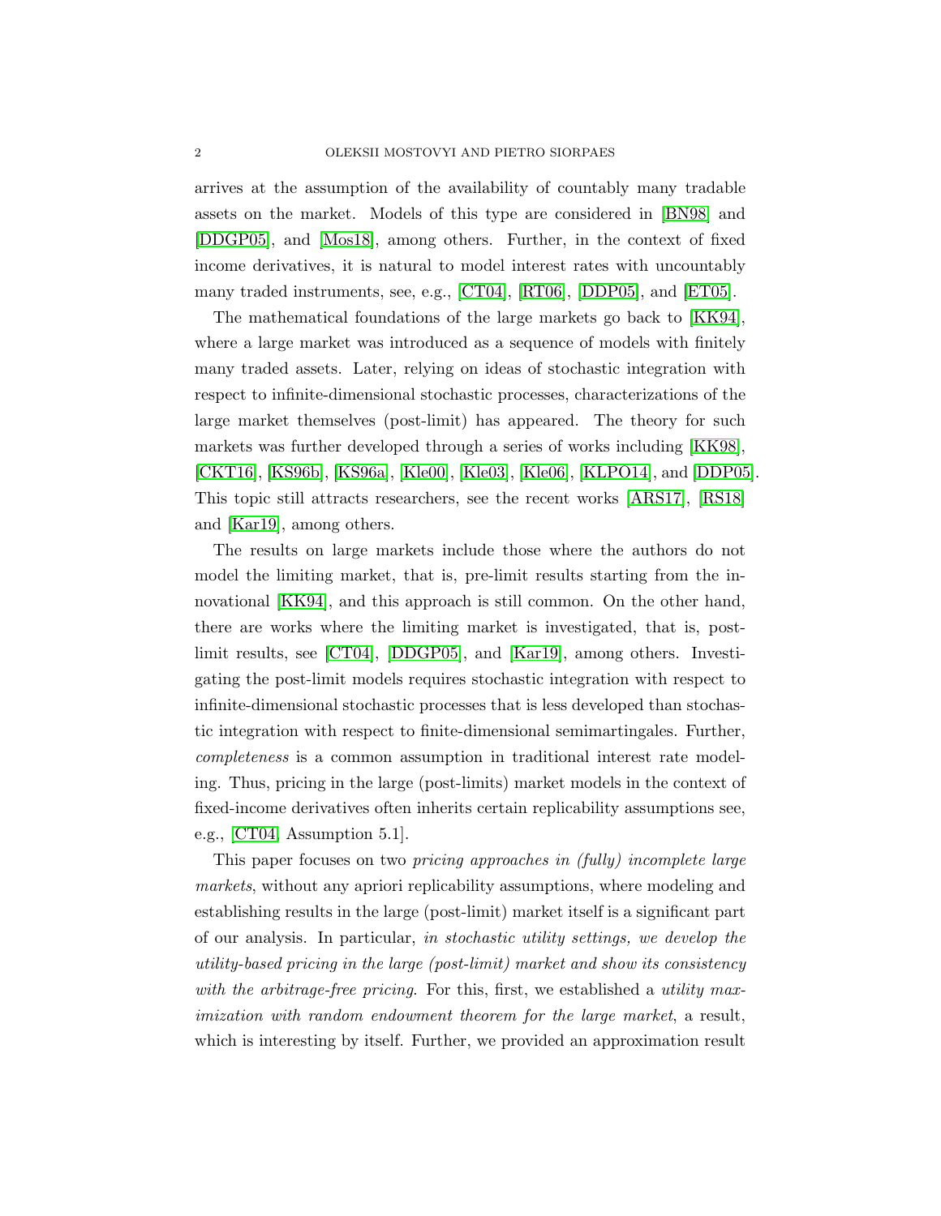arrives at the assumption of the availability of countably many tradable assets on the market. Models of this type are considered in [BN98] and [DDGP05], and [Mos18], among others. Further, in the context of fixed income derivatives, it is natural to model interest rates with uncountably many traded instruments, see, e.g., [CT04], [RT06], [DDP05], and [ET05].

The mathematical foundations of the large markets go back to [KK94], where a large market was introduced as a sequence of models with finitely many traded assets. Later, relying on ideas of stochastic integration with respect to infinite-dimensional stochastic processes, characterizations of the large market themselves (post-limit) has appeared. The theory for such markets was further developed through a series of works including [KK98], [CKT16], [KS96b], [KS96a], [Kle00], [Kle03], [Kle06], [KLPO14], and [DDP05]. This topic still attracts researchers, see the recent works [ARS17], [RS18] and [Kar19], among others.

The results on large markets include those where the authors do not model the limiting market, that is, pre-limit results starting from the innovational [KK94], and this approach is still common. On the other hand, there are works where the limiting market is investigated, that is, post-limit results, see [CT04], [DDGP05], and [Kar19], among others. Investigating the post-limit models requires stochastic integration with respect to infinite-dimensional stochastic processes that is less developed than stochastic integration with respect to finite-dimensional semimartingales. Further, *completeness* is a common assumption in traditional interest rate modeling. Thus, pricing in the large (post-limits) market models in the context of fixed-income derivatives often inherits certain replicability assumptions see, e.g., [CT04, Assumption 5.1].

This paper focuses on two *pricing approaches in (fully) incomplete large markets*, without any apriori replicability assumptions, where modeling and establishing results in the large (post-limit) market itself is a significant part of our analysis. In particular, *in stochastic utility settings, we develop the utility-based pricing in the large (post-limit) market and show its consistency with the arbitrage-free pricing*. For this, first, we established a *utility maximization with random endowment theorem for the large market*, a result, which is interesting by itself. Further, we provided an approximation result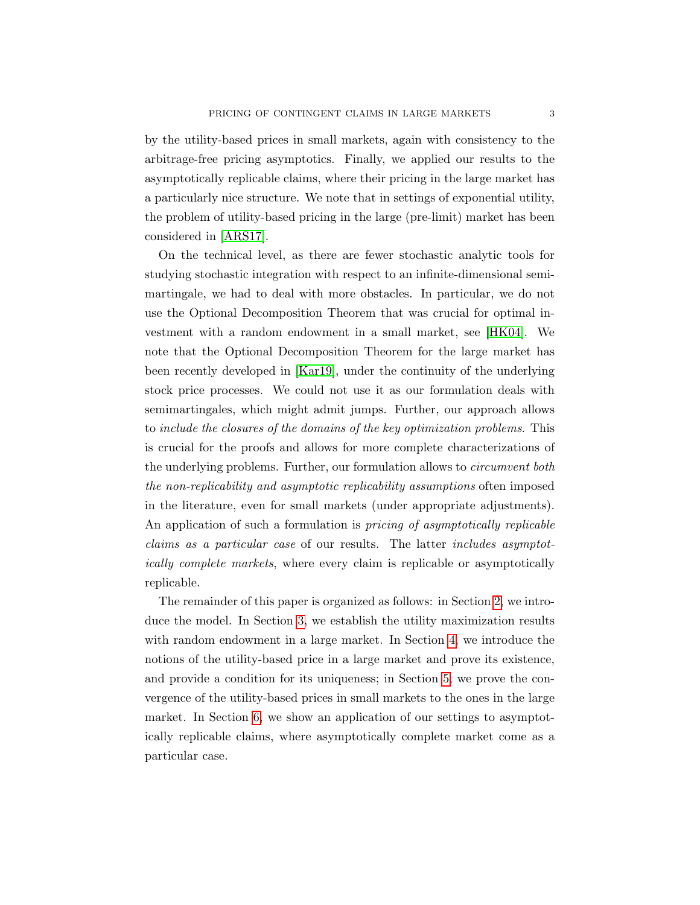by the utility-based prices in small markets, again with consistency to the arbitrage-free pricing asymptotics. Finally, we applied our results to the asymptotically replicable claims, where their pricing in the large market has a particularly nice structure. We note that in settings of exponential utility, the problem of utility-based pricing in the large (pre-limit) market has been considered in [ARS17].

On the technical level, as there are fewer stochastic analytic tools for studying stochastic integration with respect to an infinite-dimensional semimartingale, we had to deal with more obstacles. In particular, we do not use the Optional Decomposition Theorem that was crucial for optimal investment with a random endowment in a small market, see [HK04]. We note that the Optional Decomposition Theorem for the large market has been recently developed in [Kar19], under the continuity of the underlying stock price processes. We could not use it as our formulation deals with semimartingales, which might admit jumps. Further, our approach allows to *include the closures of the domains of the key optimization problems*. This is crucial for the proofs and allows for more complete characterizations of the underlying problems. Further, our formulation allows to *circumvent both the non-replicability and asymptotic replicability assumptions* often imposed in the literature, even for small markets (under appropriate adjustments). An application of such a formulation is *pricing of asymptotically replicable claims as a particular case* of our results. The latter *includes asymptotically complete markets*, where every claim is replicable or asymptotically replicable.

The remainder of this paper is organized as follows: in Section 2, we introduce the model. In Section 3, we establish the utility maximization results with random endowment in a large market. In Section 4, we introduce the notions of the utility-based price in a large market and prove its existence, and provide a condition for its uniqueness; in Section 5, we prove the convergence of the utility-based prices in small markets to the ones in the large market. In Section 6, we show an application of our settings to asymptotically replicable claims, where asymptotically complete market come as a particular case.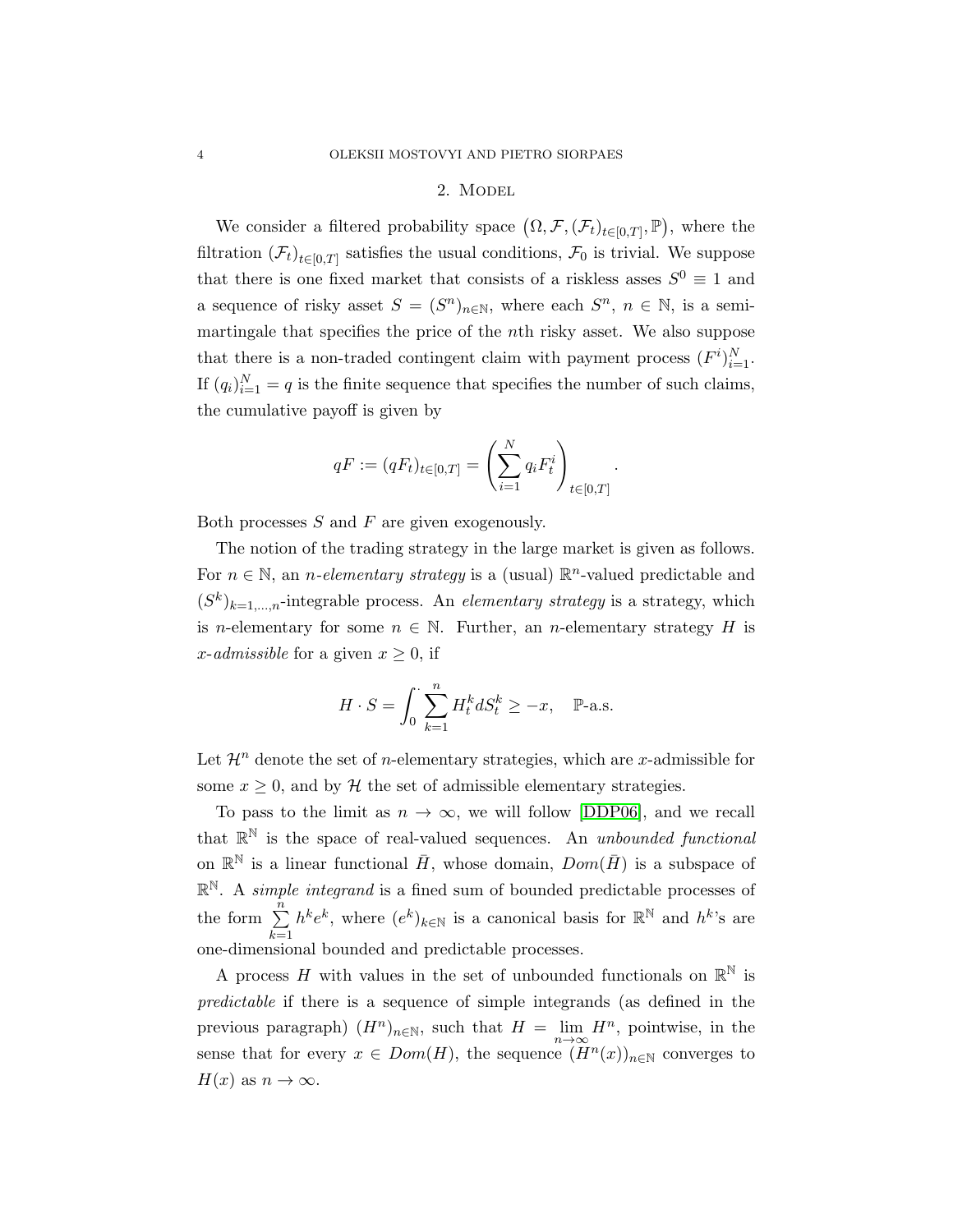## 2. Model

We consider a filtered probability space $\left(\Omega, \mathcal{F}, (\mathcal{F}_t)_{t\in[0,T]}, \mathbb{P}\right)$, where the filtration $(\mathcal{F}_t)_{t\in[0,T]}$ satisfies the usual conditions, $\mathcal{F}_0$ is trivial. We suppose that there is one fixed market that consists of a riskless asses $S^0 \equiv 1$ and a sequence of risky asset $S = (S^n)_{n\in\mathbb{N}}$, where each $S^n$, $n \in \mathbb{N}$, is a semi-martingale that specifies the price of the $n$th risky asset. We also suppose that there is a non-traded contingent claim with payment process $(F^i)_{i=1}^N$. If $(q_i)_{i=1}^N = q$ is the finite sequence that specifies the number of such claims, the cumulative payoff is given by

$$qF := (qF_t)_{t\in[0,T]} = \left(\sum_{i=1}^N q_i F_t^i\right)_{t\in[0,T]}.$$

Both processes $S$ and $F$ are given exogenously.

The notion of the trading strategy in the large market is given as follows. For $n \in \mathbb{N}$, an *n-elementary strategy* is a (usual) $\mathbb{R}^n$-valued predictable and $(S^k)_{k=1,\dots,n}$-integrable process. An *elementary strategy* is a strategy, which is $n$-elementary for some $n \in \mathbb{N}$. Further, an $n$-elementary strategy $H$ is *x-admissible* for a given $x \geq 0$, if

$$H \cdot S = \int_0^\cdot \sum_{k=1}^n H_t^k dS_t^k \geq -x, \quad \mathbb{P}\text{-a.s.}$$

Let $\mathcal{H}^n$ denote the set of $n$-elementary strategies, which are $x$-admissible for some $x \geq 0$, and by $\mathcal{H}$ the set of admissible elementary strategies.

To pass to the limit as $n \to \infty$, we will follow [DDP06], and we recall that $\mathbb{R}^\mathbb{N}$ is the space of real-valued sequences. An *unbounded functional* on $\mathbb{R}^\mathbb{N}$ is a linear functional $\bar{H}$, whose domain, $Dom(\bar{H})$ is a subspace of $\mathbb{R}^\mathbb{N}$. A *simple integrand* is a fined sum of bounded predictable processes of the form $\sum_{k=1}^n h^k e^k$, where $(e^k)_{k\in\mathbb{N}}$ is a canonical basis for $\mathbb{R}^\mathbb{N}$ and $h^k$'s are one-dimensional bounded and predictable processes.

A process $H$ with values in the set of unbounded functionals on $\mathbb{R}^\mathbb{N}$ is *predictable* if there is a sequence of simple integrands (as defined in the previous paragraph) $(H^n)_{n\in\mathbb{N}}$, such that $H = \lim_{n\to\infty} H^n$, pointwise, in the sense that for every $x \in Dom(H)$, the sequence $(H^n(x))_{n\in\mathbb{N}}$ converges to $H(x)$ as $n \to \infty$.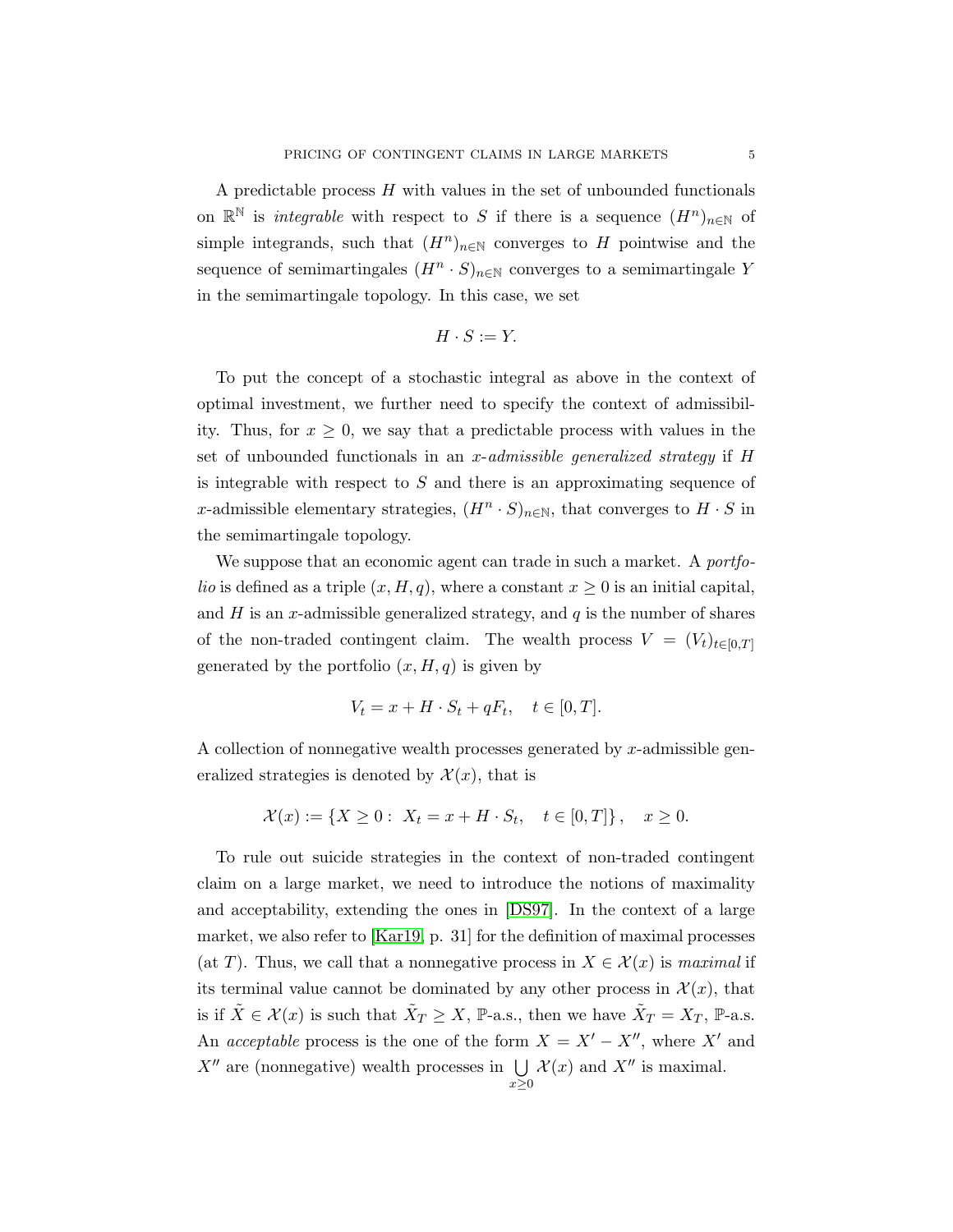A predictable process $H$ with values in the set of unbounded functionals on $\mathbb{R}^{\mathbb{N}}$ is *integrable* with respect to $S$ if there is a sequence $(H^n)_{n\in\mathbb{N}}$ of simple integrands, such that $(H^n)_{n\in\mathbb{N}}$ converges to $H$ pointwise and the sequence of semimartingales $(H^n \cdot S)_{n\in\mathbb{N}}$ converges to a semimartingale $Y$ in the semimartingale topology. In this case, we set

$$H \cdot S := Y.$$

To put the concept of a stochastic integral as above in the context of optimal investment, we further need to specify the context of admissibility. Thus, for $x \geq 0$, we say that a predictable process with values in the set of unbounded functionals in an *x-admissible generalized strategy* if $H$ is integrable with respect to $S$ and there is an approximating sequence of $x$-admissible elementary strategies, $(H^n \cdot S)_{n\in\mathbb{N}}$, that converges to $H \cdot S$ in the semimartingale topology.

We suppose that an economic agent can trade in such a market. A *portfolio* is defined as a triple $(x, H, q)$, where a constant $x \geq 0$ is an initial capital, and $H$ is an $x$-admissible generalized strategy, and $q$ is the number of shares of the non-traded contingent claim. The wealth process $V = (V_t)_{t\in[0,T]}$ generated by the portfolio $(x, H, q)$ is given by

$$V_t = x + H \cdot S_t + qF_t, \quad t \in [0, T].$$

A collection of nonnegative wealth processes generated by $x$-admissible generalized strategies is denoted by $\mathcal{X}(x)$, that is

$$\mathcal{X}(x) := \{X \geq 0 : \; X_t = x + H \cdot S_t, \quad t \in [0, T]\}, \quad x \geq 0.$$

To rule out suicide strategies in the context of non-traded contingent claim on a large market, we need to introduce the notions of maximality and acceptability, extending the ones in [DS97]. In the context of a large market, we also refer to [Kar19, p. 31] for the definition of maximal processes (at $T$). Thus, we call that a nonnegative process in $X \in \mathcal{X}(x)$ is *maximal* if its terminal value cannot be dominated by any other process in $\mathcal{X}(x)$, that is if $\tilde{X} \in \mathcal{X}(x)$ is such that $\tilde{X}_T \geq X$, $\mathbb{P}$-a.s., then we have $\tilde{X}_T = X_T$, $\mathbb{P}$-a.s. An *acceptable* process is the one of the form $X = X' - X''$, where $X'$ and $X''$ are (nonnegative) wealth processes in $\bigcup\limits_{x\geq 0} \mathcal{X}(x)$ and $X''$ is maximal.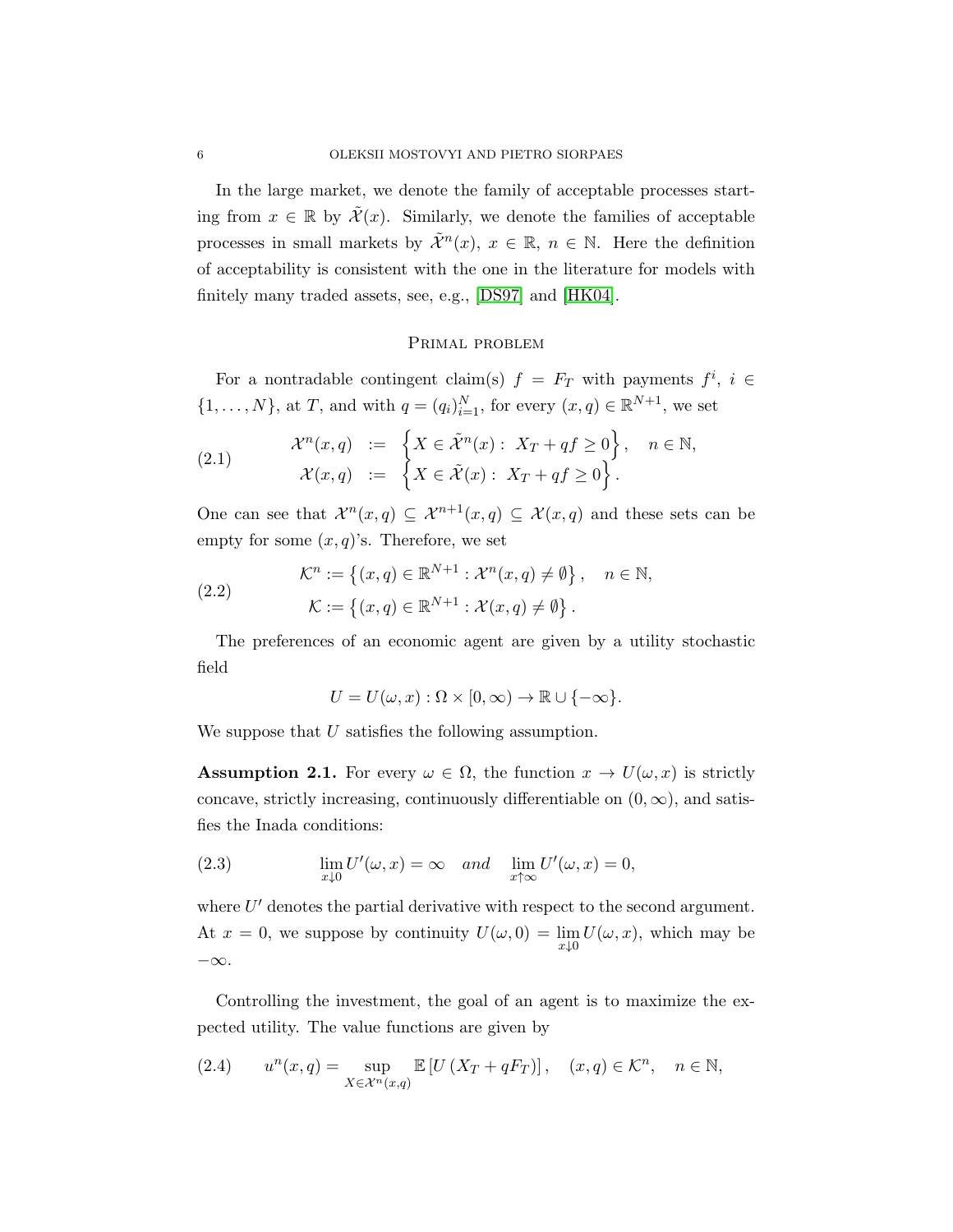In the large market, we denote the family of acceptable processes starting from $x \in \mathbb{R}$ by $\tilde{\mathcal{X}}(x)$. Similarly, we denote the families of acceptable processes in small markets by $\tilde{\mathcal{X}}^n(x)$, $x \in \mathbb{R}$, $n \in \mathbb{N}$. Here the definition of acceptability is consistent with the one in the literature for models with finitely many traded assets, see, e.g., [DS97] and [HK04].

### Primal problem

For a nontradable contingent claim(s) $f = F_T$ with payments $f^i$, $i \in \{1, \dots, N\}$, at $T$, and with $q = (q_i)_{i=1}^N$, for every $(x, q) \in \mathbb{R}^{N+1}$, we set

$$
\begin{aligned}
\mathcal{X}^n(x,q) &:= \left\{ X \in \tilde{\mathcal{X}}^n(x) : \; X_T + qf \geq 0 \right\}, \quad n \in \mathbb{N}, \\
\mathcal{X}(x,q) &:= \left\{ X \in \tilde{\mathcal{X}}(x) : \; X_T + qf \geq 0 \right\}.
\end{aligned} \tag{2.1}
$$

One can see that $\mathcal{X}^n(x,q) \subseteq \mathcal{X}^{n+1}(x,q) \subseteq \mathcal{X}(x,q)$ and these sets can be empty for some $(x,q)$'s. Therefore, we set

$$
\begin{aligned}
\mathcal{K}^n &:= \left\{ (x,q) \in \mathbb{R}^{N+1} : \mathcal{X}^n(x,q) \neq \emptyset \right\}, \quad n \in \mathbb{N}, \\
\mathcal{K} &:= \left\{ (x,q) \in \mathbb{R}^{N+1} : \mathcal{X}(x,q) \neq \emptyset \right\}.
\end{aligned} \tag{2.2}
$$

The preferences of an economic agent are given by a utility stochastic field

$$
U = U(\omega, x) : \Omega \times [0, \infty) \to \mathbb{R} \cup \{-\infty\}.
$$

We suppose that $U$ satisfies the following assumption.

**Assumption 2.1.** *For every $\omega \in \Omega$, the function $x \to U(\omega, x)$ is strictly concave, strictly increasing, continuously differentiable on $(0, \infty)$, and satisfies the Inada conditions:*

$$
\lim_{x \downarrow 0} U'(\omega, x) = \infty \quad \textit{and} \quad \lim_{x \uparrow \infty} U'(\omega, x) = 0, \tag{2.3}
$$

*where $U'$ denotes the partial derivative with respect to the second argument. At $x = 0$, we suppose by continuity $U(\omega, 0) = \lim_{x \downarrow 0} U(\omega, x)$, which may be $-\infty$.*

Controlling the investment, the goal of an agent is to maximize the expected utility. The value functions are given by

$$
u^n(x,q) = \sup_{X \in \mathcal{X}^n(x,q)} \mathbb{E}\left[ U\left( X_T + qF_T \right) \right], \quad (x,q) \in \mathcal{K}^n, \quad n \in \mathbb{N}, \tag{2.4}
$$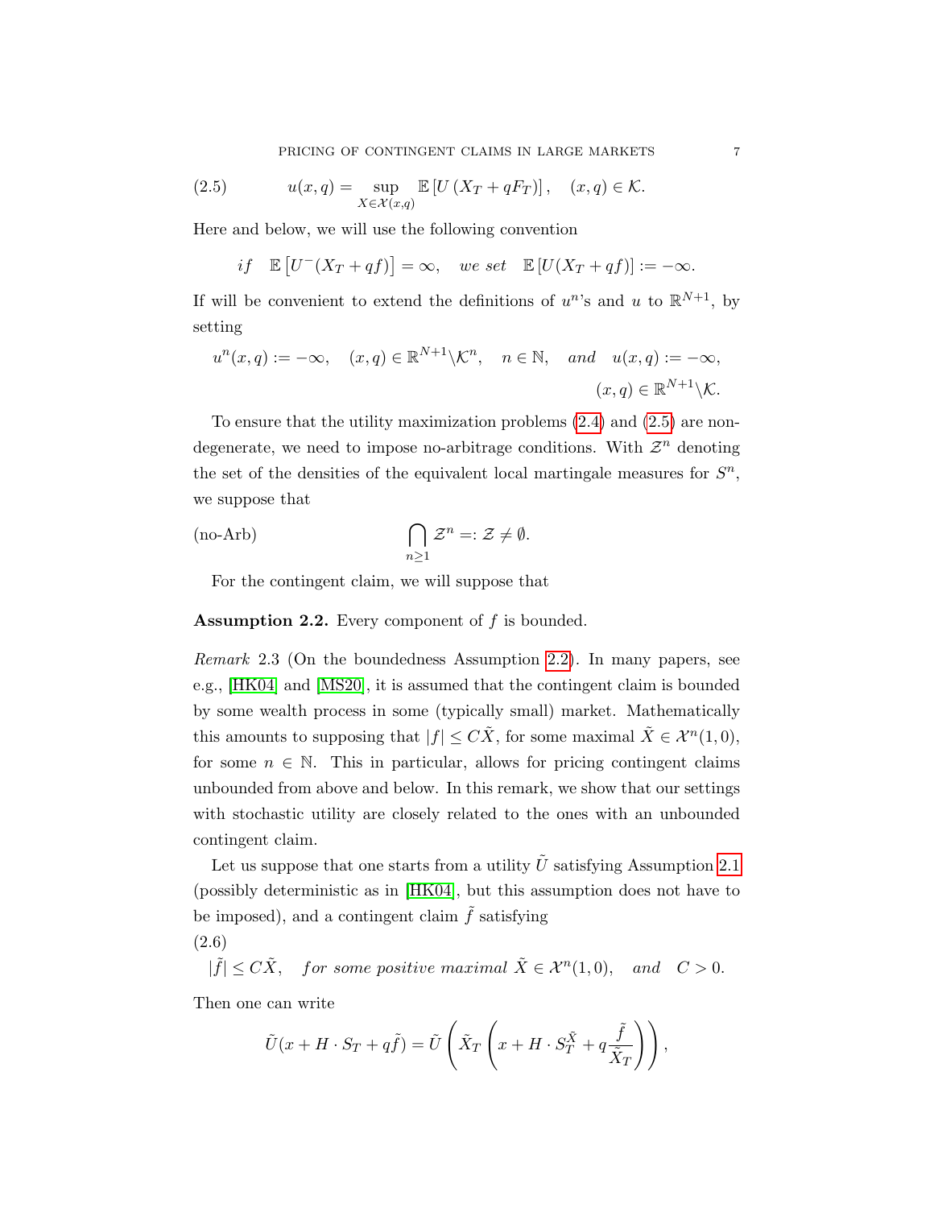$$(2.5) \qquad u(x,q) = \sup_{X \in \mathcal{X}(x,q)} \mathbb{E}\left[U\left(X_T + qF_T\right)\right], \quad (x,q) \in \mathcal{K}.$$

Here and below, we will use the following convention

$$if \quad \mathbb{E}\left[U^-(X_T + qf)\right] = \infty, \quad we\ set \quad \mathbb{E}\left[U(X_T + qf)\right] := -\infty.$$

If will be convenient to extend the definitions of $u^n$'s and $u$ to $\mathbb{R}^{N+1}$, by setting

$$u^n(x,q) := -\infty, \quad (x,q) \in \mathbb{R}^{N+1}\backslash\mathcal{K}^n, \quad n \in \mathbb{N}, \quad and \quad u(x,q) := -\infty, \quad (x,q) \in \mathbb{R}^{N+1}\backslash\mathcal{K}.$$

To ensure that the utility maximization problems (2.4) and (2.5) are non-degenerate, we need to impose no-arbitrage conditions. With $\mathcal{Z}^n$ denoting the set of the densities of the equivalent local martingale measures for $S^n$, we suppose that

$$\text{(no-Arb)} \qquad \bigcap_{n \geq 1} \mathcal{Z}^n =: \mathcal{Z} \neq \emptyset.$$

For the contingent claim, we will suppose that

**Assumption 2.2.** Every component of $f$ is bounded.

*Remark* 2.3 (On the boundedness Assumption 2.2)*.* In many papers, see e.g., [HK04] and [MS20], it is assumed that the contingent claim is bounded by some wealth process in some (typically small) market. Mathematically this amounts to supposing that $|f| \leq C\tilde{X}$, for some maximal $\tilde{X} \in \mathcal{X}^n(1,0)$, for some $n \in \mathbb{N}$. This in particular, allows for pricing contingent claims unbounded from above and below. In this remark, we show that our settings with stochastic utility are closely related to the ones with an unbounded contingent claim.

Let us suppose that one starts from a utility $\tilde{U}$ satisfying Assumption 2.1 (possibly deterministic as in [HK04], but this assumption does not have to be imposed), and a contingent claim $\tilde{f}$ satisfying

$$(2.6) \qquad |\tilde{f}| \leq C\tilde{X}, \quad for\ some\ positive\ maximal\ \tilde{X} \in \mathcal{X}^n(1,0), \quad and \quad C > 0.$$

Then one can write

$$\tilde{U}(x + H \cdot S_T + q\tilde{f}) = \tilde{U}\left(\tilde{X}_T\left(x + H \cdot S^{\tilde{X}}_T + q\frac{\tilde{f}}{\tilde{X}_T}\right)\right),$$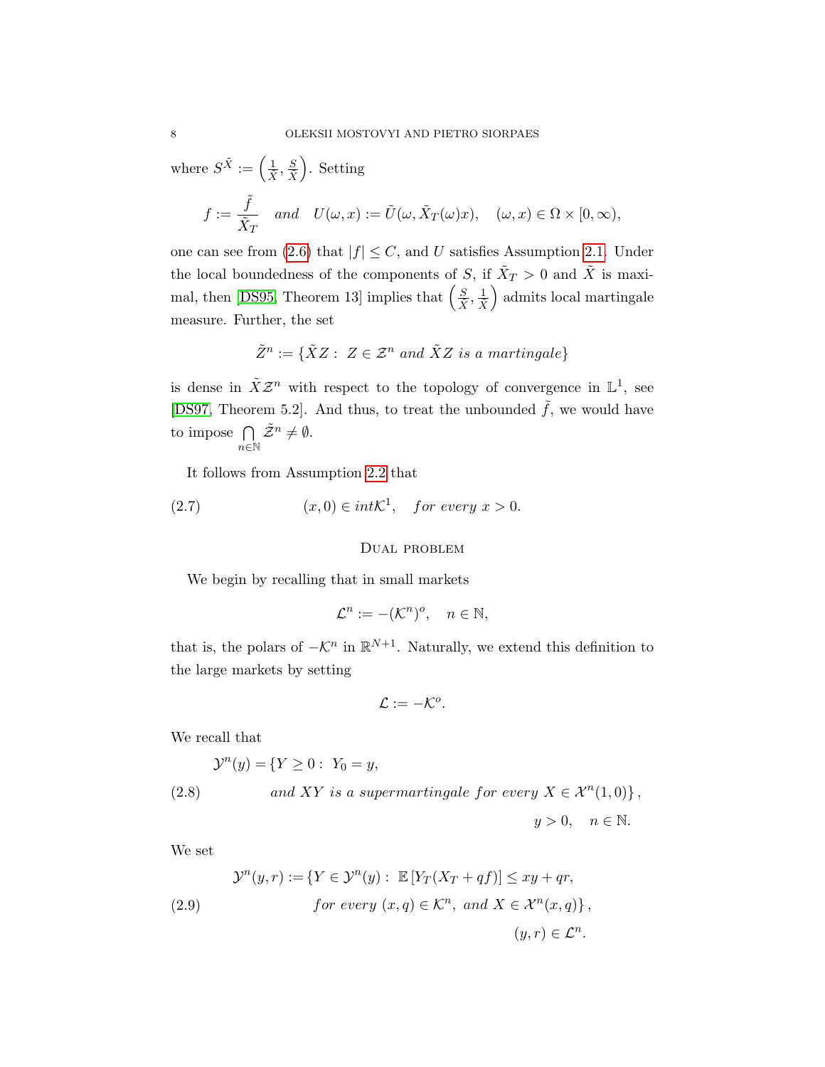where $S^{\tilde{X}} := \left(\frac{1}{\tilde{X}}, \frac{S}{\tilde{X}}\right)$. Setting

$$f := \frac{\tilde{f}}{\tilde{X}_T} \quad and \quad U(\omega, x) := \tilde{U}(\omega, \tilde{X}_T(\omega)x), \quad (\omega, x) \in \Omega \times [0, \infty),$$

one can see from (2.6) that $|f| \leq C$, and $U$ satisfies Assumption 2.1. Under the local boundedness of the components of $S$, if $\tilde{X}_T > 0$ and $\tilde{X}$ is maximal, then [DS95, Theorem 13] implies that $\left(\frac{S}{\tilde{X}}, \frac{1}{\tilde{X}}\right)$ admits local martingale measure. Further, the set

$$\tilde{Z}^n := \{\tilde{X}Z : \; Z \in \mathcal{Z}^n \; and \; \tilde{X}Z \; is \; a \; martingale\}$$

is dense in $\tilde{X}\mathcal{Z}^n$ with respect to the topology of convergence in $\mathbb{L}^1$, see [DS97, Theorem 5.2]. And thus, to treat the unbounded $\tilde{f}$, we would have to impose $\bigcap\limits_{n \in \mathbb{N}} \tilde{\mathcal{Z}}^n \neq \emptyset$.

It follows from Assumption 2.2 that

$$(x, 0) \in int\mathcal{K}^1, \quad for \; every \; x > 0. \tag{2.7}$$

## Dual problem

We begin by recalling that in small markets

$$\mathcal{L}^n := -(\mathcal{K}^n)^o, \quad n \in \mathbb{N},$$

that is, the polars of $-\mathcal{K}^n$ in $\mathbb{R}^{N+1}$. Naturally, we extend this definition to the large markets by setting

$$\mathcal{L} := -\mathcal{K}^o.$$

We recall that

$$\begin{aligned} \mathcal{Y}^n(y) = \{Y \geq 0 : \; & Y_0 = y, \\ & and \; XY \; is \; a \; supermartingale \; for \; every \; X \in \mathcal{X}^n(1, 0)\}, \\ & \qquad \qquad y > 0, \quad n \in \mathbb{N}. \end{aligned} \tag{2.8}$$

We set

$$\begin{aligned} \mathcal{Y}^n(y, r) := \{Y \in \mathcal{Y}^n(y) : \; & \mathbb{E}\left[Y_T(X_T + qf)\right] \leq xy + qr, \\ & for \; every \; (x, q) \in \mathcal{K}^n, \; and \; X \in \mathcal{X}^n(x, q)\}, \\ & \qquad \qquad (y, r) \in \mathcal{L}^n. \end{aligned} \tag{2.9}$$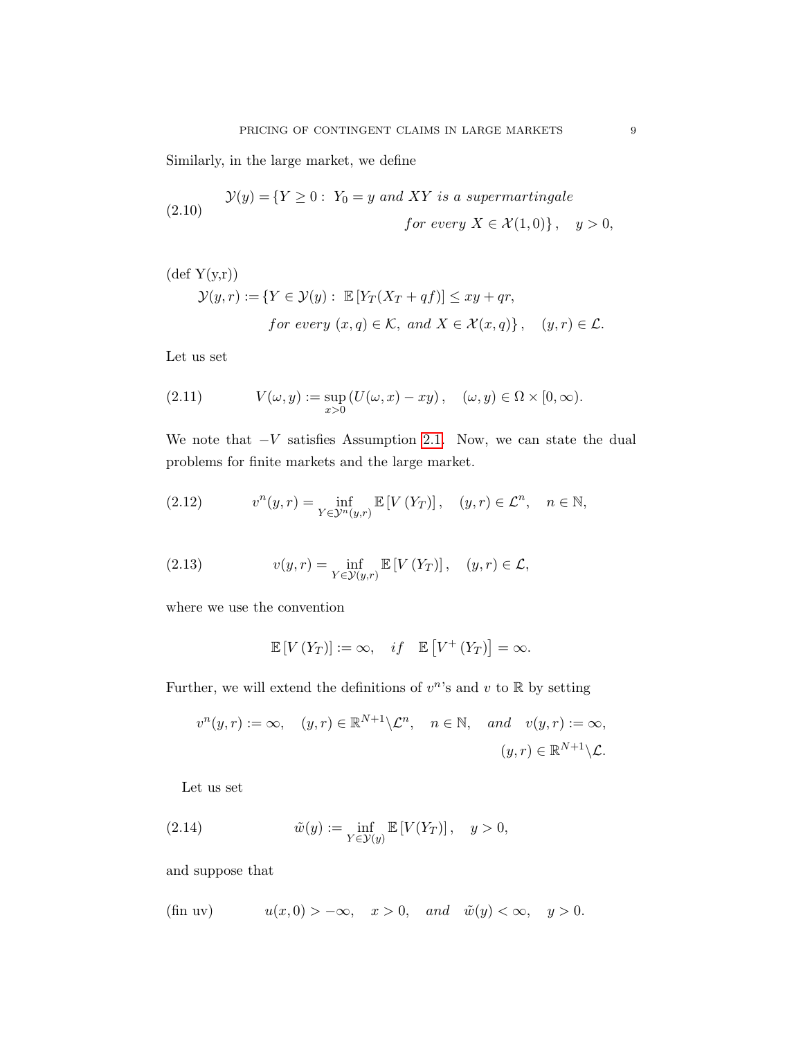Similarly, in the large market, we define

$$
\mathcal{Y}(y) = \{Y \geq 0: \ Y_0 = y \ and \ XY \ is \ a \ supermartingale \ for \ every \ X \in \mathcal{X}(1,0)\}, \quad y > 0, \tag{2.10}
$$

(def Y(y,r))

$$
\mathcal{Y}(y,r) := \{Y \in \mathcal{Y}(y): \ \mathbb{E}\left[Y_T(X_T + qf)\right] \leq xy + qr, \ for \ every \ (x,q) \in \mathcal{K}, \ and \ X \in \mathcal{X}(x,q)\}, \quad (y,r) \in \mathcal{L}.
$$

Let us set

$$
V(\omega, y) := \sup_{x>0} \left(U(\omega, x) - xy\right), \quad (\omega, y) \in \Omega \times [0, \infty). \tag{2.11}
$$

We note that $-V$ satisfies Assumption 2.1. Now, we can state the dual problems for finite markets and the large market.

$$
v^n(y,r) = \inf_{Y \in \mathcal{Y}^n(y,r)} \mathbb{E}\left[V\left(Y_T\right)\right], \quad (y,r) \in \mathcal{L}^n, \quad n \in \mathbb{N}, \tag{2.12}
$$

$$
v(y,r) = \inf_{Y \in \mathcal{Y}(y,r)} \mathbb{E}\left[V\left(Y_T\right)\right], \quad (y,r) \in \mathcal{L}, \tag{2.13}
$$

where we use the convention

$$
\mathbb{E}\left[V\left(Y_T\right)\right] := \infty, \quad if \quad \mathbb{E}\left[V^+\left(Y_T\right)\right] = \infty.
$$

Further, we will extend the definitions of $v^n$'s and $v$ to $\mathbb{R}$ by setting

$$
v^n(y,r) := \infty, \quad (y,r) \in \mathbb{R}^{N+1} \backslash \mathcal{L}^n, \quad n \in \mathbb{N}, \quad and \quad v(y,r) := \infty, \quad (y,r) \in \mathbb{R}^{N+1} \backslash \mathcal{L}.
$$

Let us set

$$
\tilde{w}(y) := \inf_{Y \in \mathcal{Y}(y)} \mathbb{E}\left[V(Y_T)\right], \quad y > 0, \tag{2.14}
$$

and suppose that

$$
u(x,0) > -\infty, \quad x > 0, \quad and \quad \tilde{w}(y) < \infty, \quad y > 0. \tag{fin uv}
$$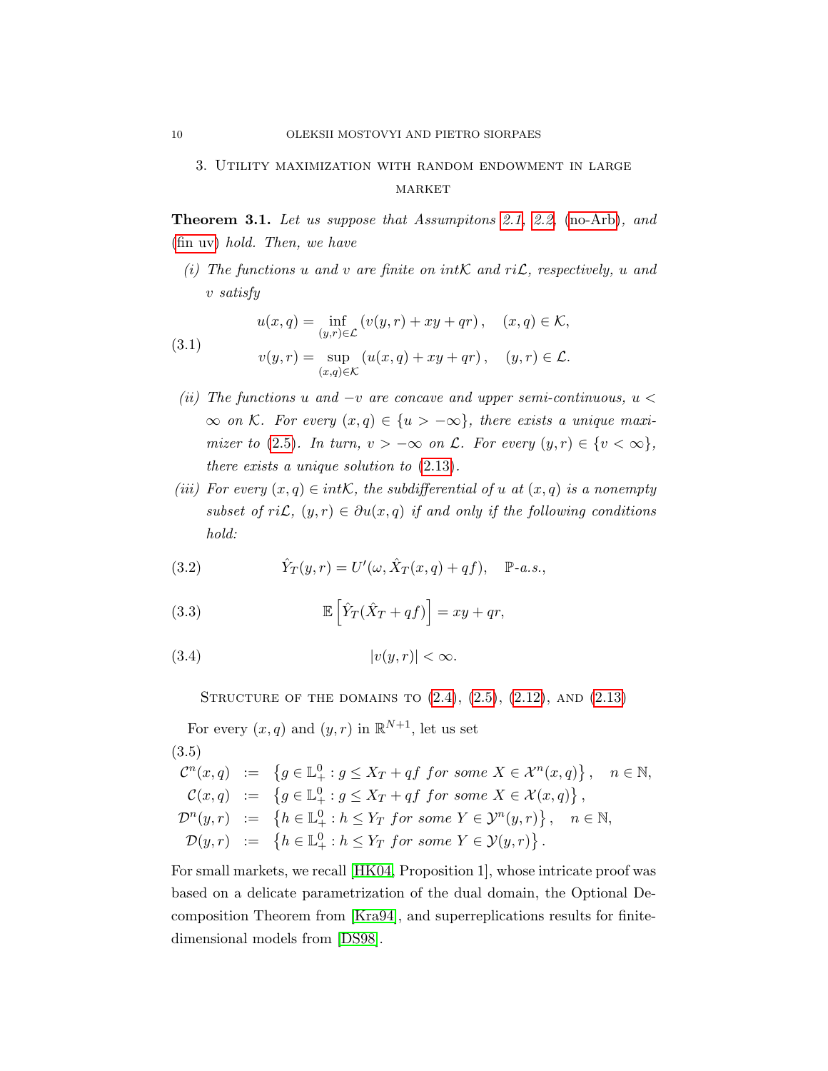## 3. Utility maximization with random endowment in large market

**Theorem 3.1.** *Let us suppose that Assumpitons 2.1, 2.2, (no-Arb), and (fin uv) hold. Then, we have*

*(i) The functions $u$ and $v$ are finite on $int\mathcal{K}$ and $ri\mathcal{L}$, respectively, $u$ and $v$ satisfy*

$$
\begin{aligned}
u(x,q) &= \inf_{(y,r)\in\mathcal{L}} \left(v(y,r) + xy + qr\right), \quad (x,q)\in\mathcal{K}, \\
v(y,r) &= \sup_{(x,q)\in\mathcal{K}} \left(u(x,q) + xy + qr\right), \quad (y,r)\in\mathcal{L}.
\end{aligned}
\tag{3.1}
$$

*(ii) The functions $u$ and $-v$ are concave and upper semi-continuous, $u < \infty$ on $\mathcal{K}$. For every $(x,q)\in\{u > -\infty\}$, there exists a unique maximizer to (2.5). In turn, $v > -\infty$ on $\mathcal{L}$. For every $(y,r)\in\{v<\infty\}$, there exists a unique solution to (2.13).*

*(iii) For every $(x,q)\in int\mathcal{K}$, the subdifferential of $u$ at $(x,q)$ is a nonempty subset of $ri\mathcal{L}$, $(y,r)\in\partial u(x,q)$ if and only if the following conditions hold:*

$$
\hat{Y}_T(y,r) = U'(\omega, \hat{X}_T(x,q) + qf), \quad \mathbb{P}\text{-}a.s., \tag{3.2}
$$

$$
\mathbb{E}\left[\hat{Y}_T(\hat{X}_T + qf)\right] = xy + qr, \tag{3.3}
$$

$$
|v(y,r)| < \infty. \tag{3.4}
$$

### Structure of the domains to (2.4), (2.5), (2.12), and (2.13)

For every $(x,q)$ and $(y,r)$ in $\mathbb{R}^{N+1}$, let us set

$$
\begin{aligned}
\mathcal{C}^n(x,q) &:= \left\{g\in\mathbb{L}^0_+ : g\le X_T + qf \ \textit{for some}\ X\in\mathcal{X}^n(x,q)\right\}, \quad n\in\mathbb{N}, \\
\mathcal{C}(x,q) &:= \left\{g\in\mathbb{L}^0_+ : g\le X_T + qf \ \textit{for some}\ X\in\mathcal{X}(x,q)\right\}, \\
\mathcal{D}^n(y,r) &:= \left\{h\in\mathbb{L}^0_+ : h\le Y_T \ \textit{for some}\ Y\in\mathcal{Y}^n(y,r)\right\}, \quad n\in\mathbb{N}, \\
\mathcal{D}(y,r) &:= \left\{h\in\mathbb{L}^0_+ : h\le Y_T \ \textit{for some}\ Y\in\mathcal{Y}(y,r)\right\}.
\end{aligned}
\tag{3.5}
$$

For small markets, we recall [HK04, Proposition 1], whose intricate proof was based on a delicate parametrization of the dual domain, the Optional Decomposition Theorem from [Kra94], and superreplications results for finite-dimensional models from [DS98].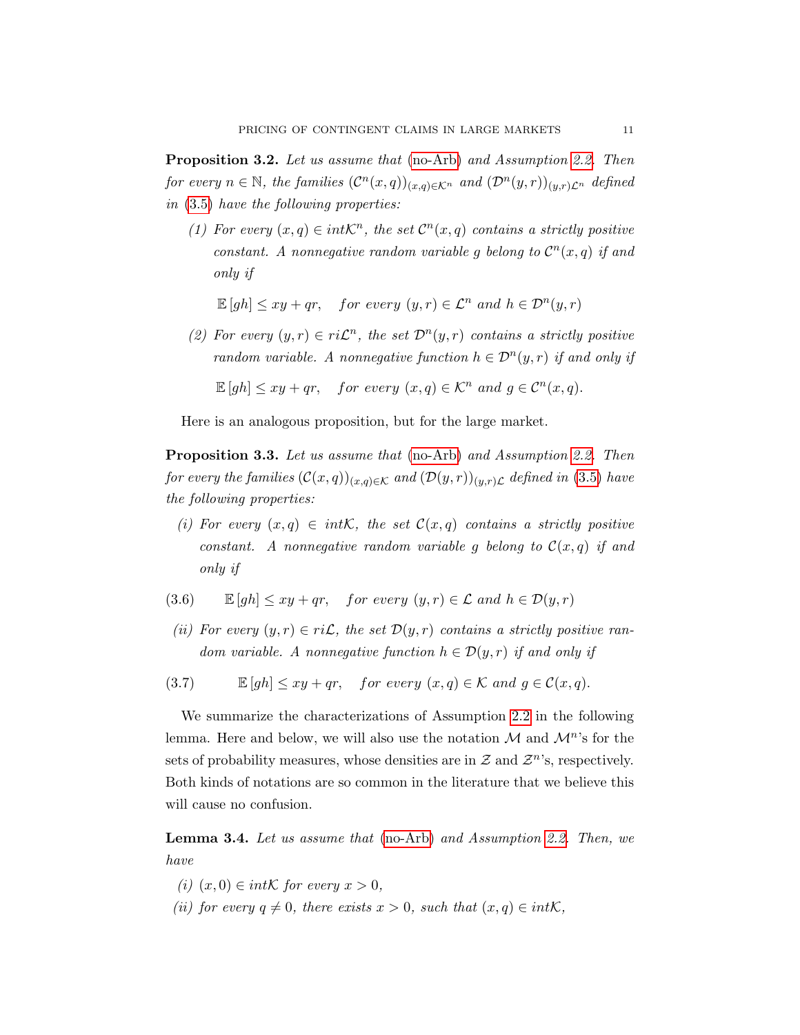**Proposition 3.2.** *Let us assume that* (no-Arb) *and Assumption 2.2. Then for every $n \in \mathbb{N}$, the families $(\mathcal{C}^n(x,q))_{(x,q)\in\mathcal{K}^n}$ and $(\mathcal{D}^n(y,r))_{(y,r)\mathcal{L}^n}$ defined in* (3.5) *have the following properties:*

1. *For every $(x,q) \in int\mathcal{K}^n$, the set $\mathcal{C}^n(x,q)$ contains a strictly positive constant. A nonnegative random variable $g$ belong to $\mathcal{C}^n(x,q)$ if and only if*

   $$\mathbb{E}\left[gh\right] \leq xy + qr, \quad for\ every\ (y,r) \in \mathcal{L}^n\ and\ h \in \mathcal{D}^n(y,r)$$

2. *For every $(y,r) \in ri\mathcal{L}^n$, the set $\mathcal{D}^n(y,r)$ contains a strictly positive random variable. A nonnegative function $h \in \mathcal{D}^n(y,r)$ if and only if*

   $$\mathbb{E}\left[gh\right] \leq xy + qr, \quad for\ every\ (x,q) \in \mathcal{K}^n\ and\ g \in \mathcal{C}^n(x,q).$$

Here is an analogous proposition, but for the large market.

**Proposition 3.3.** *Let us assume that* (no-Arb) *and Assumption 2.2. Then for every the families $(\mathcal{C}(x,q))_{(x,q)\in\mathcal{K}}$ and $(\mathcal{D}(y,r))_{(y,r)\mathcal{L}}$ defined in* (3.5) *have the following properties:*

(i) *For every $(x,q) \in int\mathcal{K}$, the set $\mathcal{C}(x,q)$ contains a strictly positive constant. A nonnegative random variable $g$ belong to $\mathcal{C}(x,q)$ if and only if*

$$\mathbb{E}\left[gh\right] \leq xy + qr, \quad for\ every\ (y,r) \in \mathcal{L}\ and\ h \in \mathcal{D}(y,r) \tag{3.6}$$

(ii) *For every $(y,r) \in ri\mathcal{L}$, the set $\mathcal{D}(y,r)$ contains a strictly positive random variable. A nonnegative function $h \in \mathcal{D}(y,r)$ if and only if*

$$\mathbb{E}\left[gh\right] \leq xy + qr, \quad for\ every\ (x,q) \in \mathcal{K}\ and\ g \in \mathcal{C}(x,q). \tag{3.7}$$

We summarize the characterizations of Assumption 2.2 in the following lemma. Here and below, we will also use the notation $\mathcal{M}$ and $\mathcal{M}^n$'s for the sets of probability measures, whose densities are in $\mathcal{Z}$ and $\mathcal{Z}^n$'s, respectively. Both kinds of notations are so common in the literature that we believe this will cause no confusion.

**Lemma 3.4.** *Let us assume that* (no-Arb) *and Assumption 2.2. Then, we have*

(i) *$(x,0) \in int\mathcal{K}$ for every $x > 0$,*

(ii) *for every $q \neq 0$, there exists $x > 0$, such that $(x,q) \in int\mathcal{K}$,*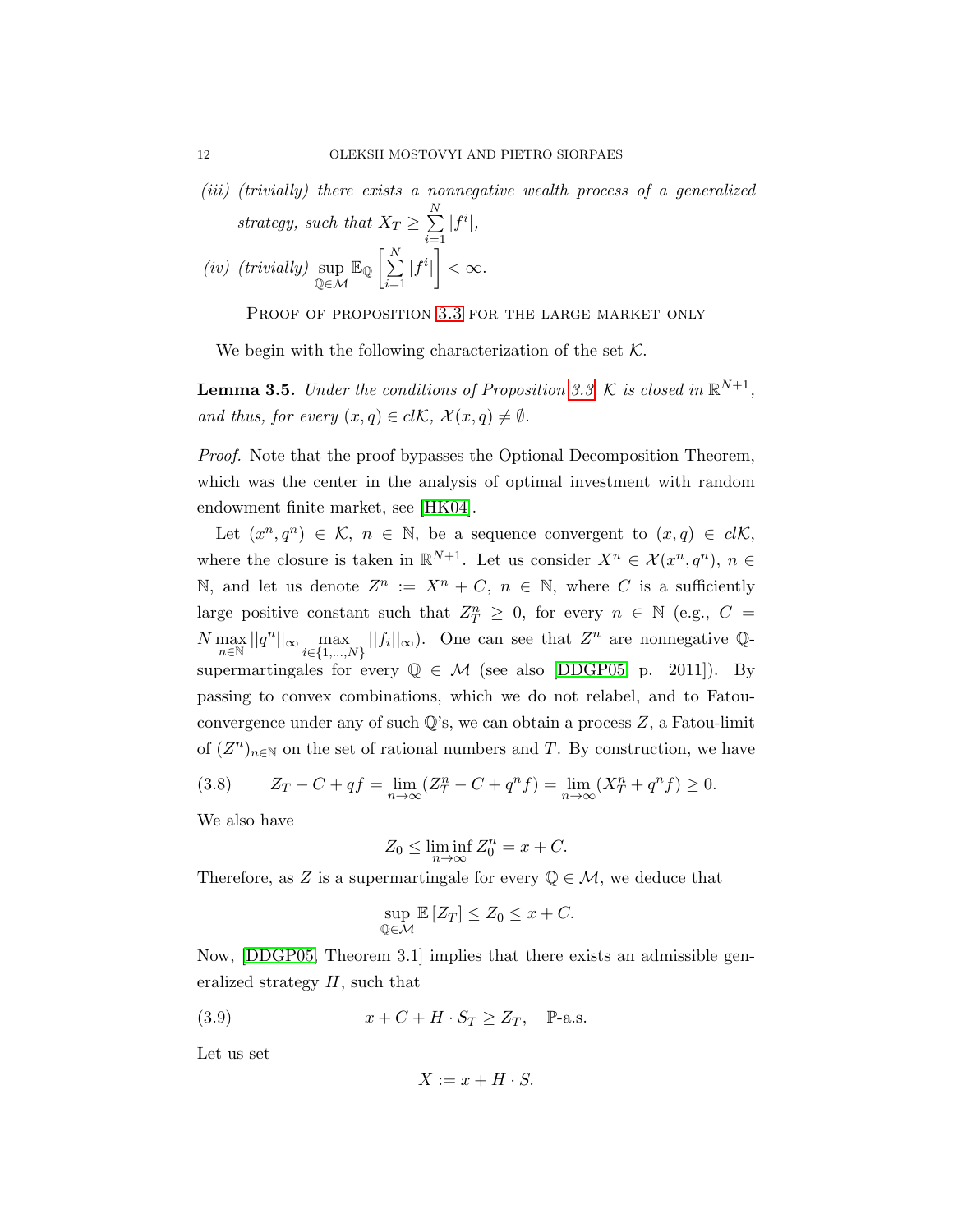*(iii) (trivially) there exists a nonnegative wealth process of a generalized strategy, such that* $X_T \geq \sum_{i=1}^{N} |f^i|$,

*(iv) (trivially)* $\sup_{\mathbb{Q}\in\mathcal{M}} \mathbb{E}_{\mathbb{Q}}\left[\sum_{i=1}^{N} |f^i|\right] < \infty$.

Proof of proposition 3.3 for the large market only

We begin with the following characterization of the set $\mathcal{K}$.

**Lemma 3.5.** *Under the conditions of Proposition 3.3, $\mathcal{K}$ is closed in $\mathbb{R}^{N+1}$, and thus, for every $(x, q) \in cl\mathcal{K}$, $\mathcal{X}(x, q) \neq \emptyset$.*

*Proof.* Note that the proof bypasses the Optional Decomposition Theorem, which was the center in the analysis of optimal investment with random endowment finite market, see [HK04].

Let $(x^n, q^n) \in \mathcal{K}$, $n \in \mathbb{N}$, be a sequence convergent to $(x, q) \in cl\mathcal{K}$, where the closure is taken in $\mathbb{R}^{N+1}$. Let us consider $X^n \in \mathcal{X}(x^n, q^n)$, $n \in \mathbb{N}$, and let us denote $Z^n := X^n + C$, $n \in \mathbb{N}$, where $C$ is a sufficiently large positive constant such that $Z^n_T \geq 0$, for every $n \in \mathbb{N}$ (e.g., $C = N \max_{n\in\mathbb{N}} ||q^n||_\infty \max_{i\in\{1,\dots,N\}} ||f_i||_\infty$). One can see that $Z^n$ are nonnegative $\mathbb{Q}$-supermartingales for every $\mathbb{Q} \in \mathcal{M}$ (see also [DDGP05, p. 2011]). By passing to convex combinations, which we do not relabel, and to Fatou-convergence under any of such $\mathbb{Q}$'s, we can obtain a process $Z$, a Fatou-limit of $(Z^n)_{n\in\mathbb{N}}$ on the set of rational numbers and $T$. By construction, we have

$$Z_T - C + qf = \lim_{n\to\infty} (Z^n_T - C + q^n f) = \lim_{n\to\infty} (X^n_T + q^n f) \geq 0. \tag{3.8}$$

We also have

$$Z_0 \leq \liminf_{n\to\infty} Z^n_0 = x + C.$$

Therefore, as $Z$ is a supermartingale for every $\mathbb{Q} \in \mathcal{M}$, we deduce that

$$\sup_{\mathbb{Q}\in\mathcal{M}} \mathbb{E}\left[Z_T\right] \leq Z_0 \leq x + C.$$

Now, [DDGP05, Theorem 3.1] implies that there exists an admissible generalized strategy $H$, such that

$$x + C + H \cdot S_T \geq Z_T, \quad \mathbb{P}\text{-a.s.} \tag{3.9}$$

Let us set

$$X := x + H \cdot S.$$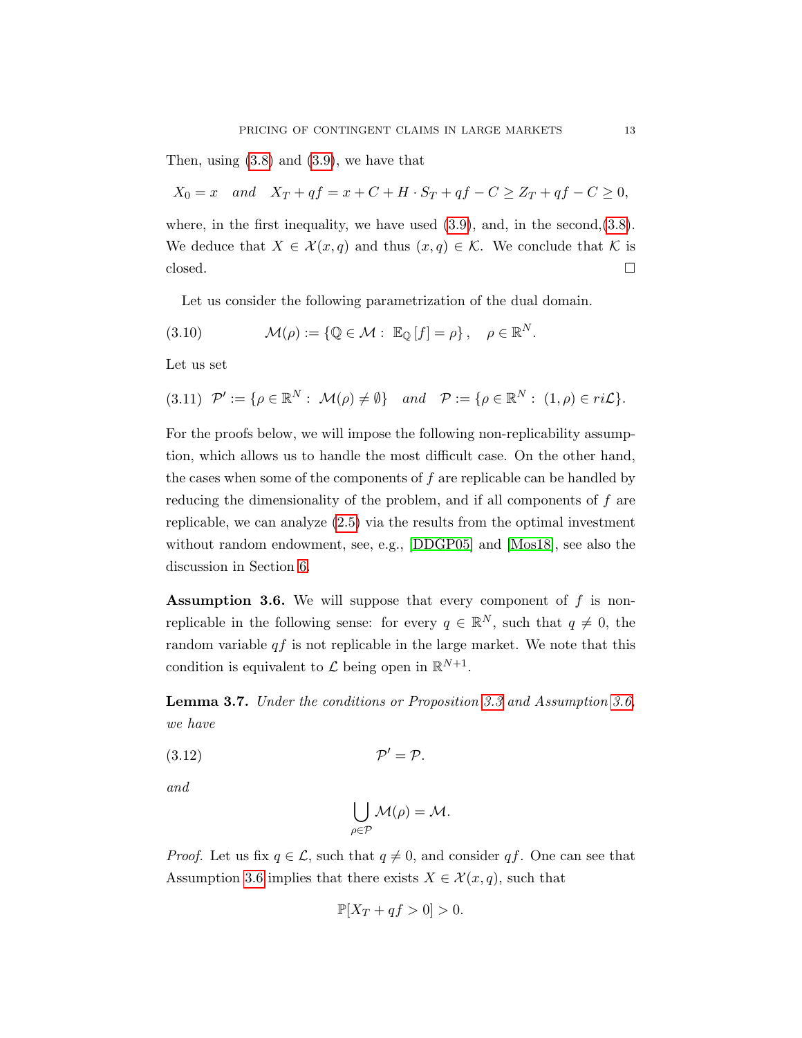Then, using (3.8) and (3.9), we have that

$$X_0 = x \quad and \quad X_T + qf = x + C + H \cdot S_T + qf - C \geq Z_T + qf - C \geq 0,$$

where, in the first inequality, we have used (3.9), and, in the second,(3.8). We deduce that $X \in \mathcal{X}(x,q)$ and thus $(x,q) \in \mathcal{K}$. We conclude that $\mathcal{K}$ is closed. □

Let us consider the following parametrization of the dual domain.

$$\mathcal{M}(\rho) := \{\mathbb{Q} \in \mathcal{M} : \ \mathbb{E}_{\mathbb{Q}}[f] = \rho\}, \quad \rho \in \mathbb{R}^N. \tag{3.10}$$

Let us set

$$\mathcal{P}' := \{\rho \in \mathbb{R}^N : \ \mathcal{M}(\rho) \neq \emptyset\} \quad and \quad \mathcal{P} := \{\rho \in \mathbb{R}^N : \ (1,\rho) \in ri\mathcal{L}\}. \tag{3.11}$$

For the proofs below, we will impose the following non-replicability assumption, which allows us to handle the most difficult case. On the other hand, the cases when some of the components of $f$ are replicable can be handled by reducing the dimensionality of the problem, and if all components of $f$ are replicable, we can analyze (2.5) via the results from the optimal investment without random endowment, see, e.g., [DDGP05] and [Mos18], see also the discussion in Section 6.

**Assumption 3.6.** We will suppose that every component of $f$ is non-replicable in the following sense: for every $q \in \mathbb{R}^N$, such that $q \neq 0$, the random variable $qf$ is not replicable in the large market. We note that this condition is equivalent to $\mathcal{L}$ being open in $\mathbb{R}^{N+1}$.

**Lemma 3.7.** *Under the conditions or Proposition 3.3 and Assumption 3.6, we have*

$$\mathcal{P}' = \mathcal{P}. \tag{3.12}$$

*and*

$$\bigcup_{\rho \in \mathcal{P}} \mathcal{M}(\rho) = \mathcal{M}.$$

*Proof.* Let us fix $q \in \mathcal{L}$, such that $q \neq 0$, and consider $qf$. One can see that Assumption 3.6 implies that there exists $X \in \mathcal{X}(x,q)$, such that

$$\mathbb{P}[X_T + qf > 0] > 0.$$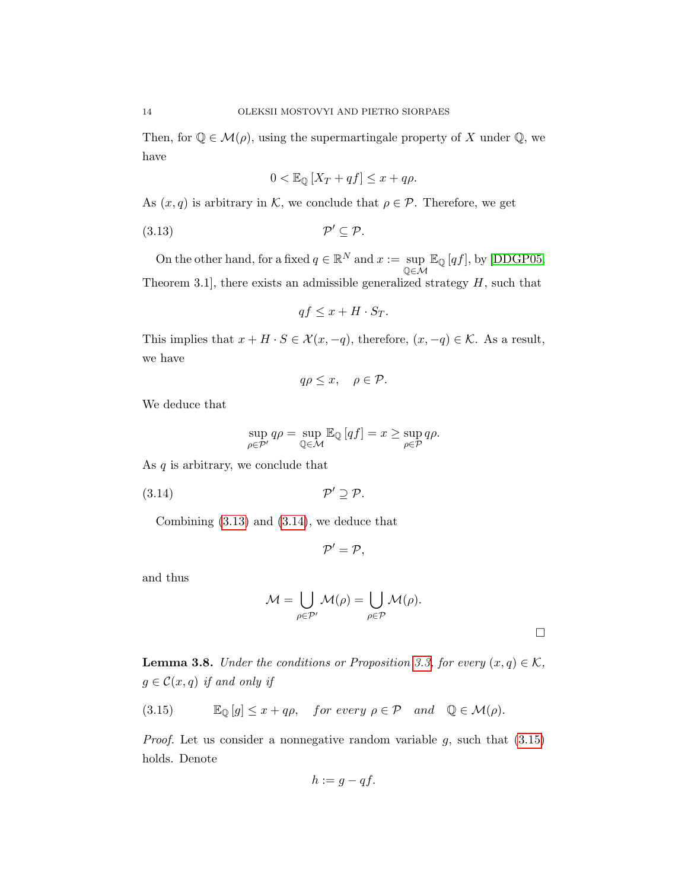Then, for $\mathbb{Q} \in \mathcal{M}(\rho)$, using the supermartingale property of $X$ under $\mathbb{Q}$, we have

$$0 < \mathbb{E}_{\mathbb{Q}}\left[X_T + qf\right] \leq x + q\rho.$$

As $(x, q)$ is arbitrary in $\mathcal{K}$, we conclude that $\rho \in \mathcal{P}$. Therefore, we get

$$\mathcal{P}' \subseteq \mathcal{P}. \tag{3.13}$$

On the other hand, for a fixed $q \in \mathbb{R}^N$ and $x := \sup\limits_{\mathbb{Q}\in\mathcal{M}} \mathbb{E}_{\mathbb{Q}}\left[qf\right]$, by [DDGP05, Theorem 3.1], there exists an admissible generalized strategy $H$, such that

$$qf \leq x + H \cdot S_T.$$

This implies that $x + H \cdot S \in \mathcal{X}(x, -q)$, therefore, $(x, -q) \in \mathcal{K}$. As a result, we have

$$q\rho \leq x, \quad \rho \in \mathcal{P}.$$

We deduce that

$$\sup_{\rho\in\mathcal{P}'} q\rho = \sup_{\mathbb{Q}\in\mathcal{M}} \mathbb{E}_{\mathbb{Q}}\left[qf\right] = x \geq \sup_{\rho\in\mathcal{P}} q\rho.$$

As $q$ is arbitrary, we conclude that

$$\mathcal{P}' \supseteq \mathcal{P}. \tag{3.14}$$

Combining (3.13) and (3.14), we deduce that

$$\mathcal{P}' = \mathcal{P},$$

and thus

$$\mathcal{M} = \bigcup_{\rho\in\mathcal{P}'} \mathcal{M}(\rho) = \bigcup_{\rho\in\mathcal{P}} \mathcal{M}(\rho).$$

□

**Lemma 3.8.** *Under the conditions or Proposition 3.3, for every $(x, q) \in \mathcal{K}$, $g \in \mathcal{C}(x, q)$ if and only if*

$$\mathbb{E}_{\mathbb{Q}}\left[g\right] \leq x + q\rho, \quad \textit{for every } \rho \in \mathcal{P} \quad \textit{and} \quad \mathbb{Q} \in \mathcal{M}(\rho). \tag{3.15}$$

*Proof.* Let us consider a nonnegative random variable $g$, such that (3.15) holds. Denote

$$h := g - qf.$$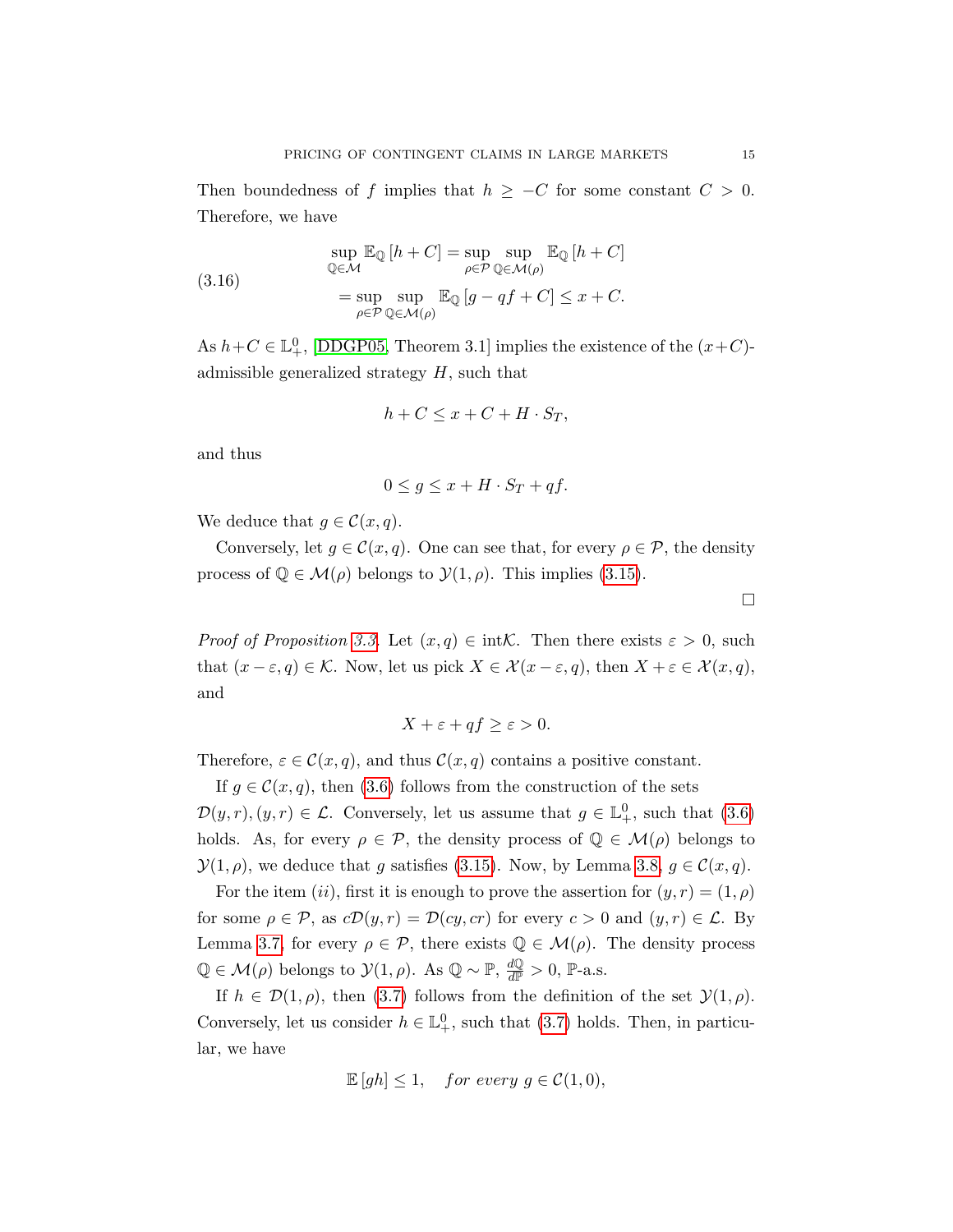Then boundedness of $f$ implies that $h \geq -C$ for some constant $C > 0$. Therefore, we have

$$\begin{aligned}
\sup_{\mathbb{Q} \in \mathcal{M}} \mathbb{E}_{\mathbb{Q}}\left[h + C\right] &= \sup_{\rho \in \mathcal{P}} \sup_{\mathbb{Q} \in \mathcal{M}(\rho)} \mathbb{E}_{\mathbb{Q}}\left[h + C\right] \\
&= \sup_{\rho \in \mathcal{P}} \sup_{\mathbb{Q} \in \mathcal{M}(\rho)} \mathbb{E}_{\mathbb{Q}}\left[g - qf + C\right] \leq x + C.
\end{aligned} \tag{3.16}$$

As $h + C \in \mathbb{L}^0_+$, [DDGP05, Theorem 3.1] implies the existence of the $(x+C)$-admissible generalized strategy $H$, such that

$$h + C \leq x + C + H \cdot S_T,$$

and thus

$$0 \leq g \leq x + H \cdot S_T + qf.$$

We deduce that $g \in \mathcal{C}(x, q)$.

Conversely, let $g \in \mathcal{C}(x, q)$. One can see that, for every $\rho \in \mathcal{P}$, the density process of $\mathbb{Q} \in \mathcal{M}(\rho)$ belongs to $\mathcal{Y}(1, \rho)$. This implies (3.15).

$\square$

*Proof of Proposition 3.3.* Let $(x, q) \in \mathrm{int}\mathcal{K}$. Then there exists $\varepsilon > 0$, such that $(x - \varepsilon, q) \in \mathcal{K}$. Now, let us pick $X \in \mathcal{X}(x - \varepsilon, q)$, then $X + \varepsilon \in \mathcal{X}(x, q)$, and

$$X + \varepsilon + qf \geq \varepsilon > 0.$$

Therefore, $\varepsilon \in \mathcal{C}(x, q)$, and thus $\mathcal{C}(x, q)$ contains a positive constant.

If $g \in \mathcal{C}(x, q)$, then (3.6) follows from the construction of the sets $\mathcal{D}(y, r), (y, r) \in \mathcal{L}$. Conversely, let us assume that $g \in \mathbb{L}^0_+$, such that (3.6) holds. As, for every $\rho \in \mathcal{P}$, the density process of $\mathbb{Q} \in \mathcal{M}(\rho)$ belongs to $\mathcal{Y}(1, \rho)$, we deduce that $g$ satisfies (3.15). Now, by Lemma 3.8, $g \in \mathcal{C}(x, q)$.

For the item $(ii)$, first it is enough to prove the assertion for $(y, r) = (1, \rho)$ for some $\rho \in \mathcal{P}$, as $c\mathcal{D}(y, r) = \mathcal{D}(cy, cr)$ for every $c > 0$ and $(y, r) \in \mathcal{L}$. By Lemma 3.7, for every $\rho \in \mathcal{P}$, there exists $\mathbb{Q} \in \mathcal{M}(\rho)$. The density process $\mathbb{Q} \in \mathcal{M}(\rho)$ belongs to $\mathcal{Y}(1, \rho)$. As $\mathbb{Q} \sim \mathbb{P}$, $\frac{d\mathbb{Q}}{d\mathbb{P}} > 0$, $\mathbb{P}$-a.s.

If $h \in \mathcal{D}(1, \rho)$, then (3.7) follows from the definition of the set $\mathcal{Y}(1, \rho)$. Conversely, let us consider $h \in \mathbb{L}^0_+$, such that (3.7) holds. Then, in particular, we have

$$\mathbb{E}\left[gh\right] \leq 1, \quad \textit{for every } g \in \mathcal{C}(1, 0),$$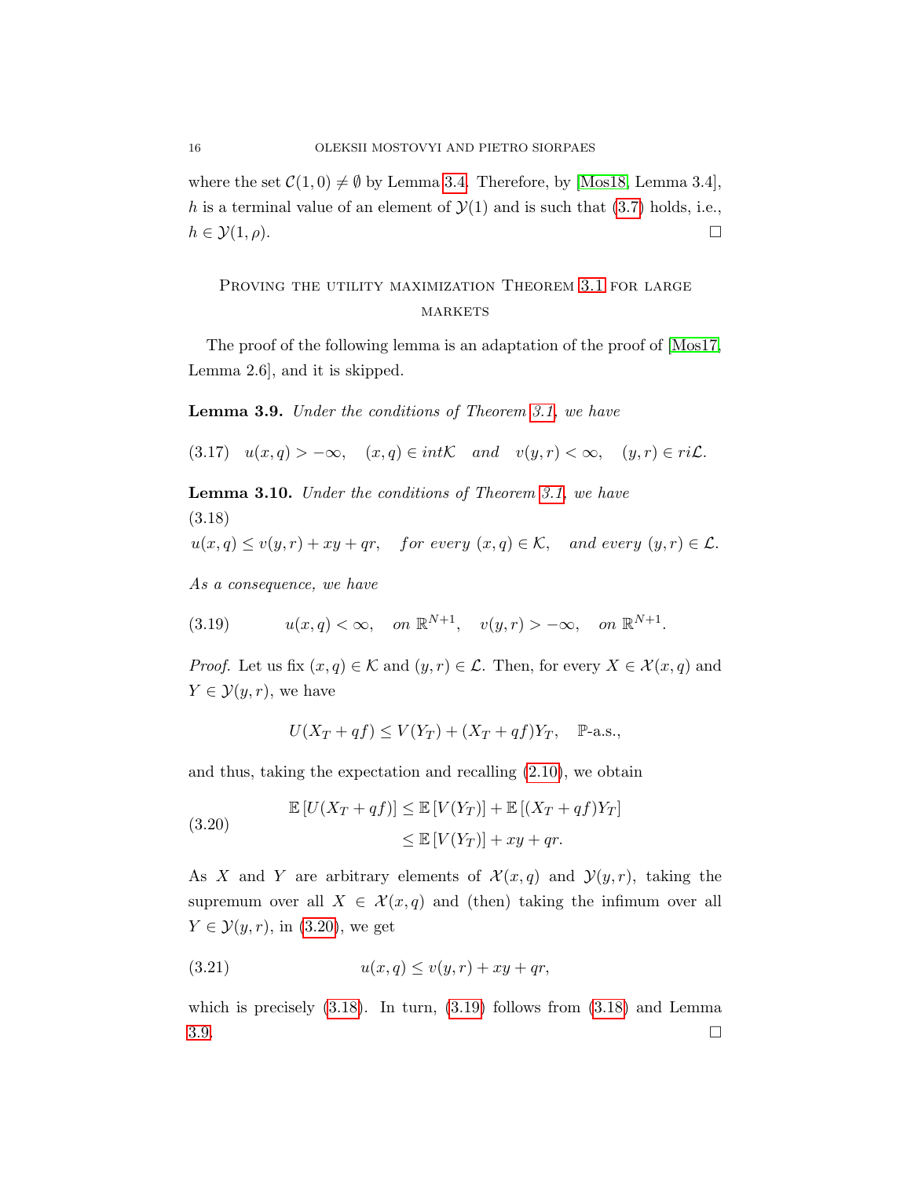where the set $\mathcal{C}(1,0) \neq \emptyset$ by Lemma 3.4. Therefore, by [Mos18, Lemma 3.4], $h$ is a terminal value of an element of $\mathcal{Y}(1)$ and is such that (3.7) holds, i.e., $h \in \mathcal{Y}(1,\rho)$. $\square$

## Proving the utility maximization Theorem 3.1 for large markets

The proof of the following lemma is an adaptation of the proof of [Mos17, Lemma 2.6], and it is skipped.

**Lemma 3.9.** *Under the conditions of Theorem 3.1, we have*

$$u(x,q) > -\infty, \quad (x,q) \in int\mathcal{K} \quad and \quad v(y,r) < \infty, \quad (y,r) \in ri\mathcal{L}. \tag{3.17}$$

**Lemma 3.10.** *Under the conditions of Theorem 3.1, we have*

$$u(x,q) \leq v(y,r) + xy + qr, \quad for\ every\ (x,q) \in \mathcal{K}, \quad and\ every\ (y,r) \in \mathcal{L}. \tag{3.18}$$

*As a consequence, we have*

$$u(x,q) < \infty, \quad on\ \mathbb{R}^{N+1}, \quad v(y,r) > -\infty, \quad on\ \mathbb{R}^{N+1}. \tag{3.19}$$

*Proof.* Let us fix $(x,q) \in \mathcal{K}$ and $(y,r) \in \mathcal{L}$. Then, for every $X \in \mathcal{X}(x,q)$ and $Y \in \mathcal{Y}(y,r)$, we have

$$U(X_T + qf) \leq V(Y_T) + (X_T + qf)Y_T, \quad \mathbb{P}\text{-a.s.},$$

and thus, taking the expectation and recalling (2.10), we obtain

$$\begin{aligned} \mathbb{E}\left[U(X_T + qf)\right] &\leq \mathbb{E}\left[V(Y_T)\right] + \mathbb{E}\left[(X_T + qf)Y_T\right] \\ &\leq \mathbb{E}\left[V(Y_T)\right] + xy + qr. \end{aligned} \tag{3.20}$$

As $X$ and $Y$ are arbitrary elements of $\mathcal{X}(x,q)$ and $\mathcal{Y}(y,r)$, taking the supremum over all $X \in \mathcal{X}(x,q)$ and (then) taking the infimum over all $Y \in \mathcal{Y}(y,r)$, in (3.20), we get

$$u(x,q) \leq v(y,r) + xy + qr, \tag{3.21}$$

which is precisely (3.18). In turn, (3.19) follows from (3.18) and Lemma 3.9. $\square$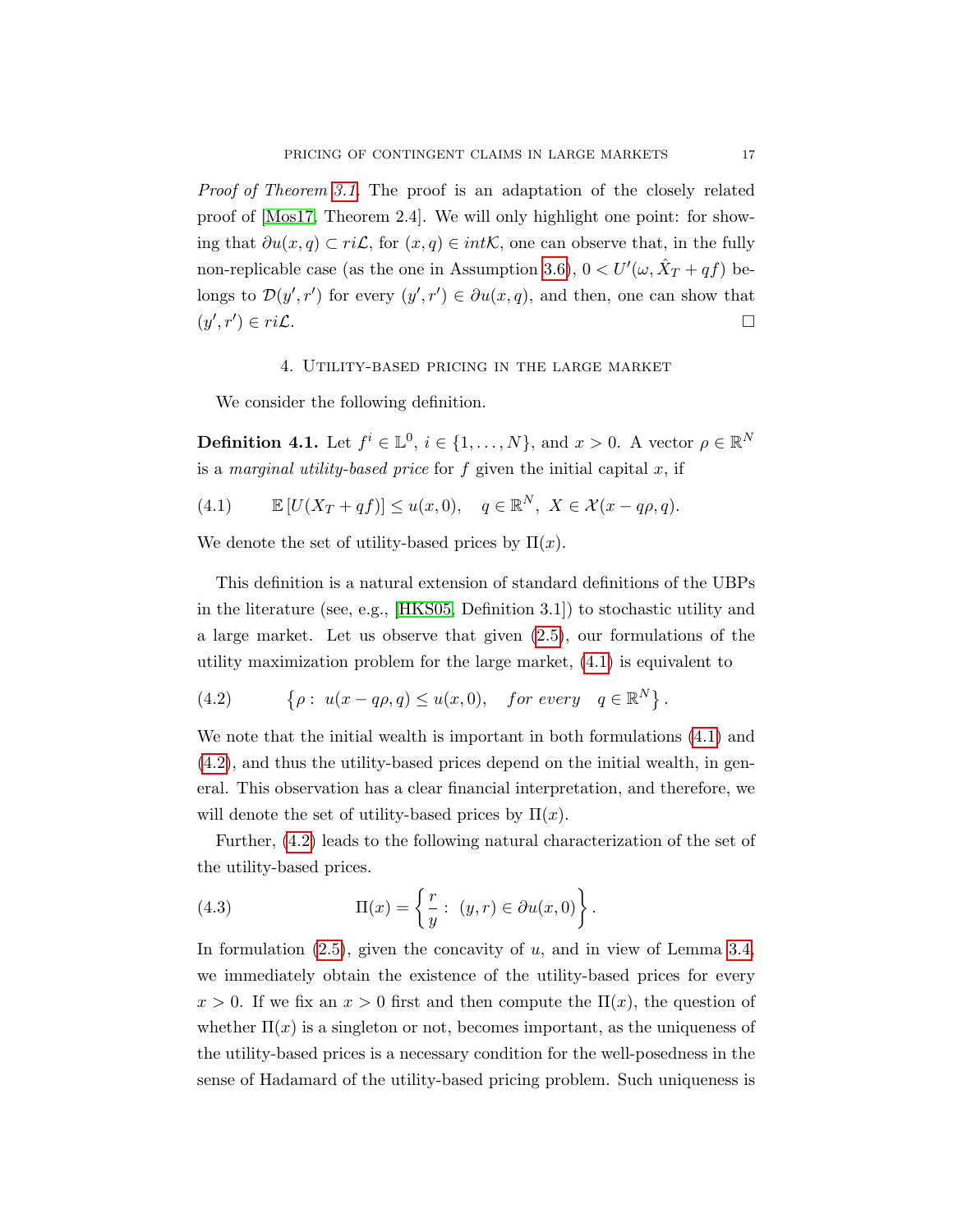*Proof of Theorem 3.1.* The proof is an adaptation of the closely related proof of [Mos17, Theorem 2.4]. We will only highlight one point: for showing that $\partial u(x,q) \subset ri\mathcal{L}$, for $(x,q) \in int\mathcal{K}$, one can observe that, in the fully non-replicable case (as the one in Assumption 3.6), $0 < U'(\omega, \hat{X}_T + qf)$ belongs to $\mathcal{D}(y', r')$ for every $(y', r') \in \partial u(x,q)$, and then, one can show that $(y', r') \in ri\mathcal{L}$. □

## 4. Utility-based pricing in the large market

We consider the following definition.

**Definition 4.1.** Let $f^i \in \mathbb{L}^0$, $i \in \{1, \dots, N\}$, and $x > 0$. A vector $\rho \in \mathbb{R}^N$ is a *marginal utility-based price* for $f$ given the initial capital $x$, if

$$\mathbb{E}\left[U(X_T + qf)\right] \le u(x, 0), \quad q \in \mathbb{R}^N, \ X \in \mathcal{X}(x - q\rho, q). \tag{4.1}$$

We denote the set of utility-based prices by $\Pi(x)$.

This definition is a natural extension of standard definitions of the UBPs in the literature (see, e.g., [HKS05, Definition 3.1]) to stochastic utility and a large market. Let us observe that given (2.5), our formulations of the utility maximization problem for the large market, (4.1) is equivalent to

$$\left\{\rho : \ u(x - q\rho, q) \le u(x, 0), \quad \text{for every} \quad q \in \mathbb{R}^N\right\}. \tag{4.2}$$

We note that the initial wealth is important in both formulations (4.1) and (4.2), and thus the utility-based prices depend on the initial wealth, in general. This observation has a clear financial interpretation, and therefore, we will denote the set of utility-based prices by $\Pi(x)$.

Further, (4.2) leads to the following natural characterization of the set of the utility-based prices.

$$\Pi(x) = \left\{\frac{r}{y} : \ (y, r) \in \partial u(x, 0)\right\}. \tag{4.3}$$

In formulation (2.5), given the concavity of $u$, and in view of Lemma 3.4, we immediately obtain the existence of the utility-based prices for every $x > 0$. If we fix an $x > 0$ first and then compute the $\Pi(x)$, the question of whether $\Pi(x)$ is a singleton or not, becomes important, as the uniqueness of the utility-based prices is a necessary condition for the well-posedness in the sense of Hadamard of the utility-based pricing problem. Such uniqueness is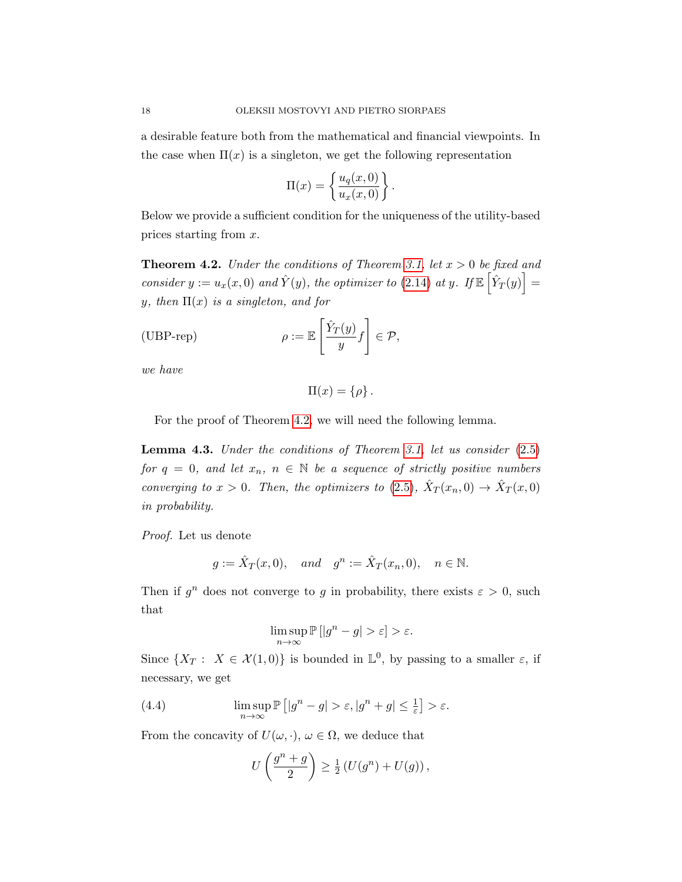a desirable feature both from the mathematical and financial viewpoints. In the case when $\Pi(x)$ is a singleton, we get the following representation

$$\Pi(x) = \left\{ \frac{u_q(x,0)}{u_x(x,0)} \right\}.$$

Below we provide a sufficient condition for the uniqueness of the utility-based prices starting from $x$.

**Theorem 4.2.** *Under the conditions of Theorem 3.1, let $x > 0$ be fixed and consider $y := u_x(x,0)$ and $\hat{Y}(y)$, the optimizer to (2.14) at $y$. If $\mathbb{E}\left[\hat{Y}_T(y)\right] = y$, then $\Pi(x)$ is a singleton, and for*

$$\rho := \mathbb{E}\left[\frac{\hat{Y}_T(y)}{y} f\right] \in \mathcal{P}, \tag{UBP-rep}$$

*we have*

$$\Pi(x) = \{\rho\}.$$

For the proof of Theorem 4.2, we will need the following lemma.

**Lemma 4.3.** *Under the conditions of Theorem 3.1, let us consider (2.5) for $q = 0$, and let $x_n$, $n \in \mathbb{N}$ be a sequence of strictly positive numbers converging to $x > 0$. Then, the optimizers to (2.5), $\hat{X}_T(x_n, 0) \to \hat{X}_T(x,0)$ in probability.*

*Proof.* Let us denote

$$g := \hat{X}_T(x,0), \quad \textit{and} \quad g^n := \hat{X}_T(x_n,0), \quad n \in \mathbb{N}.$$

Then if $g^n$ does not converge to $g$ in probability, there exists $\varepsilon > 0$, such that

$$\limsup_{n\to\infty} \mathbb{P}\left[|g^n - g| > \varepsilon\right] > \varepsilon.$$

Since $\{X_T : X \in \mathcal{X}(1,0)\}$ is bounded in $\mathbb{L}^0$, by passing to a smaller $\varepsilon$, if necessary, we get

$$\limsup_{n\to\infty} \mathbb{P}\left[|g^n - g| > \varepsilon, |g^n + g| \leq \tfrac{1}{\varepsilon}\right] > \varepsilon. \tag{4.4}$$

From the concavity of $U(\omega,\cdot)$, $\omega \in \Omega$, we deduce that

$$U\left(\frac{g^n + g}{2}\right) \geq \tfrac{1}{2}\left(U(g^n) + U(g)\right),$$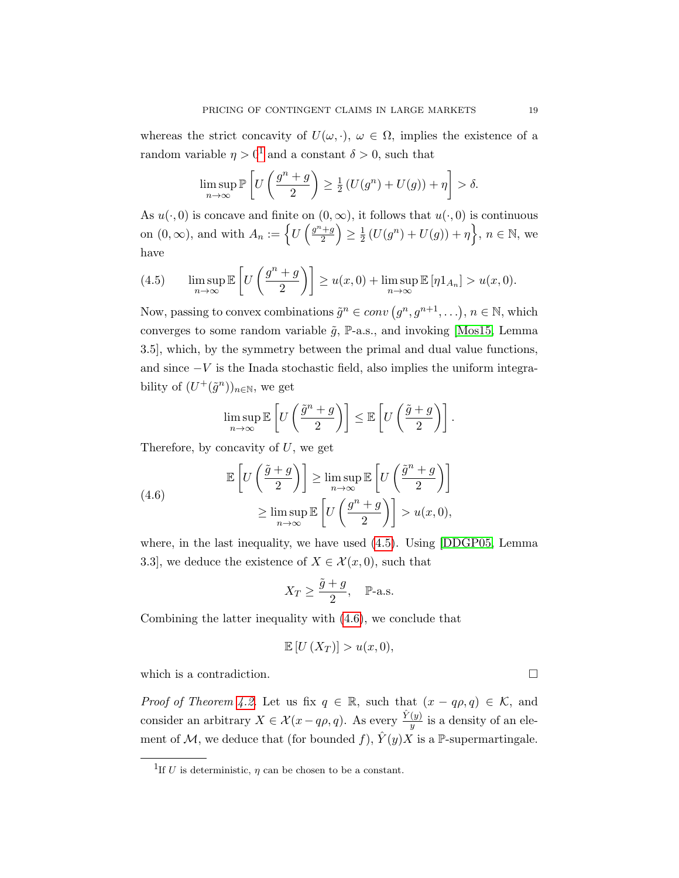whereas the strict concavity of $U(\omega, \cdot)$, $\omega \in \Omega$, implies the existence of a random variable $\eta > 0$[1] and a constant $\delta > 0$, such that

$$\limsup_{n\to\infty} \mathbb{P}\left[U\left(\frac{g^n + g}{2}\right) \geq \tfrac{1}{2}\left(U(g^n) + U(g)\right) + \eta\right] > \delta.$$

As $u(\cdot, 0)$ is concave and finite on $(0, \infty)$, it follows that $u(\cdot, 0)$ is continuous on $(0, \infty)$, and with $A_n := \left\{U\left(\frac{g^n+g}{2}\right) \geq \frac{1}{2}\left(U(g^n) + U(g)\right) + \eta\right\}$, $n \in \mathbb{N}$, we have

$$\limsup_{n\to\infty} \mathbb{E}\left[U\left(\frac{g^n + g}{2}\right)\right] \geq u(x, 0) + \limsup_{n\to\infty} \mathbb{E}\left[\eta 1_{A_n}\right] > u(x, 0). \tag{4.5}$$

Now, passing to convex combinations $\tilde{g}^n \in conv\left(g^n, g^{n+1}, \dots\right)$, $n \in \mathbb{N}$, which converges to some random variable $\tilde{g}$, $\mathbb{P}$-a.s., and invoking [Mos15, Lemma 3.5], which, by the symmetry between the primal and dual value functions, and since $-V$ is the Inada stochastic field, also implies the uniform integrability of $(U^+(\tilde{g}^n))_{n\in\mathbb{N}}$, we get

$$\limsup_{n\to\infty} \mathbb{E}\left[U\left(\frac{\tilde{g}^n + g}{2}\right)\right] \leq \mathbb{E}\left[U\left(\frac{\tilde{g} + g}{2}\right)\right].$$

Therefore, by concavity of $U$, we get

$$\begin{aligned} \mathbb{E}\left[U\left(\frac{\tilde{g} + g}{2}\right)\right] &\geq \limsup_{n\to\infty} \mathbb{E}\left[U\left(\frac{\tilde{g}^n + g}{2}\right)\right] \\ &\geq \limsup_{n\to\infty} \mathbb{E}\left[U\left(\frac{g^n + g}{2}\right)\right] > u(x, 0), \end{aligned} \tag{4.6}$$

where, in the last inequality, we have used (4.5). Using [DDGP05, Lemma 3.3], we deduce the existence of $X \in \mathcal{X}(x, 0)$, such that

$$X_T \geq \frac{\tilde{g} + g}{2}, \quad \mathbb{P}\text{-a.s.}$$

Combining the latter inequality with (4.6), we conclude that

$$\mathbb{E}\left[U\left(X_T\right)\right] > u(x, 0),$$

which is a contradiction. $\square$

*Proof of Theorem 4.2.* Let us fix $q \in \mathbb{R}$, such that $(x - q\rho, q) \in \mathcal{K}$, and consider an arbitrary $X \in \mathcal{X}(x - q\rho, q)$. As every $\frac{\hat{Y}(y)}{y}$ is a density of an element of $\mathcal{M}$, we deduce that (for bounded $f$), $\hat{Y}(y)X$ is a $\mathbb{P}$-supermartingale.

[1] If $U$ is deterministic, $\eta$ can be chosen to be a constant.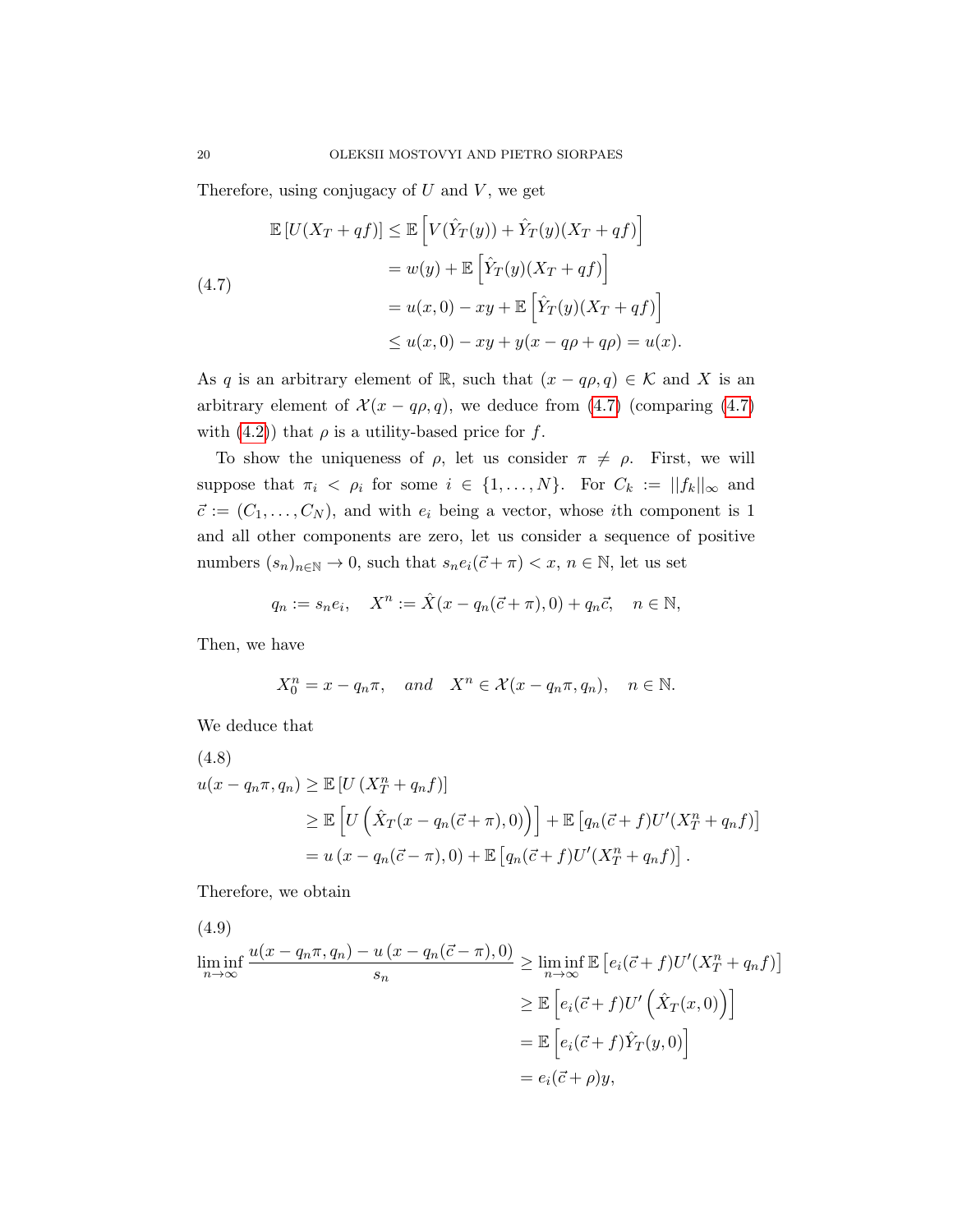Therefore, using conjugacy of $U$ and $V$, we get

$$
\begin{aligned}
\mathbb{E}\left[U(X_T + qf)\right] &\leq \mathbb{E}\left[V(\hat{Y}_T(y)) + \hat{Y}_T(y)(X_T + qf)\right] \\
&= w(y) + \mathbb{E}\left[\hat{Y}_T(y)(X_T + qf)\right] \\
&= u(x, 0) - xy + \mathbb{E}\left[\hat{Y}_T(y)(X_T + qf)\right] \\
&\leq u(x, 0) - xy + y(x - q\rho + q\rho) = u(x).
\end{aligned}
\tag{4.7}
$$

As $q$ is an arbitrary element of $\mathbb{R}$, such that $(x - q\rho, q) \in \mathcal{K}$ and $X$ is an arbitrary element of $\mathcal{X}(x - q\rho, q)$, we deduce from (4.7) (comparing (4.7) with (4.2)) that $\rho$ is a utility-based price for $f$.

To show the uniqueness of $\rho$, let us consider $\pi \neq \rho$. First, we will suppose that $\pi_i < \rho_i$ for some $i \in \{1, \dots, N\}$. For $C_k := ||f_k||_\infty$ and $\vec{c} := (C_1, \dots, C_N)$, and with $e_i$ being a vector, whose $i$th component is 1 and all other components are zero, let us consider a sequence of positive numbers $(s_n)_{n\in\mathbb{N}} \to 0$, such that $s_n e_i(\vec{c} + \pi) < x$, $n \in \mathbb{N}$, let us set

$$
q_n := s_n e_i, \quad X^n := \hat{X}(x - q_n(\vec{c} + \pi), 0) + q_n\vec{c}, \quad n \in \mathbb{N},
$$

Then, we have

$$
X_0^n = x - q_n\pi, \quad \textit{and} \quad X^n \in \mathcal{X}(x - q_n\pi, q_n), \quad n \in \mathbb{N}.
$$

We deduce that

$$
\begin{aligned}
u(x - q_n\pi, q_n) &\geq \mathbb{E}\left[U\left(X_T^n + q_n f\right)\right] \\
&\geq \mathbb{E}\left[U\left(\hat{X}_T(x - q_n(\vec{c} + \pi), 0)\right)\right] + \mathbb{E}\left[q_n(\vec{c} + f)U'(X_T^n + q_n f)\right] \\
&= u\left(x - q_n(\vec{c} - \pi), 0\right) + \mathbb{E}\left[q_n(\vec{c} + f)U'(X_T^n + q_n f)\right].
\end{aligned}
\tag{4.8}
$$

Therefore, we obtain

$$
\begin{aligned}
\liminf_{n\to\infty} \frac{u(x - q_n\pi, q_n) - u\left(x - q_n(\vec{c} - \pi), 0\right)}{s_n} &\geq \liminf_{n\to\infty} \mathbb{E}\left[e_i(\vec{c} + f)U'(X_T^n + q_n f)\right] \\
&\geq \mathbb{E}\left[e_i(\vec{c} + f)U'\left(\hat{X}_T(x, 0)\right)\right] \\
&= \mathbb{E}\left[e_i(\vec{c} + f)\hat{Y}_T(y, 0)\right] \\
&= e_i(\vec{c} + \rho)y,
\end{aligned}
\tag{4.9}
$$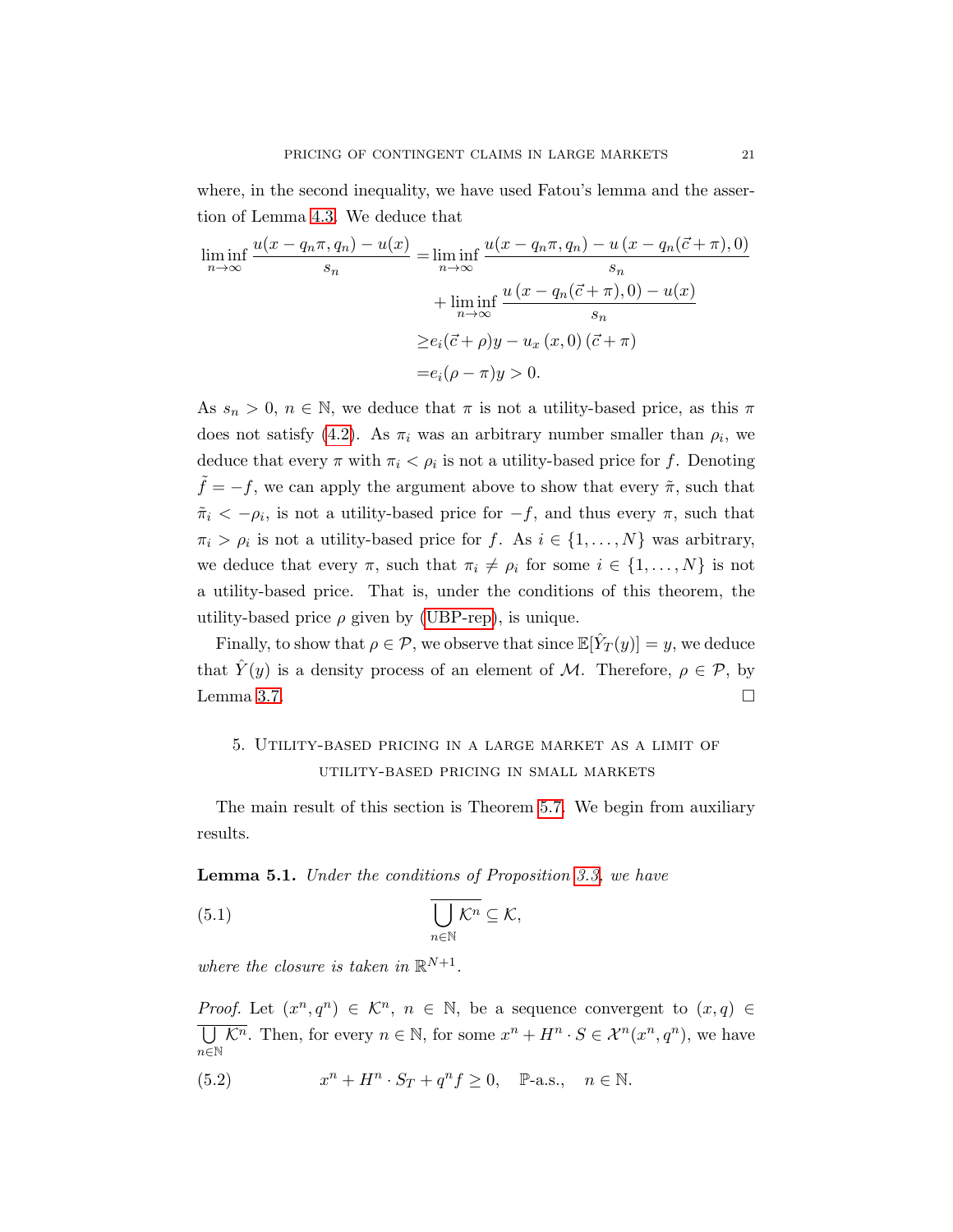where, in the second inequality, we have used Fatou's lemma and the assertion of Lemma 4.3. We deduce that

$$
\begin{aligned}
\liminf_{n\to\infty} \frac{u(x-q_n\pi, q_n) - u(x)}{s_n} =& \liminf_{n\to\infty} \frac{u(x-q_n\pi, q_n) - u\left(x - q_n(\vec{c}+\pi), 0\right)}{s_n} \\
&+ \liminf_{n\to\infty} \frac{u\left(x - q_n(\vec{c}+\pi), 0\right) - u(x)}{s_n} \\
\geq& e_i(\vec{c}+\rho)y - u_x\left(x, 0\right)\left(\vec{c}+\pi\right) \\
=& e_i(\rho - \pi)y > 0.
\end{aligned}
$$

As $s_n > 0$, $n \in \mathbb{N}$, we deduce that $\pi$ is not a utility-based price, as this $\pi$ does not satisfy (4.2). As $\pi_i$ was an arbitrary number smaller than $\rho_i$, we deduce that every $\pi$ with $\pi_i < \rho_i$ is not a utility-based price for $f$. Denoting $\tilde{f} = -f$, we can apply the argument above to show that every $\tilde{\pi}$, such that $\tilde{\pi}_i < -\rho_i$, is not a utility-based price for $-f$, and thus every $\pi$, such that $\pi_i > \rho_i$ is not a utility-based price for $f$. As $i \in \{1, \dots, N\}$ was arbitrary, we deduce that every $\pi$, such that $\pi_i \neq \rho_i$ for some $i \in \{1, \dots, N\}$ is not a utility-based price. That is, under the conditions of this theorem, the utility-based price $\rho$ given by (UBP-rep), is unique.

Finally, to show that $\rho \in \mathcal{P}$, we observe that since $\mathbb{E}[\hat{Y}_T(y)] = y$, we deduce that $\hat{Y}(y)$ is a density process of an element of $\mathcal{M}$. Therefore, $\rho \in \mathcal{P}$, by Lemma 3.7. $\square$

## 5. Utility-based pricing in a large market as a limit of utility-based pricing in small markets

The main result of this section is Theorem 5.7. We begin from auxiliary results.

**Lemma 5.1.** *Under the conditions of Proposition 3.3, we have*

$$
\overline{\bigcup_{n\in\mathbb{N}} \mathcal{K}^n} \subseteq \mathcal{K}, \tag{5.1}
$$

*where the closure is taken in* $\mathbb{R}^{N+1}$.

*Proof.* Let $(x^n, q^n) \in \mathcal{K}^n$, $n \in \mathbb{N}$, be a sequence convergent to $(x, q) \in \overline{\bigcup_{n\in\mathbb{N}} \mathcal{K}^n}$. Then, for every $n \in \mathbb{N}$, for some $x^n + H^n \cdot S \in \mathcal{X}^n(x^n, q^n)$, we have

$$
x^n + H^n \cdot S_T + q^n f \geq 0, \quad \mathbb{P}\text{-a.s.}, \quad n \in \mathbb{N}. \tag{5.2}
$$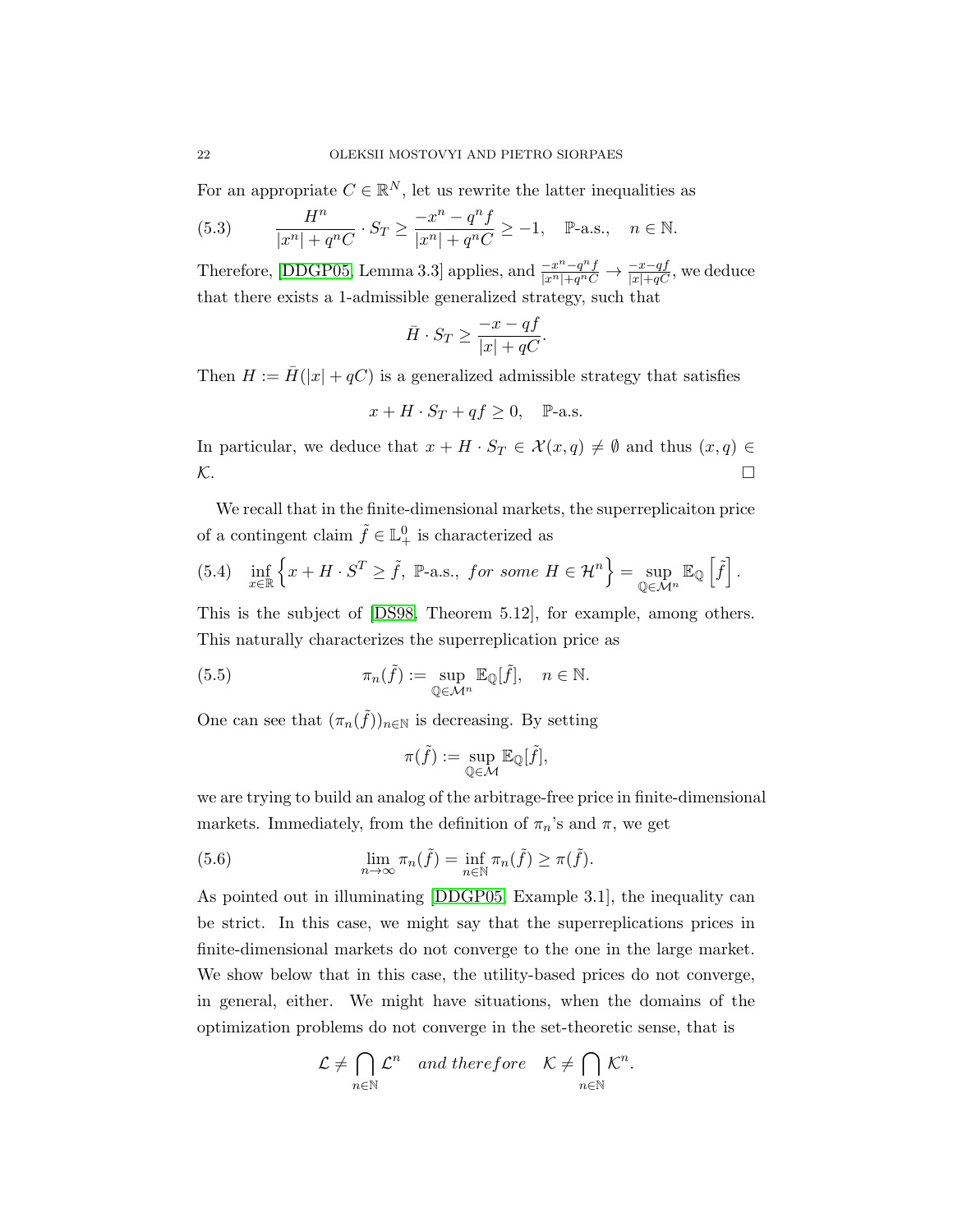For an appropriate $C \in \mathbb{R}^N$, let us rewrite the latter inequalities as

$$
\frac{H^n}{|x^n| + q^n C} \cdot S_T \geq \frac{-x^n - q^n f}{|x^n| + q^n C} \geq -1, \quad \mathbb{P}\text{-a.s.}, \quad n \in \mathbb{N}. \tag{5.3}
$$

Therefore, [DDGP05, Lemma 3.3] applies, and $\frac{-x^n - q^n f}{|x^n| + q^n C} \to \frac{-x - qf}{|x| + qC}$, we deduce that there exists a 1-admissible generalized strategy, such that

$$
\bar{H} \cdot S_T \geq \frac{-x - qf}{|x| + qC}.
$$

Then $H := \bar{H}(|x| + qC)$ is a generalized admissible strategy that satisfies

$$
x + H \cdot S_T + qf \geq 0, \quad \mathbb{P}\text{-a.s.}
$$

In particular, we deduce that $x + H \cdot S_T \in \mathcal{X}(x, q) \neq \emptyset$ and thus $(x, q) \in \mathcal{K}$. $\square$

We recall that in the finite-dimensional markets, the superreplicaiton price of a contingent claim $\tilde{f} \in \mathbb{L}^0_+$ is characterized as

$$
\inf_{x \in \mathbb{R}} \left\{ x + H \cdot S^T \geq \tilde{f},\ \mathbb{P}\text{-a.s., } \textit{for some } H \in \mathcal{H}^n \right\} = \sup_{\mathbb{Q} \in \mathcal{M}^n} \mathbb{E}_{\mathbb{Q}} \left[ \tilde{f} \right]. \tag{5.4}
$$

This is the subject of [DS98, Theorem 5.12], for example, among others. This naturally characterizes the superreplication price as

$$
\pi_n(\tilde{f}) := \sup_{\mathbb{Q} \in \mathcal{M}^n} \mathbb{E}_{\mathbb{Q}}[\tilde{f}], \quad n \in \mathbb{N}. \tag{5.5}
$$

One can see that $(\pi_n(\tilde{f}))_{n \in \mathbb{N}}$ is decreasing. By setting

$$
\pi(\tilde{f}) := \sup_{\mathbb{Q} \in \mathcal{M}} \mathbb{E}_{\mathbb{Q}}[\tilde{f}],
$$

we are trying to build an analog of the arbitrage-free price in finite-dimensional markets. Immediately, from the definition of $\pi_n$'s and $\pi$, we get

$$
\lim_{n \to \infty} \pi_n(\tilde{f}) = \inf_{n \in \mathbb{N}} \pi_n(\tilde{f}) \geq \pi(\tilde{f}). \tag{5.6}
$$

As pointed out in illuminating [DDGP05, Example 3.1], the inequality can be strict. In this case, we might say that the superreplications prices in finite-dimensional markets do not converge to the one in the large market. We show below that in this case, the utility-based prices do not converge, in general, either. We might have situations, when the domains of the optimization problems do not converge in the set-theoretic sense, that is

$$
\mathcal{L} \neq \bigcap_{n \in \mathbb{N}} \mathcal{L}^n \quad \textit{and therefore} \quad \mathcal{K} \neq \bigcap_{n \in \mathbb{N}} \mathcal{K}^n.
$$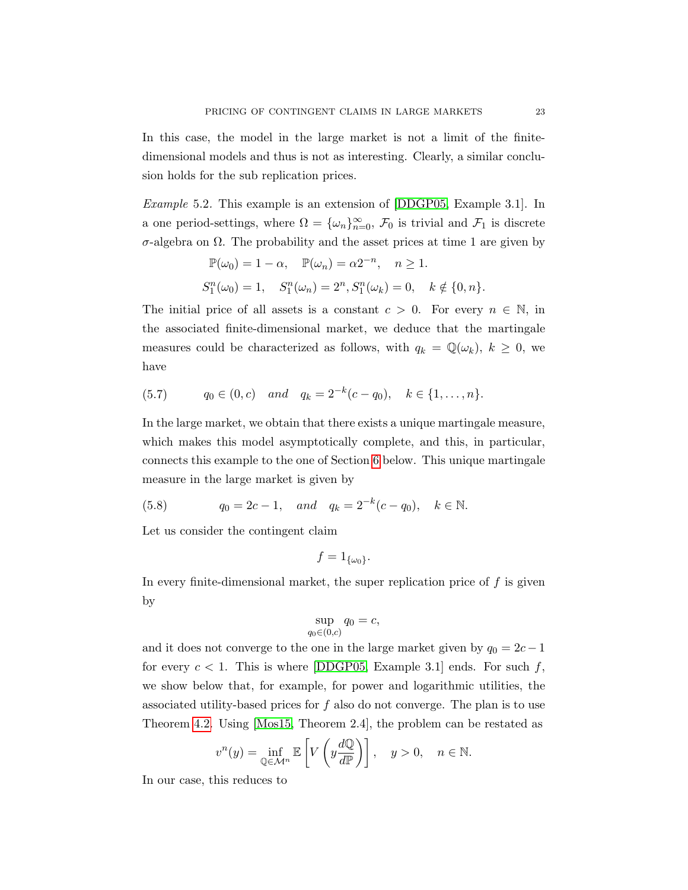In this case, the model in the large market is not a limit of the finite-dimensional models and thus is not as interesting. Clearly, a similar conclusion holds for the sub replication prices.

*Example* 5.2. This example is an extension of [DDGP05, Example 3.1]. In a one period-settings, where $\Omega = \{\omega_n\}_{n=0}^{\infty}$, $\mathcal{F}_0$ is trivial and $\mathcal{F}_1$ is discrete $\sigma$-algebra on $\Omega$. The probability and the asset prices at time 1 are given by

$$\mathbb{P}(\omega_0) = 1 - \alpha, \quad \mathbb{P}(\omega_n) = \alpha 2^{-n}, \quad n \geq 1.$$

$$S_1^n(\omega_0) = 1, \quad S_1^n(\omega_n) = 2^n, S_1^n(\omega_k) = 0, \quad k \notin \{0, n\}.$$

The initial price of all assets is a constant $c > 0$. For every $n \in \mathbb{N}$, in the associated finite-dimensional market, we deduce that the martingale measures could be characterized as follows, with $q_k = \mathbb{Q}(\omega_k)$, $k \geq 0$, we have

$$q_0 \in (0, c) \quad \textit{and} \quad q_k = 2^{-k}(c - q_0), \quad k \in \{1, \dots, n\}. \tag{5.7}$$

In the large market, we obtain that there exists a unique martingale measure, which makes this model asymptotically complete, and this, in particular, connects this example to the one of Section 6 below. This unique martingale measure in the large market is given by

$$q_0 = 2c - 1, \quad \textit{and} \quad q_k = 2^{-k}(c - q_0), \quad k \in \mathbb{N}. \tag{5.8}$$

Let us consider the contingent claim

$$f = 1_{\{\omega_0\}}.$$

In every finite-dimensional market, the super replication price of $f$ is given by

$$\sup_{q_0 \in (0,c)} q_0 = c,$$

and it does not converge to the one in the large market given by $q_0 = 2c - 1$ for every $c < 1$. This is where [DDGP05, Example 3.1] ends. For such $f$, we show below that, for example, for power and logarithmic utilities, the associated utility-based prices for $f$ also do not converge. The plan is to use Theorem 4.2. Using [Mos15, Theorem 2.4], the problem can be restated as

$$v^n(y) = \inf_{\mathbb{Q} \in \mathcal{M}^n} \mathbb{E}\left[V\left(y \frac{d\mathbb{Q}}{d\mathbb{P}}\right)\right], \quad y > 0, \quad n \in \mathbb{N}.$$

In our case, this reduces to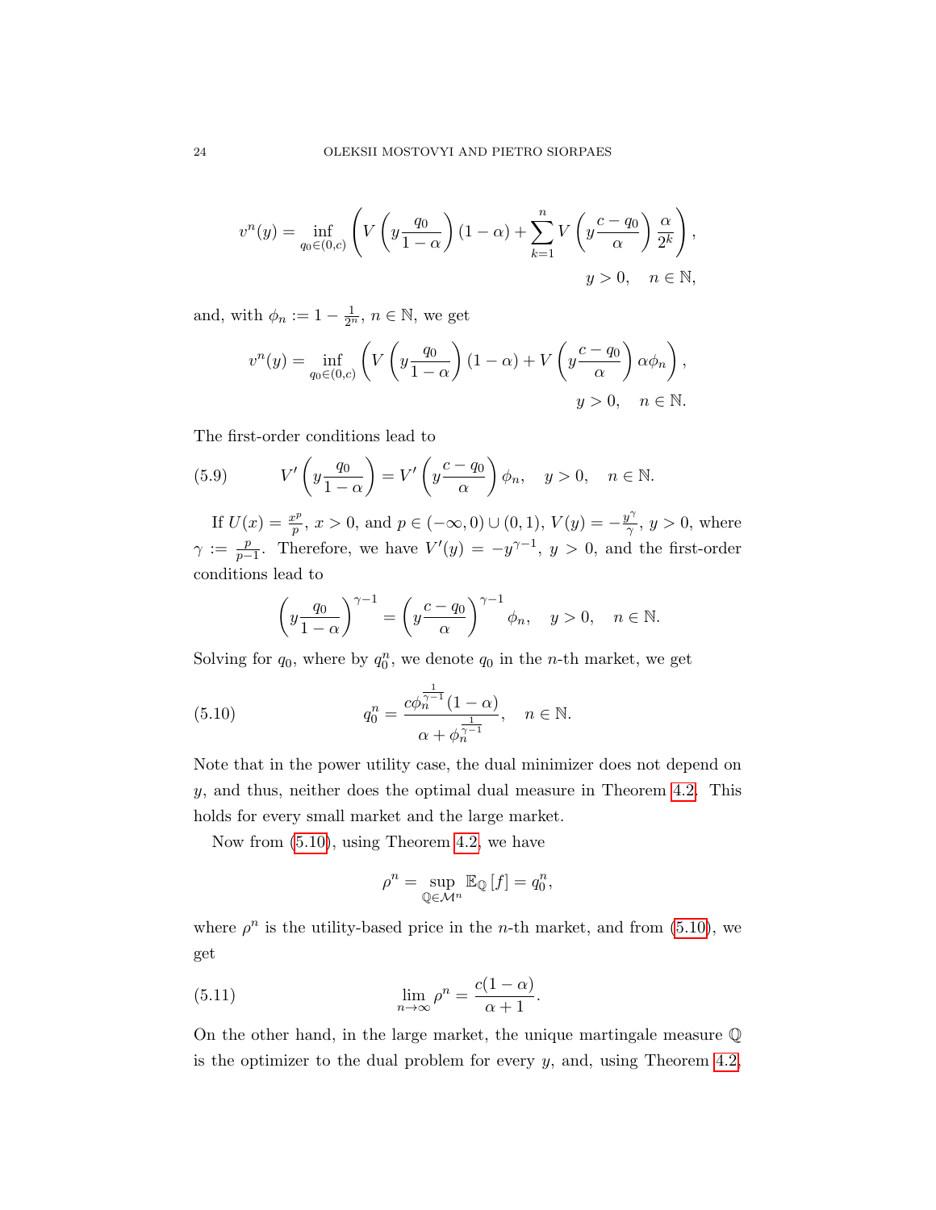$$v^n(y) = \inf_{q_0 \in (0,c)} \left( V\left(y \frac{q_0}{1-\alpha}\right)(1-\alpha) + \sum_{k=1}^{n} V\left(y \frac{c-q_0}{\alpha}\right)\frac{\alpha}{2^k} \right),$$
$$y > 0, \quad n \in \mathbb{N},$$

and, with $\phi_n := 1 - \frac{1}{2^n}$, $n \in \mathbb{N}$, we get

$$v^n(y) = \inf_{q_0 \in (0,c)} \left( V\left(y \frac{q_0}{1-\alpha}\right)(1-\alpha) + V\left(y \frac{c-q_0}{\alpha}\right)\alpha\phi_n \right),$$
$$y > 0, \quad n \in \mathbb{N}.$$

The first-order conditions lead to

$$V'\left(y\frac{q_0}{1-\alpha}\right) = V'\left(y\frac{c-q_0}{\alpha}\right)\phi_n, \quad y > 0, \quad n \in \mathbb{N}. \tag{5.9}$$

If $U(x) = \frac{x^p}{p}$, $x > 0$, and $p \in (-\infty, 0) \cup (0, 1)$, $V(y) = -\frac{y^\gamma}{\gamma}$, $y > 0$, where $\gamma := \frac{p}{p-1}$. Therefore, we have $V'(y) = -y^{\gamma-1}$, $y > 0$, and the first-order conditions lead to

$$\left(y\frac{q_0}{1-\alpha}\right)^{\gamma-1} = \left(y\frac{c-q_0}{\alpha}\right)^{\gamma-1}\phi_n, \quad y > 0, \quad n \in \mathbb{N}.$$

Solving for $q_0$, where by $q_0^n$, we denote $q_0$ in the $n$-th market, we get

$$q_0^n = \frac{c\phi_n^{\frac{1}{\gamma-1}}(1-\alpha)}{\alpha + \phi_n^{\frac{1}{\gamma-1}}}, \quad n \in \mathbb{N}. \tag{5.10}$$

Note that in the power utility case, the dual minimizer does not depend on $y$, and thus, neither does the optimal dual measure in Theorem 4.2. This holds for every small market and the large market.

Now from (5.10), using Theorem 4.2, we have

$$\rho^n = \sup_{\mathbb{Q} \in \mathcal{M}^n} \mathbb{E}_{\mathbb{Q}}[f] = q_0^n,$$

where $\rho^n$ is the utility-based price in the $n$-th market, and from (5.10), we get

$$\lim_{n\to\infty} \rho^n = \frac{c(1-\alpha)}{\alpha+1}. \tag{5.11}$$

On the other hand, in the large market, the unique martingale measure $\mathbb{Q}$ is the optimizer to the dual problem for every $y$, and, using Theorem 4.2,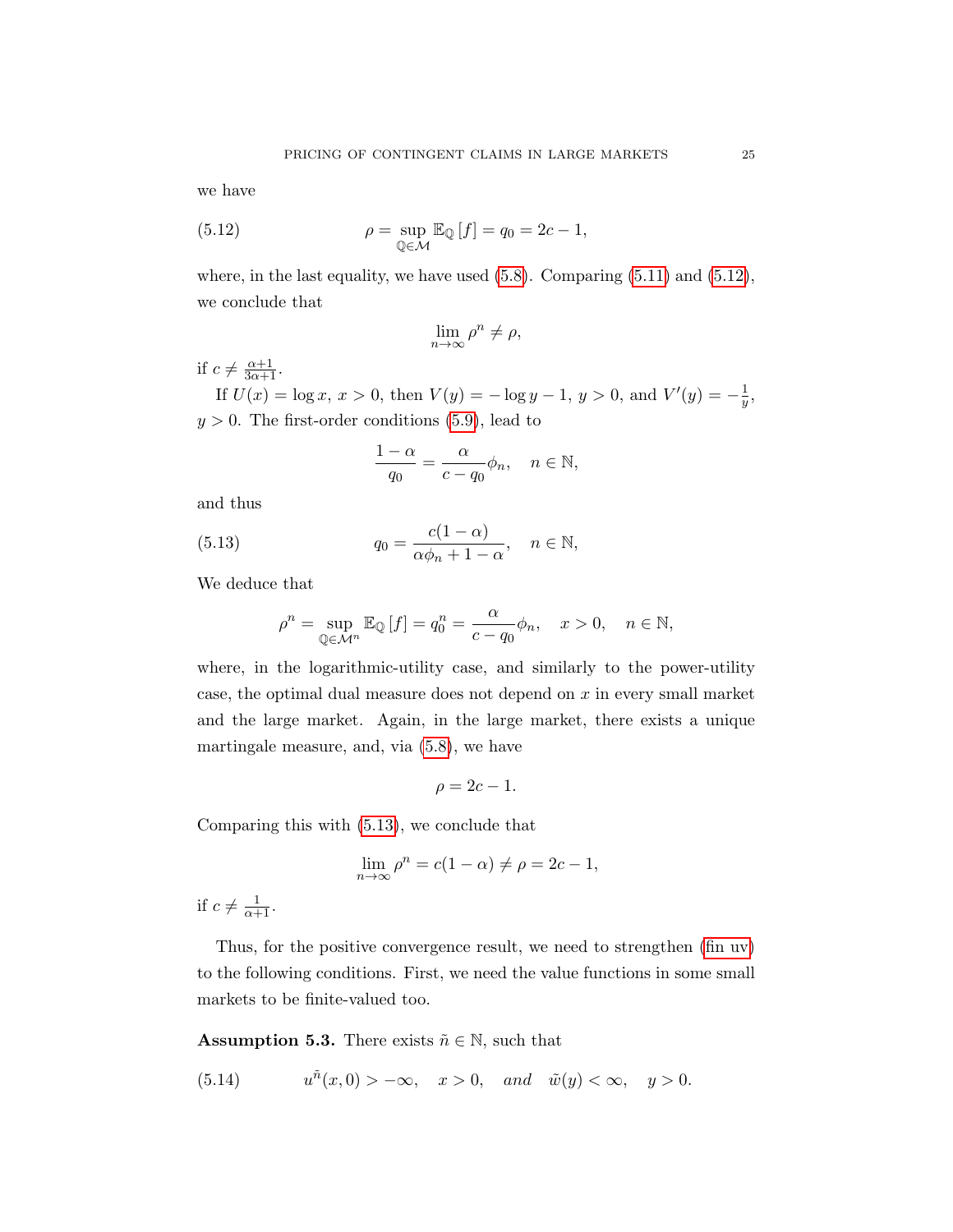we have

$$\rho = \sup_{\mathbb{Q}\in\mathcal{M}} \mathbb{E}_{\mathbb{Q}}\left[f\right] = q_0 = 2c - 1, \tag{5.12}$$

where, in the last equality, we have used (5.8). Comparing (5.11) and (5.12), we conclude that

$$\lim_{n\to\infty} \rho^n \neq \rho,$$

if $c \neq \frac{\alpha+1}{3\alpha+1}$.

If $U(x) = \log x$, $x > 0$, then $V(y) = -\log y - 1$, $y > 0$, and $V'(y) = -\frac{1}{y}$, $y > 0$. The first-order conditions (5.9), lead to

$$\frac{1-\alpha}{q_0} = \frac{\alpha}{c - q_0}\phi_n, \quad n \in \mathbb{N},$$

and thus

$$q_0 = \frac{c(1-\alpha)}{\alpha\phi_n + 1 - \alpha}, \quad n \in \mathbb{N}, \tag{5.13}$$

We deduce that

$$\rho^n = \sup_{\mathbb{Q}\in\mathcal{M}^n} \mathbb{E}_{\mathbb{Q}}\left[f\right] = q_0^n = \frac{\alpha}{c - q_0}\phi_n, \quad x > 0, \quad n \in \mathbb{N},$$

where, in the logarithmic-utility case, and similarly to the power-utility case, the optimal dual measure does not depend on $x$ in every small market and the large market. Again, in the large market, there exists a unique martingale measure, and, via (5.8), we have

$$\rho = 2c - 1.$$

Comparing this with (5.13), we conclude that

$$\lim_{n\to\infty} \rho^n = c(1-\alpha) \neq \rho = 2c - 1,$$

if $c \neq \frac{1}{\alpha+1}$.

Thus, for the positive convergence result, we need to strengthen (fin uv) to the following conditions. First, we need the value functions in some small markets to be finite-valued too.

**Assumption 5.3.** There exists $\tilde{n} \in \mathbb{N}$, such that

$$u^{\tilde{n}}(x, 0) > -\infty, \quad x > 0, \quad \textit{and} \quad \tilde{w}(y) < \infty, \quad y > 0. \tag{5.14}$$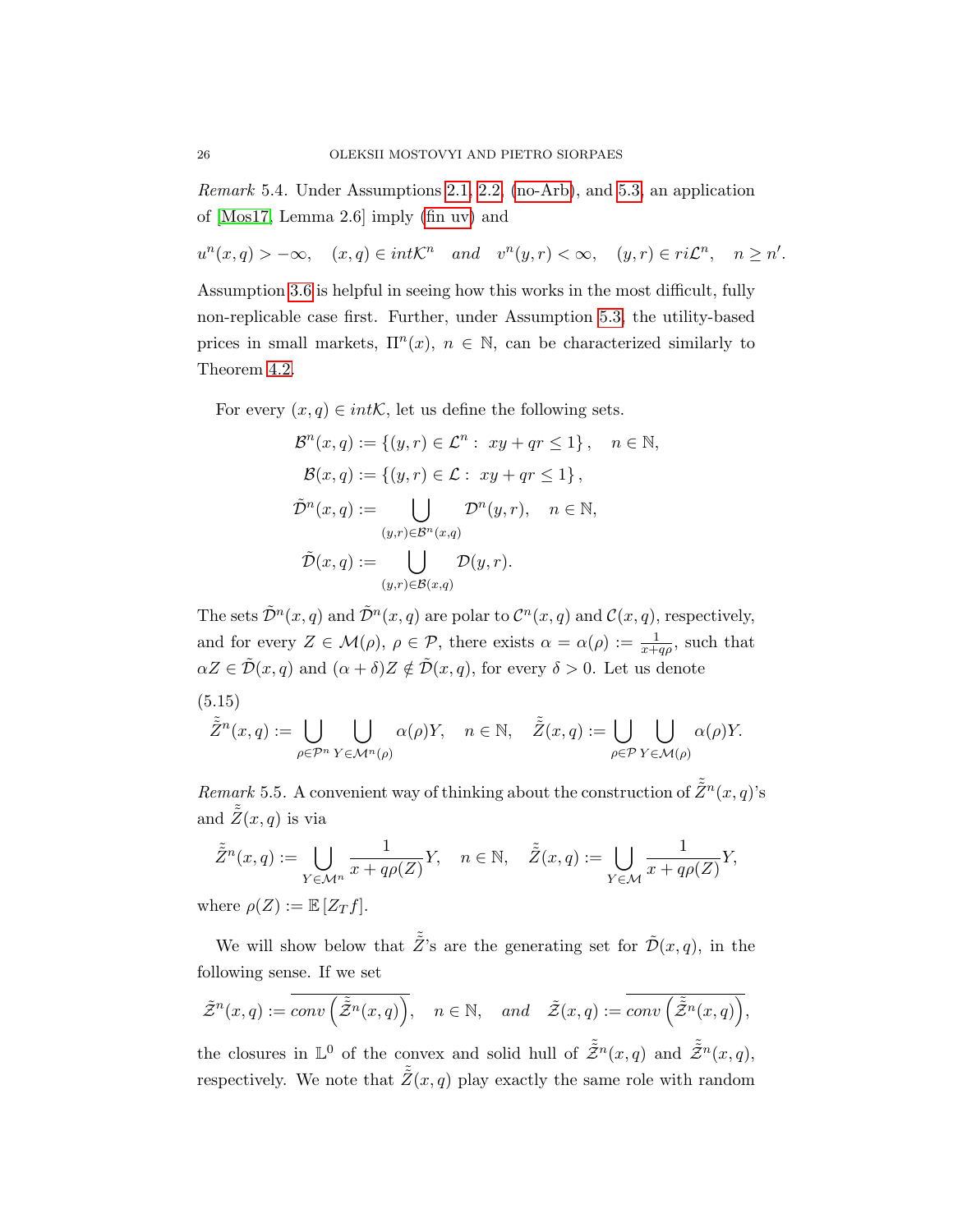*Remark* 5.4. Under Assumptions 2.1, 2.2, (no-Arb), and 5.3, an application of [Mos17, Lemma 2.6] imply (fin uv) and

$$u^n(x,q) > -\infty, \quad (x,q) \in int\mathcal{K}^n \quad and \quad v^n(y,r) < \infty, \quad (y,r) \in ri\mathcal{L}^n, \quad n \geq n'.$$

Assumption 3.6 is helpful in seeing how this works in the most difficult, fully non-replicable case first. Further, under Assumption 5.3, the utility-based prices in small markets, $\Pi^n(x)$, $n \in \mathbb{N}$, can be characterized similarly to Theorem 4.2.

For every $(x,q) \in int\mathcal{K}$, let us define the following sets.

$$\mathcal{B}^n(x,q) := \{(y,r) \in \mathcal{L}^n : \; xy + qr \leq 1\}, \quad n \in \mathbb{N},$$
$$\mathcal{B}(x,q) := \{(y,r) \in \mathcal{L} : \; xy + qr \leq 1\},$$
$$\tilde{\mathcal{D}}^n(x,q) := \bigcup_{(y,r)\in\mathcal{B}^n(x,q)} \mathcal{D}^n(y,r), \quad n \in \mathbb{N},$$
$$\tilde{\mathcal{D}}(x,q) := \bigcup_{(y,r)\in\mathcal{B}(x,q)} \mathcal{D}(y,r).$$

The sets $\tilde{\mathcal{D}}^n(x,q)$ and $\tilde{\mathcal{D}}^n(x,q)$ are polar to $\mathcal{C}^n(x,q)$ and $\mathcal{C}(x,q)$, respectively, and for every $Z \in \mathcal{M}(\rho)$, $\rho \in \mathcal{P}$, there exists $\alpha = \alpha(\rho) := \frac{1}{x+q\rho}$, such that $\alpha Z \in \tilde{\mathcal{D}}(x,q)$ and $(\alpha + \delta)Z \notin \tilde{\mathcal{D}}(x,q)$, for every $\delta > 0$. Let us denote

(5.15)
$$\tilde{\tilde{Z}}^n(x,q) := \bigcup_{\rho\in\mathcal{P}^n} \bigcup_{Y\in\mathcal{M}^n(\rho)} \alpha(\rho)Y, \quad n \in \mathbb{N}, \quad \tilde{\tilde{Z}}(x,q) := \bigcup_{\rho\in\mathcal{P}} \bigcup_{Y\in\mathcal{M}(\rho)} \alpha(\rho)Y.$$

*Remark* 5.5. A convenient way of thinking about the construction of $\tilde{\tilde{Z}}^n(x,q)$'s and $\tilde{\tilde{Z}}(x,q)$ is via

$$\tilde{\tilde{Z}}^n(x,q) := \bigcup_{Y\in\mathcal{M}^n} \frac{1}{x+q\rho(Z)}Y, \quad n \in \mathbb{N}, \quad \tilde{\tilde{Z}}(x,q) := \bigcup_{Y\in\mathcal{M}} \frac{1}{x+q\rho(Z)}Y,$$

where $\rho(Z) := \mathbb{E}\left[Z_T f\right]$.

We will show below that $\tilde{\tilde{Z}}$'s are the generating set for $\tilde{\mathcal{D}}(x,q)$, in the following sense. If we set

$$\tilde{\mathcal{Z}}^n(x,q) := \overline{conv\left(\tilde{\tilde{\mathcal{Z}}}^n(x,q)\right)}, \quad n \in \mathbb{N}, \quad and \quad \tilde{\mathcal{Z}}(x,q) := \overline{conv\left(\tilde{\tilde{\mathcal{Z}}}^n(x,q)\right)},$$

the closures in $\mathbb{L}^0$ of the convex and solid hull of $\tilde{\tilde{\mathcal{Z}}}^n(x,q)$ and $\tilde{\tilde{\mathcal{Z}}}^n(x,q)$, respectively. We note that $\tilde{\tilde{Z}}(x,q)$ play exactly the same role with random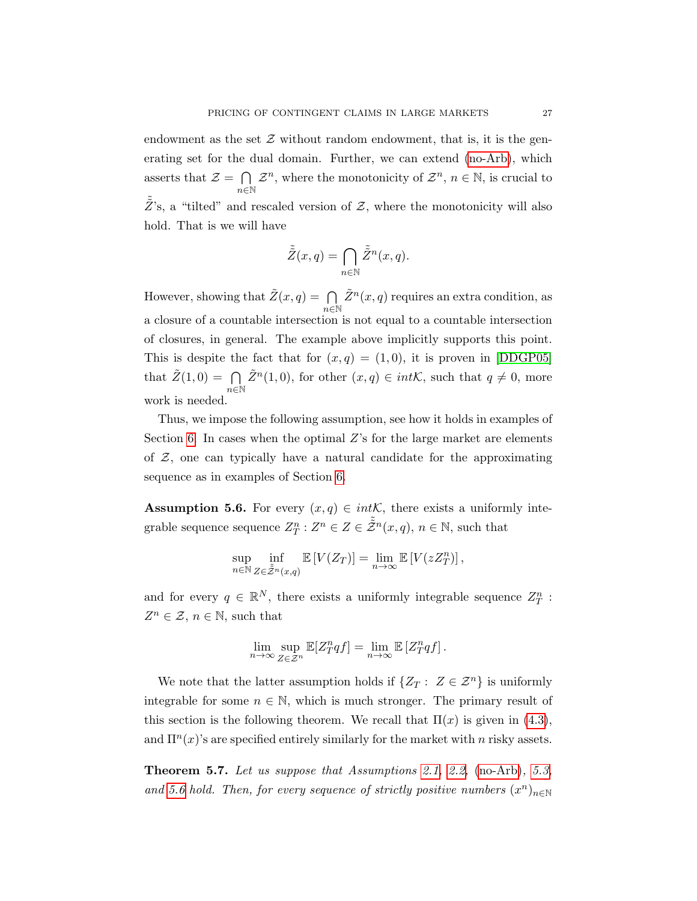endowment as the set $\mathcal{Z}$ without random endowment, that is, it is the generating set for the dual domain. Further, we can extend (no-Arb), which asserts that $\mathcal{Z} = \bigcap_{n\in\mathbb{N}} \mathcal{Z}^n$, where the monotonicity of $\mathcal{Z}^n$, $n \in \mathbb{N}$, is crucial to $\tilde{\tilde{Z}}$'s, a "tilted" and rescaled version of $\mathcal{Z}$, where the monotonicity will also hold. That is we will have

$$\tilde{\tilde{Z}}(x,q) = \bigcap_{n\in\mathbb{N}} \tilde{\tilde{Z}}^n(x,q).$$

However, showing that $\tilde{Z}(x,q) = \bigcap_{n\in\mathbb{N}} \tilde{Z}^n(x,q)$ requires an extra condition, as a closure of a countable intersection is not equal to a countable intersection of closures, in general. The example above implicitly supports this point. This is despite the fact that for $(x,q) = (1,0)$, it is proven in [DDGP05] that $\tilde{Z}(1,0) = \bigcap_{n\in\mathbb{N}} \tilde{Z}^n(1,0)$, for other $(x,q) \in int\mathcal{K}$, such that $q \neq 0$, more work is needed.

Thus, we impose the following assumption, see how it holds in examples of Section 6. In cases when the optimal $Z$'s for the large market are elements of $\mathcal{Z}$, one can typically have a natural candidate for the approximating sequence as in examples of Section 6.

**Assumption 5.6.** *For every $(x,q) \in int\mathcal{K}$, there exists a uniformly integrable sequence sequence $Z^n_T : Z^n \in Z \in \tilde{\tilde{\mathcal{Z}}}^n(x,q)$, $n \in \mathbb{N}$, such that*

$$\sup_{n\in\mathbb{N}} \inf_{Z \in \tilde{\tilde{\mathcal{Z}}}^n(x,q)} \mathbb{E}\left[V(Z_T)\right] = \lim_{n\to\infty} \mathbb{E}\left[V(zZ^n_T)\right],$$

*and for every $q \in \mathbb{R}^N$, there exists a uniformly integrable sequence $Z^n_T : Z^n \in \mathcal{Z}$, $n \in \mathbb{N}$, such that*

$$\lim_{n\to\infty} \sup_{Z\in\mathcal{Z}^n} \mathbb{E}[Z^n_T qf] = \lim_{n\to\infty} \mathbb{E}\left[Z^n_T qf\right].$$

We note that the latter assumption holds if $\{Z_T : \ Z \in \mathcal{Z}^n\}$ is uniformly integrable for some $n \in \mathbb{N}$, which is much stronger. The primary result of this section is the following theorem. We recall that $\Pi(x)$ is given in (4.3), and $\Pi^n(x)$'s are specified entirely similarly for the market with $n$ risky assets.

**Theorem 5.7.** *Let us suppose that Assumptions 2.1, 2.2, (no-Arb), 5.3, and 5.6 hold. Then, for every sequence of strictly positive numbers $(x^n)_{n\in\mathbb{N}}$*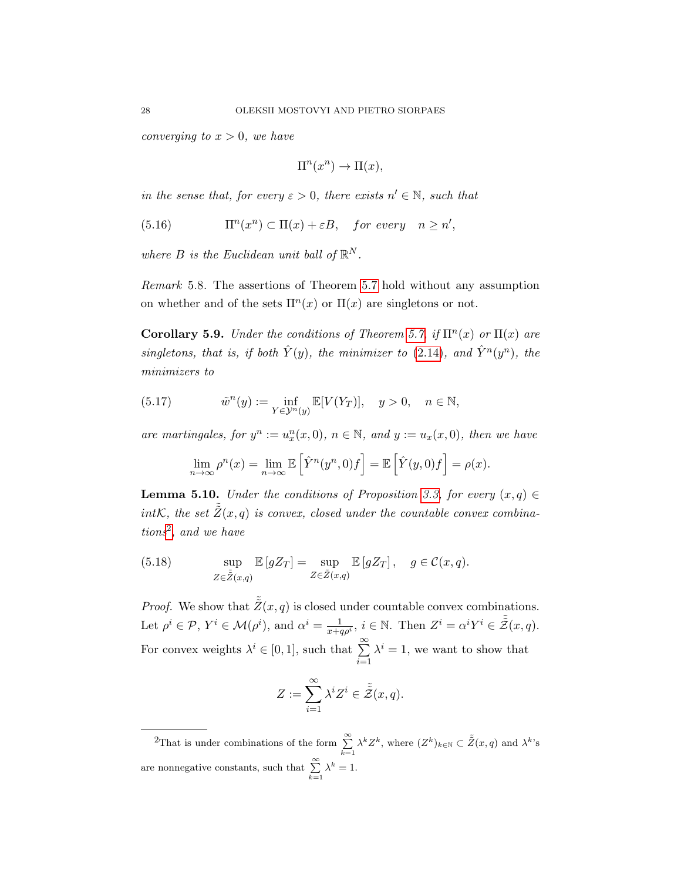*converging to $x > 0$, we have*

$$\Pi^n(x^n) \to \Pi(x),$$

*in the sense that, for every $\varepsilon > 0$, there exists $n' \in \mathbb{N}$, such that*

$$\Pi^n(x^n) \subset \Pi(x) + \varepsilon B, \quad \textit{for every} \quad n \geq n', \tag{5.16}$$

*where $B$ is the Euclidean unit ball of $\mathbb{R}^N$.*

*Remark* 5.8. The assertions of Theorem 5.7 hold without any assumption on whether and of the sets $\Pi^n(x)$ or $\Pi(x)$ are singletons or not.

**Corollary 5.9.** *Under the conditions of Theorem 5.7, if $\Pi^n(x)$ or $\Pi(x)$ are singletons, that is, if both $\hat{Y}(y)$, the minimizer to (2.14), and $\hat{Y}^n(y^n)$, the minimizers to*

$$\tilde{w}^n(y) := \inf_{Y \in \mathcal{Y}^n(y)} \mathbb{E}[V(Y_T)], \quad y > 0, \quad n \in \mathbb{N}, \tag{5.17}$$

*are martingales, for $y^n := u^n_x(x, 0)$, $n \in \mathbb{N}$, and $y := u_x(x, 0)$, then we have*

$$\lim_{n\to\infty} \rho^n(x) = \lim_{n\to\infty} \mathbb{E}\left[\hat{Y}^n(y^n, 0) f\right] = \mathbb{E}\left[\hat{Y}(y, 0) f\right] = \rho(x).$$

**Lemma 5.10.** *Under the conditions of Proposition 3.3, for every $(x, q) \in int\mathcal{K}$, the set $\tilde{\tilde{Z}}(x, q)$ is convex, closed under the countable convex combinations[2], and we have*

$$\sup_{Z \in \tilde{\tilde{Z}}(x,q)} \mathbb{E}\left[gZ_T\right] = \sup_{Z \in \tilde{Z}(x,q)} \mathbb{E}\left[gZ_T\right], \quad g \in \mathcal{C}(x, q). \tag{5.18}$$

*Proof.* We show that $\tilde{\tilde{Z}}(x, q)$ is closed under countable convex combinations. Let $\rho^i \in \mathcal{P}$, $Y^i \in \mathcal{M}(\rho^i)$, and $\alpha^i = \frac{1}{x + q\rho^i}$, $i \in \mathbb{N}$. Then $Z^i = \alpha^i Y^i \in \tilde{\tilde{\mathcal{Z}}}(x, q)$. For convex weights $\lambda^i \in [0, 1]$, such that $\sum\limits_{i=1}^{\infty} \lambda^i = 1$, we want to show that

$$Z := \sum_{i=1}^{\infty} \lambda^i Z^i \in \tilde{\tilde{\mathcal{Z}}}(x, q).$$

---

[2] That is under combinations of the form $\sum\limits_{k=1}^{\infty} \lambda^k Z^k$, where $(Z^k)_{k\in\mathbb{N}} \subset \tilde{\tilde{Z}}(x, q)$ and $\lambda^k$'s are nonnegative constants, such that $\sum\limits_{k=1}^{\infty} \lambda^k = 1$.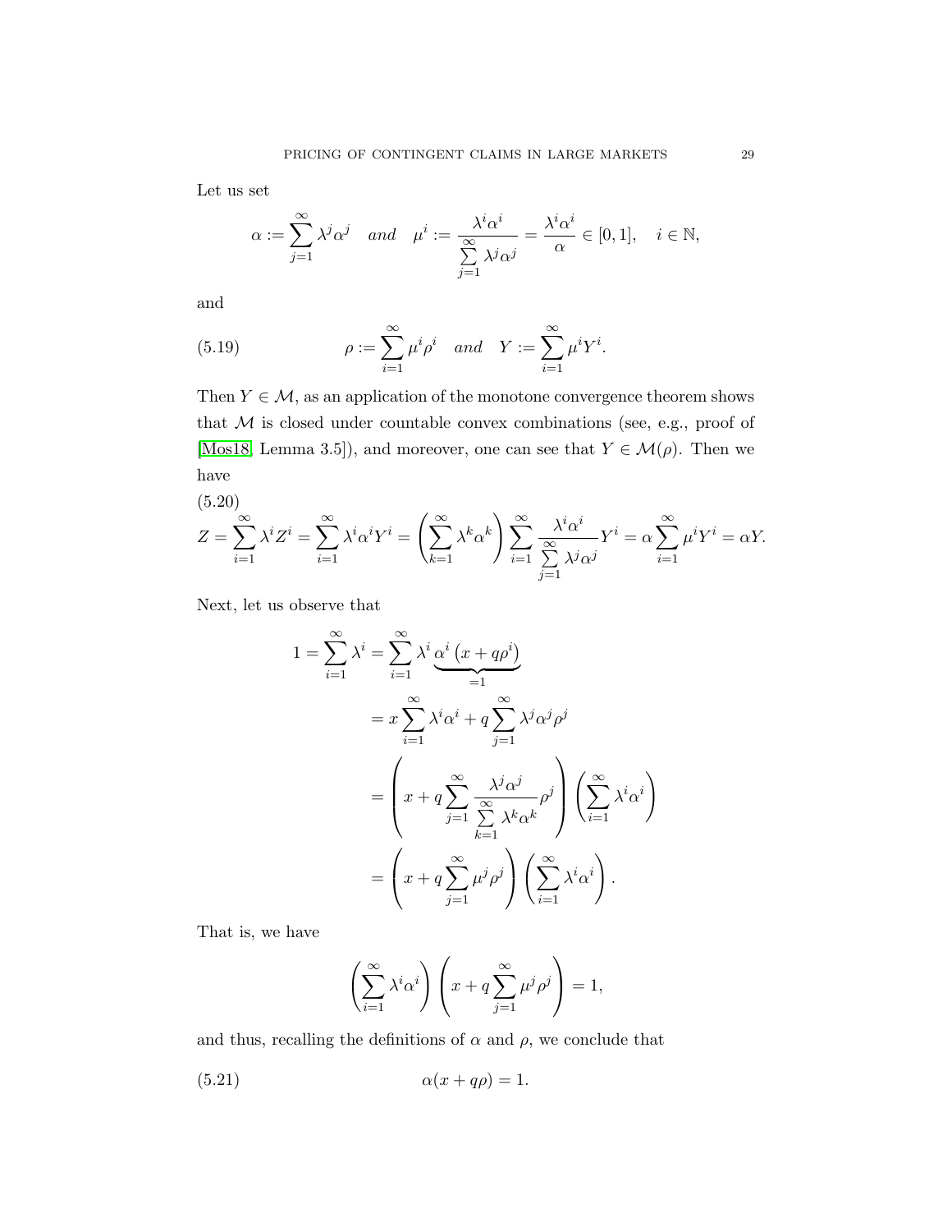Let us set

$$\alpha := \sum_{j=1}^{\infty} \lambda^j \alpha^j \quad \textit{and} \quad \mu^i := \frac{\lambda^i \alpha^i}{\sum\limits_{j=1}^{\infty} \lambda^j \alpha^j} = \frac{\lambda^i \alpha^i}{\alpha} \in [0,1], \quad i \in \mathbb{N},$$

and

$$\rho := \sum_{i=1}^{\infty} \mu^i \rho^i \quad \textit{and} \quad Y := \sum_{i=1}^{\infty} \mu^i Y^i. \tag{5.19}$$

Then $Y \in \mathcal{M}$, as an application of the monotone convergence theorem shows that $\mathcal{M}$ is closed under countable convex combinations (see, e.g., proof of [Mos18, Lemma 3.5]), and moreover, one can see that $Y \in \mathcal{M}(\rho)$. Then we have

$$Z = \sum_{i=1}^{\infty} \lambda^i Z^i = \sum_{i=1}^{\infty} \lambda^i \alpha^i Y^i = \left( \sum_{k=1}^{\infty} \lambda^k \alpha^k \right) \sum_{i=1}^{\infty} \frac{\lambda^i \alpha^i}{\sum\limits_{j=1}^{\infty} \lambda^j \alpha^j} Y^i = \alpha \sum_{i=1}^{\infty} \mu^i Y^i = \alpha Y. \tag{5.20}$$

Next, let us observe that

$$\begin{aligned}
1 = \sum_{i=1}^{\infty} \lambda^i &= \sum_{i=1}^{\infty} \lambda^i \underbrace{\alpha^i \left( x + q\rho^i \right)}_{=1} \\
&= x \sum_{i=1}^{\infty} \lambda^i \alpha^i + q \sum_{j=1}^{\infty} \lambda^j \alpha^j \rho^j \\
&= \left( x + q \sum_{j=1}^{\infty} \frac{\lambda^j \alpha^j}{\sum\limits_{k=1}^{\infty} \lambda^k \alpha^k} \rho^j \right) \left( \sum_{i=1}^{\infty} \lambda^i \alpha^i \right) \\
&= \left( x + q \sum_{j=1}^{\infty} \mu^j \rho^j \right) \left( \sum_{i=1}^{\infty} \lambda^i \alpha^i \right).
\end{aligned}$$

That is, we have

$$\left( \sum_{i=1}^{\infty} \lambda^i \alpha^i \right) \left( x + q \sum_{j=1}^{\infty} \mu^j \rho^j \right) = 1,$$

and thus, recalling the definitions of $\alpha$ and $\rho$, we conclude that

$$\alpha(x + q\rho) = 1. \tag{5.21}$$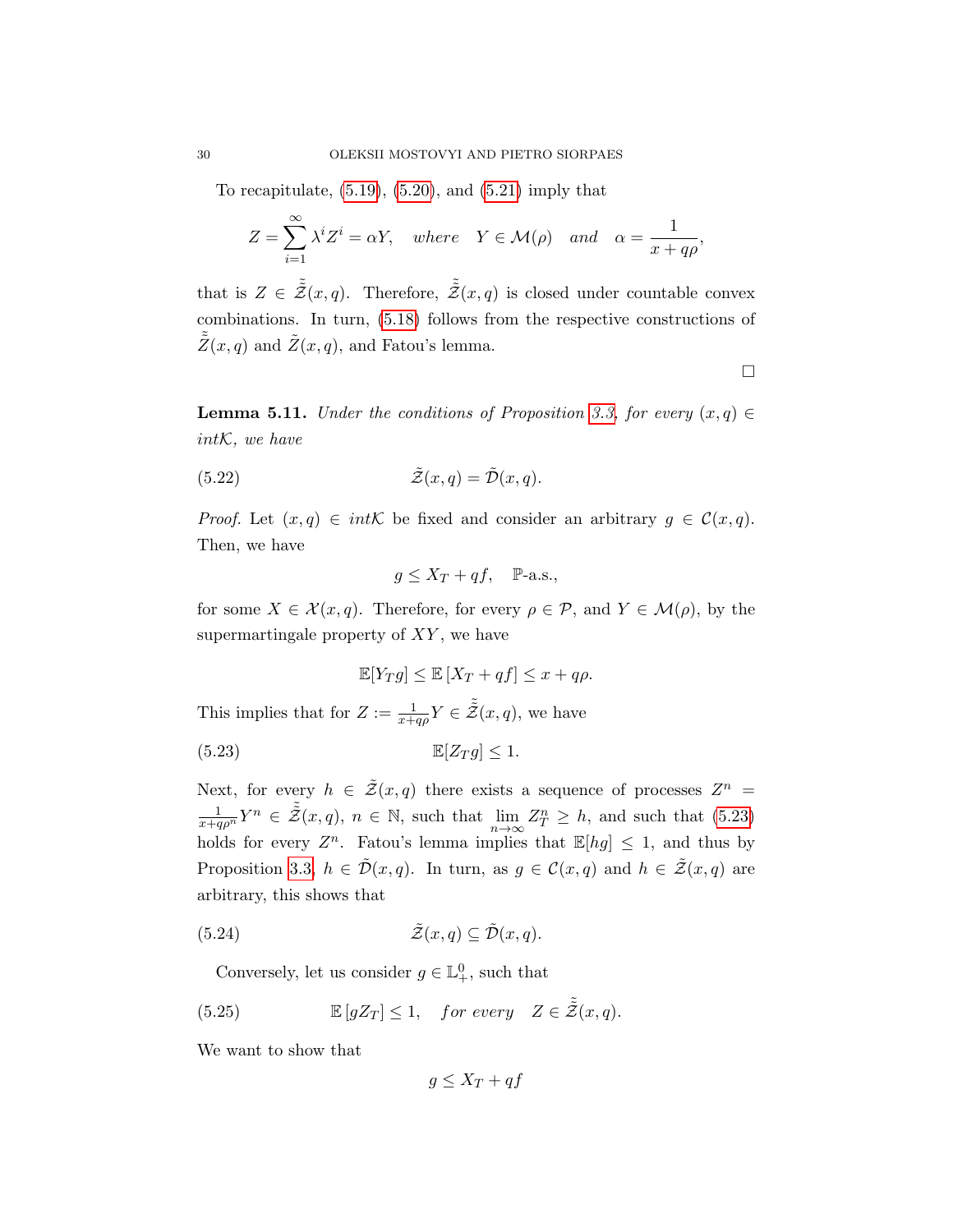To recapitulate, (5.19), (5.20), and (5.21) imply that

$$Z = \sum_{i=1}^{\infty} \lambda^i Z^i = \alpha Y, \quad \textit{where} \quad Y \in \mathcal{M}(\rho) \quad \textit{and} \quad \alpha = \frac{1}{x + q\rho},$$

that is $Z \in \tilde{\tilde{\mathcal{Z}}}(x,q)$. Therefore, $\tilde{\tilde{\mathcal{Z}}}(x,q)$ is closed under countable convex combinations. In turn, (5.18) follows from the respective constructions of $\tilde{\tilde{Z}}(x,q)$ and $\tilde{Z}(x,q)$, and Fatou's lemma.

□

**Lemma 5.11.** *Under the conditions of Proposition 3.3, for every $(x,q) \in$ int$\mathcal{K}$, we have*

$$\tilde{\mathcal{Z}}(x,q) = \tilde{\mathcal{D}}(x,q). \tag{5.22}$$

*Proof.* Let $(x,q) \in$ int$\mathcal{K}$ be fixed and consider an arbitrary $g \in \mathcal{C}(x,q)$. Then, we have

$$g \leq X_T + qf, \quad \mathbb{P}\text{-a.s.},$$

for some $X \in \mathcal{X}(x,q)$. Therefore, for every $\rho \in \mathcal{P}$, and $Y \in \mathcal{M}(\rho)$, by the supermartingale property of $XY$, we have

$$\mathbb{E}[Y_T g] \leq \mathbb{E}\left[X_T + qf\right] \leq x + q\rho.$$

This implies that for $Z := \frac{1}{x+q\rho} Y \in \tilde{\tilde{\mathcal{Z}}}(x,q)$, we have

$$\mathbb{E}[Z_T g] \leq 1. \tag{5.23}$$

Next, for every $h \in \tilde{\mathcal{Z}}(x,q)$ there exists a sequence of processes $Z^n = \frac{1}{x+q\rho^n} Y^n \in \tilde{\tilde{\mathcal{Z}}}(x,q)$, $n \in \mathbb{N}$, such that $\lim_{n\to\infty} Z^n_T \geq h$, and such that (5.23) holds for every $Z^n$. Fatou's lemma implies that $\mathbb{E}[hg] \leq 1$, and thus by Proposition 3.3, $h \in \tilde{\mathcal{D}}(x,q)$. In turn, as $g \in \mathcal{C}(x,q)$ and $h \in \tilde{\mathcal{Z}}(x,q)$ are arbitrary, this shows that

$$\tilde{\mathcal{Z}}(x,q) \subseteq \tilde{\mathcal{D}}(x,q). \tag{5.24}$$

Conversely, let us consider $g \in \mathbb{L}^0_+$, such that

$$\mathbb{E}\left[gZ_T\right] \leq 1, \quad \textit{for every} \quad Z \in \tilde{\tilde{\mathcal{Z}}}(x,q). \tag{5.25}$$

We want to show that

$$g \leq X_T + qf$$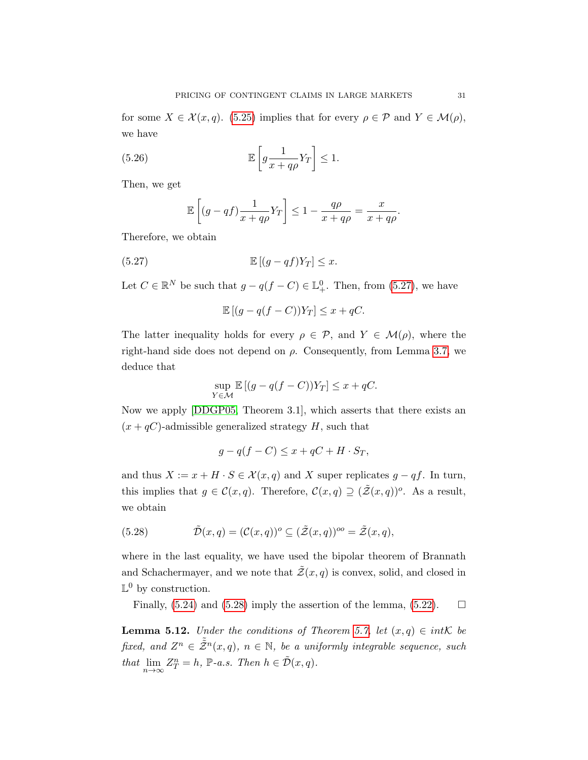for some $X \in \mathcal{X}(x,q)$. (5.25) implies that for every $\rho \in \mathcal{P}$ and $Y \in \mathcal{M}(\rho)$, we have

$$\mathbb{E}\left[g\frac{1}{x+q\rho}Y_T\right] \leq 1. \tag{5.26}$$

Then, we get

$$\mathbb{E}\left[(g-qf)\frac{1}{x+q\rho}Y_T\right] \leq 1 - \frac{q\rho}{x+q\rho} = \frac{x}{x+q\rho}.$$

Therefore, we obtain

$$\mathbb{E}\left[(g-qf)Y_T\right] \leq x. \tag{5.27}$$

Let $C \in \mathbb{R}^N$ be such that $g - q(f-C) \in \mathbb{L}^0_+$. Then, from (5.27), we have

$$\mathbb{E}\left[(g-q(f-C))Y_T\right] \leq x + qC.$$

The latter inequality holds for every $\rho \in \mathcal{P}$, and $Y \in \mathcal{M}(\rho)$, where the right-hand side does not depend on $\rho$. Consequently, from Lemma 3.7, we deduce that

$$\sup_{Y \in \mathcal{M}} \mathbb{E}\left[(g-q(f-C))Y_T\right] \leq x + qC.$$

Now we apply [DDGP05, Theorem 3.1], which asserts that there exists an $(x+qC)$-admissible generalized strategy $H$, such that

$$g - q(f-C) \leq x + qC + H \cdot S_T,$$

and thus $X := x + H \cdot S \in \mathcal{X}(x,q)$ and $X$ super replicates $g - qf$. In turn, this implies that $g \in \mathcal{C}(x,q)$. Therefore, $\mathcal{C}(x,q) \supseteq (\tilde{\mathcal{Z}}(x,q))^o$. As a result, we obtain

$$\tilde{\mathcal{D}}(x,q) = (\mathcal{C}(x,q))^o \subseteq (\tilde{\mathcal{Z}}(x,q))^{oo} = \tilde{\mathcal{Z}}(x,q), \tag{5.28}$$

where in the last equality, we have used the bipolar theorem of Brannath and Schachermayer, and we note that $\tilde{\mathcal{Z}}(x,q)$ is convex, solid, and closed in $\mathbb{L}^0$ by construction.

Finally, (5.24) and (5.28) imply the assertion of the lemma, (5.22). $\square$

**Lemma 5.12.** *Under the conditions of Theorem 5.7, let $(x,q) \in int\mathcal{K}$ be fixed, and $Z^n \in \tilde{\tilde{\mathcal{Z}}}^n(x,q)$, $n \in \mathbb{N}$, be a uniformly integrable sequence, such that $\lim\limits_{n\to\infty} Z^n_T = h$, $\mathbb{P}$-a.s. Then $h \in \tilde{\mathcal{D}}(x,q)$.*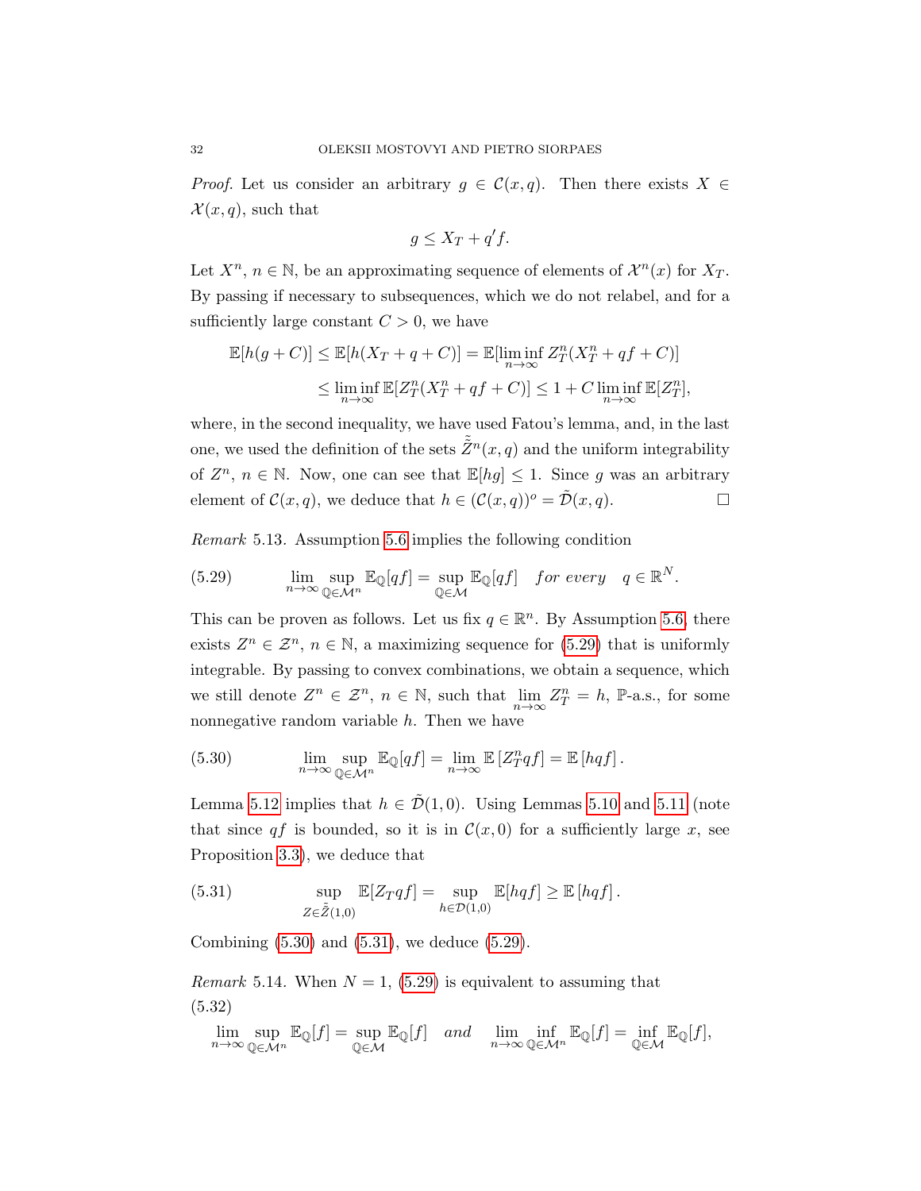*Proof.* Let us consider an arbitrary $g \in \mathcal{C}(x, q)$. Then there exists $X \in \mathcal{X}(x, q)$, such that

$$g \leq X_T + q' f.$$

Let $X^n$, $n \in \mathbb{N}$, be an approximating sequence of elements of $\mathcal{X}^n(x)$ for $X_T$. By passing if necessary to subsequences, which we do not relabel, and for a sufficiently large constant $C > 0$, we have

$$\begin{aligned}\mathbb{E}[h(g + C)] \leq \mathbb{E}[h(X_T + q + C)] &= \mathbb{E}[\liminf_{n\to\infty} Z^n_T(X^n_T + qf + C)] \\ &\leq \liminf_{n\to\infty} \mathbb{E}[Z^n_T(X^n_T + qf + C)] \leq 1 + C \liminf_{n\to\infty} \mathbb{E}[Z^n_T],\end{aligned}$$

where, in the second inequality, we have used Fatou's lemma, and, in the last one, we used the definition of the sets $\tilde{\tilde{Z}}^n(x, q)$ and the uniform integrability of $Z^n$, $n \in \mathbb{N}$. Now, one can see that $\mathbb{E}[hg] \leq 1$. Since $g$ was an arbitrary element of $\mathcal{C}(x, q)$, we deduce that $h \in (\mathcal{C}(x, q))^o = \tilde{\mathcal{D}}(x, q)$. $\square$

*Remark* 5.13. Assumption 5.6 implies the following condition

$$\lim_{n\to\infty} \sup_{\mathbb{Q}\in\mathcal{M}^n} \mathbb{E}_{\mathbb{Q}}[qf] = \sup_{\mathbb{Q}\in\mathcal{M}} \mathbb{E}_{\mathbb{Q}}[qf] \quad \textit{for every} \quad q \in \mathbb{R}^N. \tag{5.29}$$

This can be proven as follows. Let us fix $q \in \mathbb{R}^n$. By Assumption 5.6, there exists $Z^n \in \mathcal{Z}^n$, $n \in \mathbb{N}$, a maximizing sequence for (5.29) that is uniformly integrable. By passing to convex combinations, we obtain a sequence, which we still denote $Z^n \in \mathcal{Z}^n$, $n \in \mathbb{N}$, such that $\lim_{n\to\infty} Z^n_T = h$, $\mathbb{P}$-a.s., for some nonnegative random variable $h$. Then we have

$$\lim_{n\to\infty} \sup_{\mathbb{Q}\in\mathcal{M}^n} \mathbb{E}_{\mathbb{Q}}[qf] = \lim_{n\to\infty} \mathbb{E}\left[Z^n_T qf\right] = \mathbb{E}\left[hqf\right]. \tag{5.30}$$

Lemma 5.12 implies that $h \in \tilde{\mathcal{D}}(1, 0)$. Using Lemmas 5.10 and 5.11 (note that since $qf$ is bounded, so it is in $\mathcal{C}(x, 0)$ for a sufficiently large $x$, see Proposition 3.3), we deduce that

$$\sup_{Z\in\tilde{\tilde{Z}}(1,0)} \mathbb{E}[Z_T qf] = \sup_{h\in\mathcal{D}(1,0)} \mathbb{E}[hqf] \geq \mathbb{E}\left[hqf\right]. \tag{5.31}$$

Combining (5.30) and (5.31), we deduce (5.29).

*Remark* 5.14. When $N = 1$, (5.29) is equivalent to assuming that

$$\lim_{n\to\infty} \sup_{\mathbb{Q}\in\mathcal{M}^n} \mathbb{E}_{\mathbb{Q}}[f] = \sup_{\mathbb{Q}\in\mathcal{M}} \mathbb{E}_{\mathbb{Q}}[f] \quad \textit{and} \quad \lim_{n\to\infty} \inf_{\mathbb{Q}\in\mathcal{M}^n} \mathbb{E}_{\mathbb{Q}}[f] = \inf_{\mathbb{Q}\in\mathcal{M}} \mathbb{E}_{\mathbb{Q}}[f], \tag{5.32}$$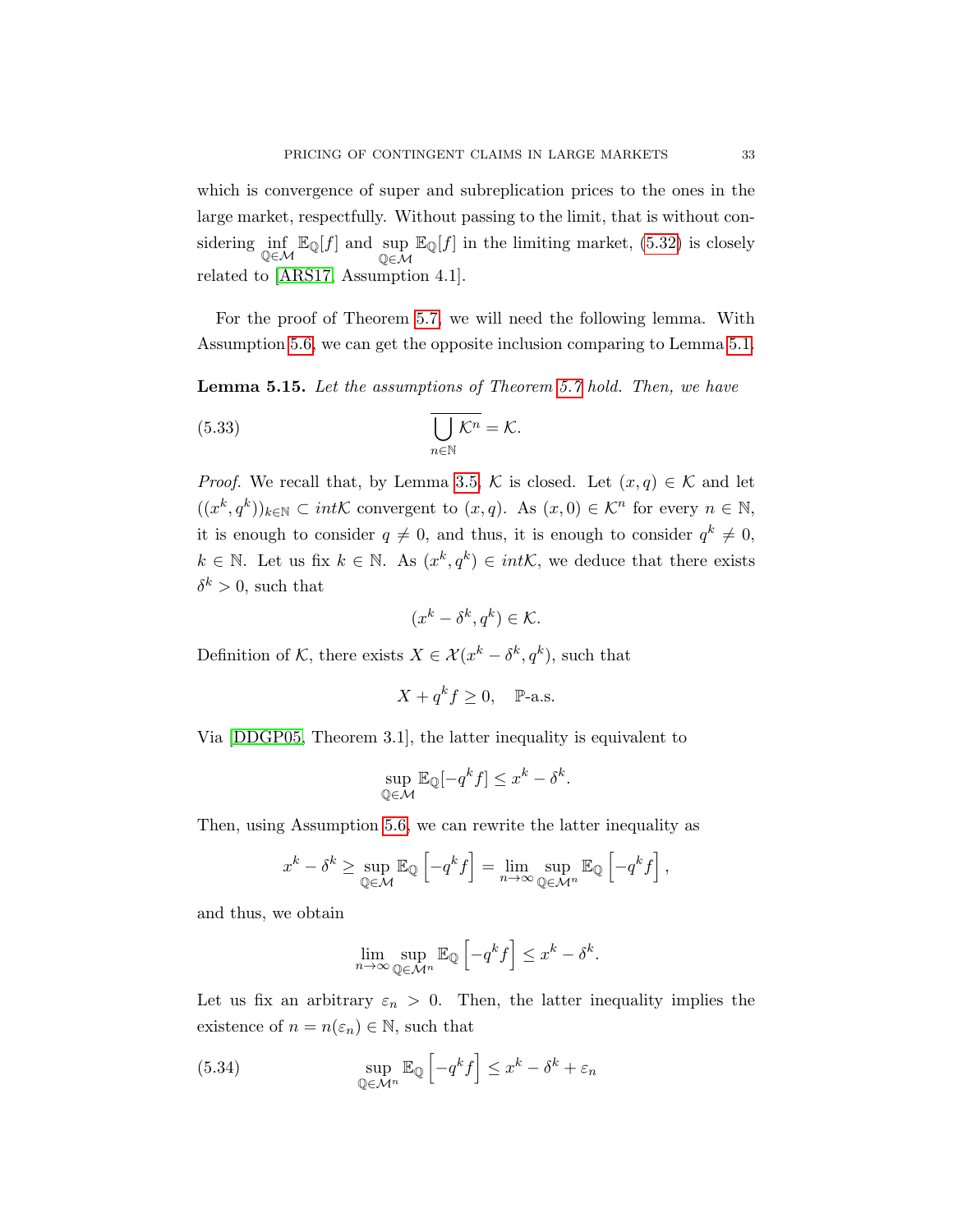which is convergence of super and subreplication prices to the ones in the large market, respectfully. Without passing to the limit, that is without considering $\inf_{\mathbb{Q}\in\mathcal{M}} \mathbb{E}_{\mathbb{Q}}[f]$ and $\sup_{\mathbb{Q}\in\mathcal{M}} \mathbb{E}_{\mathbb{Q}}[f]$ in the limiting market, (5.32) is closely related to [ARS17, Assumption 4.1].

For the proof of Theorem 5.7, we will need the following lemma. With Assumption 5.6, we can get the opposite inclusion comparing to Lemma 5.1.

**Lemma 5.15.** *Let the assumptions of Theorem 5.7 hold. Then, we have*

$$\overline{\bigcup_{n\in\mathbb{N}} \mathcal{K}^n} = \mathcal{K}. \tag{5.33}$$

*Proof.* We recall that, by Lemma 3.5, $\mathcal{K}$ is closed. Let $(x, q) \in \mathcal{K}$ and let $((x^k, q^k))_{k\in\mathbb{N}} \subset int\mathcal{K}$ convergent to $(x, q)$. As $(x, 0) \in \mathcal{K}^n$ for every $n \in \mathbb{N}$, it is enough to consider $q \neq 0$, and thus, it is enough to consider $q^k \neq 0$, $k \in \mathbb{N}$. Let us fix $k \in \mathbb{N}$. As $(x^k, q^k) \in int\mathcal{K}$, we deduce that there exists $\delta^k > 0$, such that

$$(x^k - \delta^k, q^k) \in \mathcal{K}.$$

Definition of $\mathcal{K}$, there exists $X \in \mathcal{X}(x^k - \delta^k, q^k)$, such that

$$X + q^k f \geq 0, \quad \mathbb{P}\text{-a.s.}$$

Via [DDGP05, Theorem 3.1], the latter inequality is equivalent to

$$\sup_{\mathbb{Q}\in\mathcal{M}} \mathbb{E}_{\mathbb{Q}}[-q^k f] \leq x^k - \delta^k.$$

Then, using Assumption 5.6, we can rewrite the latter inequality as

$$x^k - \delta^k \geq \sup_{\mathbb{Q}\in\mathcal{M}} \mathbb{E}_{\mathbb{Q}}\left[-q^k f\right] = \lim_{n\to\infty} \sup_{\mathbb{Q}\in\mathcal{M}^n} \mathbb{E}_{\mathbb{Q}}\left[-q^k f\right],$$

and thus, we obtain

$$\lim_{n\to\infty} \sup_{\mathbb{Q}\in\mathcal{M}^n} \mathbb{E}_{\mathbb{Q}}\left[-q^k f\right] \leq x^k - \delta^k.$$

Let us fix an arbitrary $\varepsilon_n > 0$. Then, the latter inequality implies the existence of $n = n(\varepsilon_n) \in \mathbb{N}$, such that

$$\sup_{\mathbb{Q}\in\mathcal{M}^n} \mathbb{E}_{\mathbb{Q}}\left[-q^k f\right] \leq x^k - \delta^k + \varepsilon_n \tag{5.34}$$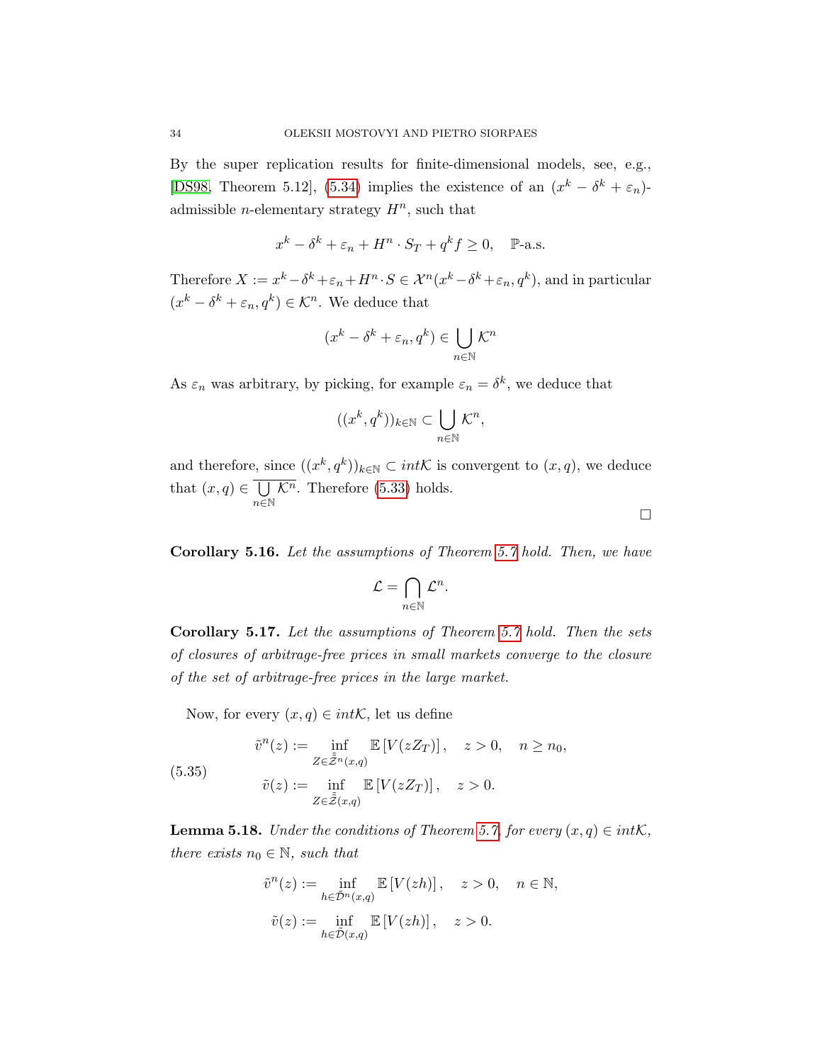By the super replication results for finite-dimensional models, see, e.g., [DS98, Theorem 5.12], (5.34) implies the existence of an $(x^k - \delta^k + \varepsilon_n)$-admissible $n$-elementary strategy $H^n$, such that

$$x^k - \delta^k + \varepsilon_n + H^n \cdot S_T + q^k f \geq 0, \quad \mathbb{P}\text{-a.s.}$$

Therefore $X := x^k - \delta^k + \varepsilon_n + H^n \cdot S \in \mathcal{X}^n(x^k - \delta^k + \varepsilon_n, q^k)$, and in particular $(x^k - \delta^k + \varepsilon_n, q^k) \in \mathcal{K}^n$. We deduce that

$$(x^k - \delta^k + \varepsilon_n, q^k) \in \bigcup_{n\in\mathbb{N}} \mathcal{K}^n$$

As $\varepsilon_n$ was arbitrary, by picking, for example $\varepsilon_n = \delta^k$, we deduce that

$$((x^k, q^k))_{k\in\mathbb{N}} \subset \bigcup_{n\in\mathbb{N}} \mathcal{K}^n,$$

and therefore, since $((x^k, q^k))_{k\in\mathbb{N}} \subset int\mathcal{K}$ is convergent to $(x, q)$, we deduce that $(x, q) \in \overline{\bigcup_{n\in\mathbb{N}} \mathcal{K}^n}$. Therefore (5.33) holds.

$\square$

**Corollary 5.16.** *Let the assumptions of Theorem 5.7 hold. Then, we have*

$$\mathcal{L} = \bigcap_{n\in\mathbb{N}} \mathcal{L}^n.$$

**Corollary 5.17.** *Let the assumptions of Theorem 5.7 hold. Then the sets of closures of arbitrage-free prices in small markets converge to the closure of the set of arbitrage-free prices in the large market.*

Now, for every $(x, q) \in int\mathcal{K}$, let us define

$$\begin{aligned} \tilde{v}^n(z) &:= \inf_{Z\in\tilde{\bar{\mathcal{Z}}}^n(x,q)} \mathbb{E}\left[V(zZ_T)\right], \quad z > 0, \quad n \geq n_0, \\ \tilde{v}(z) &:= \inf_{Z\in\tilde{\bar{\mathcal{Z}}}(x,q)} \mathbb{E}\left[V(zZ_T)\right], \quad z > 0. \end{aligned} \tag{5.35}$$

**Lemma 5.18.** *Under the conditions of Theorem 5.7, for every $(x, q) \in int\mathcal{K}$, there exists $n_0 \in \mathbb{N}$, such that*

$$\tilde{v}^n(z) := \inf_{h\in\tilde{\mathcal{D}}^n(x,q)} \mathbb{E}\left[V(zh)\right], \quad z > 0, \quad n \in \mathbb{N},$$

$$\tilde{v}(z) := \inf_{h\in\tilde{\mathcal{D}}(x,q)} \mathbb{E}\left[V(zh)\right], \quad z > 0.$$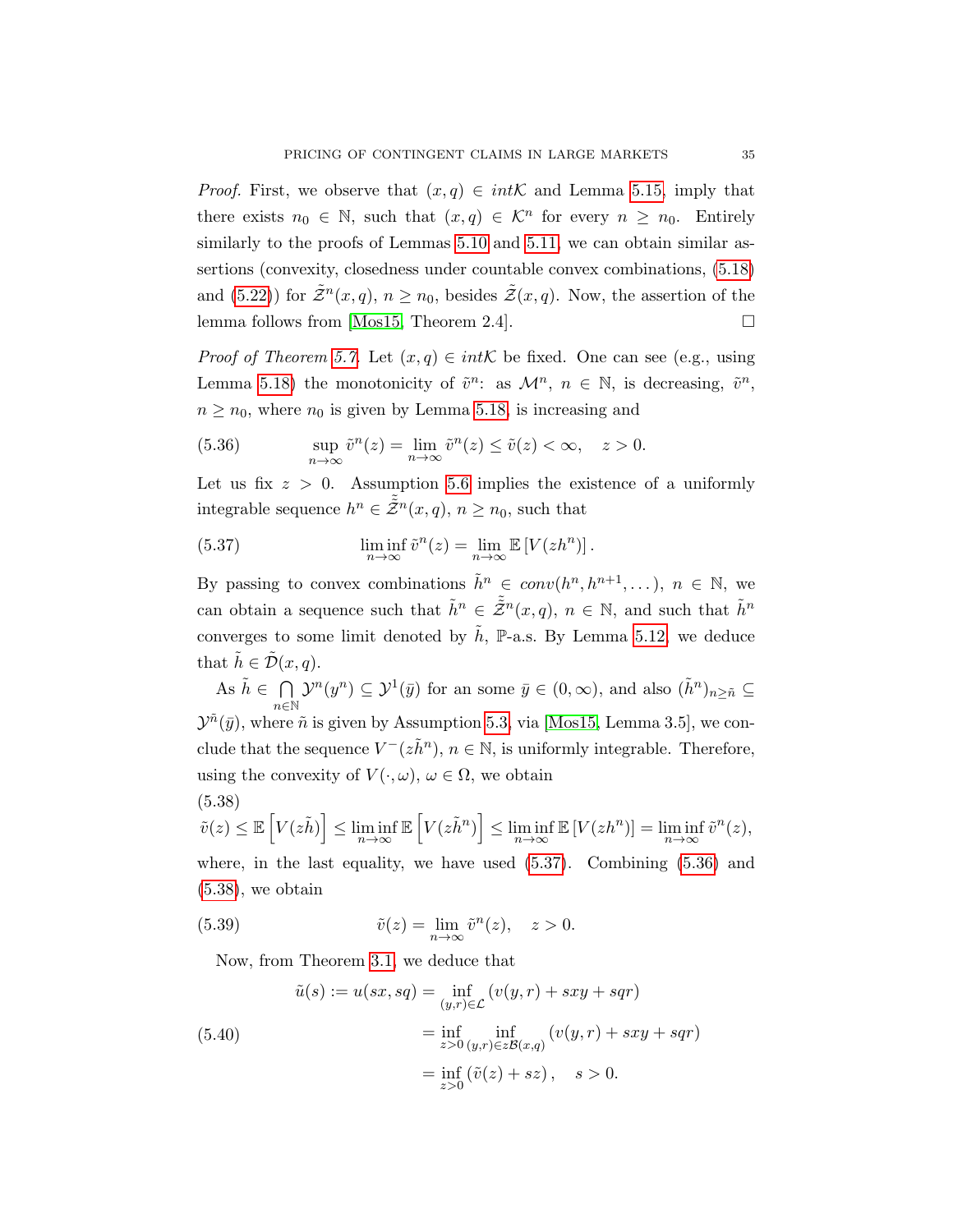*Proof.* First, we observe that $(x,q) \in int\mathcal{K}$ and Lemma 5.15, imply that there exists $n_0 \in \mathbb{N}$, such that $(x,q) \in \mathcal{K}^n$ for every $n \geq n_0$. Entirely similarly to the proofs of Lemmas 5.10 and 5.11, we can obtain similar assertions (convexity, closedness under countable convex combinations, (5.18) and (5.22)) for $\tilde{\mathcal{Z}}^n(x,q)$, $n \geq n_0$, besides $\tilde{\mathcal{Z}}(x,q)$. Now, the assertion of the lemma follows from [Mos15, Theorem 2.4]. $\square$

*Proof of Theorem 5.7.* Let $(x,q) \in int\mathcal{K}$ be fixed. One can see (e.g., using Lemma 5.18) the monotonicity of $\tilde{v}^n$: as $\mathcal{M}^n$, $n \in \mathbb{N}$, is decreasing, $\tilde{v}^n$, $n \geq n_0$, where $n_0$ is given by Lemma 5.18, is increasing and

$$\sup_{n\to\infty} \tilde{v}^n(z) = \lim_{n\to\infty} \tilde{v}^n(z) \leq \tilde{v}(z) < \infty, \quad z > 0. \tag{5.36}$$

Let us fix $z > 0$. Assumption 5.6 implies the existence of a uniformly integrable sequence $h^n \in \tilde{\tilde{\mathcal{Z}}}^n(x,q)$, $n \geq n_0$, such that

$$\liminf_{n\to\infty} \tilde{v}^n(z) = \lim_{n\to\infty} \mathbb{E}\left[V(zh^n)\right]. \tag{5.37}$$

By passing to convex combinations $\tilde{h}^n \in conv(h^n, h^{n+1}, \dots)$, $n \in \mathbb{N}$, we can obtain a sequence such that $\tilde{h}^n \in \tilde{\tilde{\mathcal{Z}}}^n(x,q)$, $n \in \mathbb{N}$, and such that $\tilde{h}^n$ converges to some limit denoted by $\tilde{h}$, $\mathbb{P}$-a.s. By Lemma 5.12, we deduce that $\tilde{h} \in \tilde{\mathcal{D}}(x,q)$.

As $\tilde{h} \in \bigcap\limits_{n\in\mathbb{N}} \mathcal{Y}^n(y^n) \subseteq \mathcal{Y}^1(\bar{y})$ for an some $\bar{y} \in (0,\infty)$, and also $(\tilde{h}^n)_{n\geq\tilde{n}} \subseteq \mathcal{Y}^{\tilde{n}}(\bar{y})$, where $\tilde{n}$ is given by Assumption 5.3, via [Mos15, Lemma 3.5], we conclude that the sequence $V^-(z\tilde{h}^n)$, $n \in \mathbb{N}$, is uniformly integrable. Therefore, using the convexity of $V(\cdot,\omega)$, $\omega \in \Omega$, we obtain

$$\tilde{v}(z) \leq \mathbb{E}\left[V(z\tilde{h})\right] \leq \liminf_{n\to\infty} \mathbb{E}\left[V(z\tilde{h}^n)\right] \leq \liminf_{n\to\infty} \mathbb{E}\left[V(zh^n)\right] = \liminf_{n\to\infty} \tilde{v}^n(z), \tag{5.38}$$

where, in the last equality, we have used (5.37). Combining (5.36) and (5.38), we obtain

$$\tilde{v}(z) = \lim_{n\to\infty} \tilde{v}^n(z), \quad z > 0. \tag{5.39}$$

Now, from Theorem 3.1, we deduce that

$$\begin{aligned} \tilde{u}(s) := u(sx, sq) &= \inf_{(y,r)\in\mathcal{L}} \left(v(y,r) + sxy + sqr\right) \\ &= \inf_{z>0} \inf_{(y,r)\in z\mathcal{B}(x,q)} \left(v(y,r) + sxy + sqr\right) \\ &= \inf_{z>0} \left(\tilde{v}(z) + sz\right), \quad s > 0. \end{aligned} \tag{5.40}$$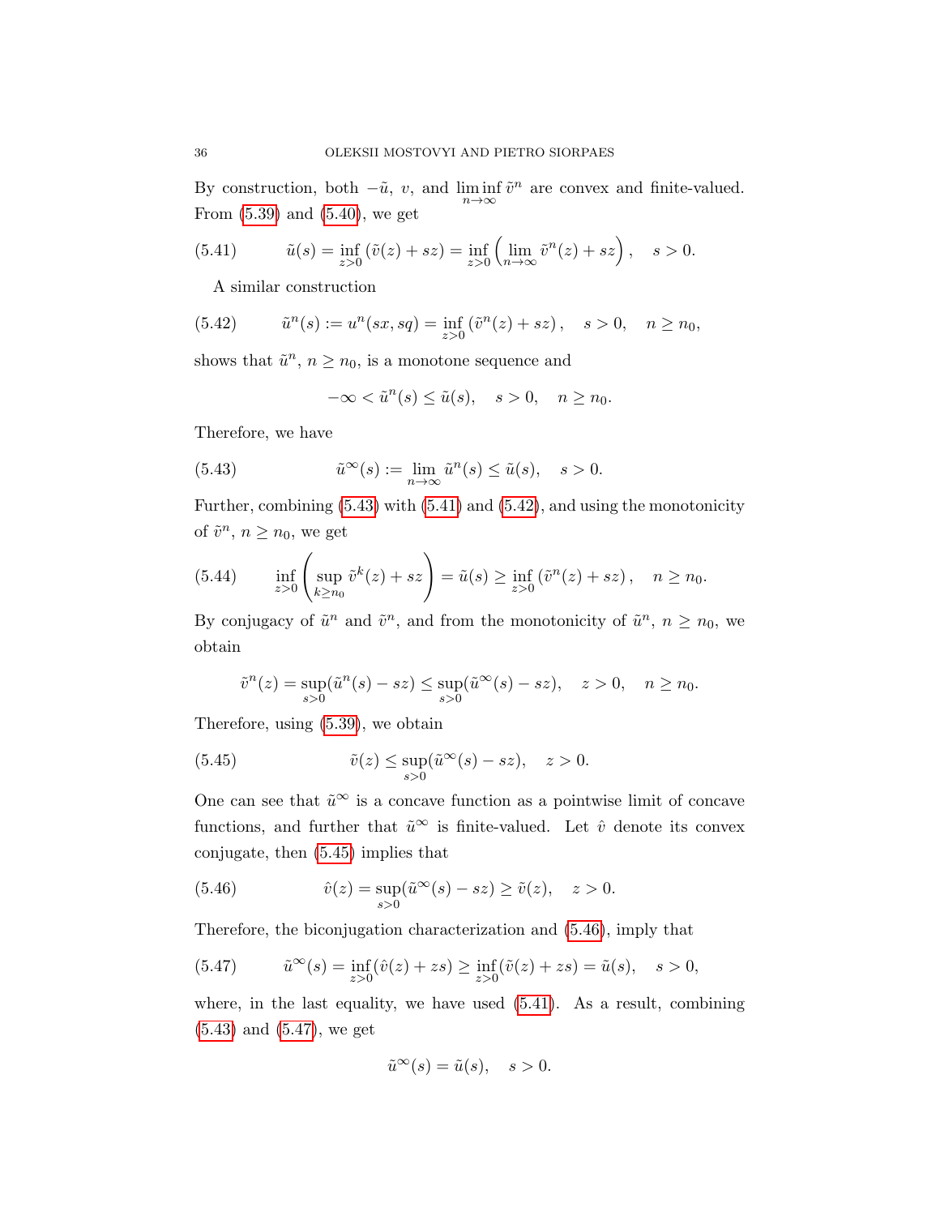By construction, both $-\tilde{u}$, $v$, and $\liminf\limits_{n\to\infty} \tilde{v}^n$ are convex and finite-valued. From (5.39) and (5.40), we get

$$
\tilde{u}(s) = \inf_{z>0} \left(\tilde{v}(z) + sz\right) = \inf_{z>0} \left(\lim_{n\to\infty} \tilde{v}^n(z) + sz\right), \quad s > 0. \tag{5.41}
$$

A similar construction

$$
\tilde{u}^n(s) := u^n(sx, sq) = \inf_{z>0} \left(\tilde{v}^n(z) + sz\right), \quad s > 0, \quad n \geq n_0, \tag{5.42}
$$

shows that $\tilde{u}^n$, $n \geq n_0$, is a monotone sequence and

$$
-\infty < \tilde{u}^n(s) \leq \tilde{u}(s), \quad s > 0, \quad n \geq n_0.
$$

Therefore, we have

$$
\tilde{u}^\infty(s) := \lim_{n\to\infty} \tilde{u}^n(s) \leq \tilde{u}(s), \quad s > 0. \tag{5.43}
$$

Further, combining (5.43) with (5.41) and (5.42), and using the monotonicity of $\tilde{v}^n$, $n \geq n_0$, we get

$$
\inf_{z>0} \left( \sup_{k\geq n_0} \tilde{v}^k(z) + sz \right) = \tilde{u}(s) \geq \inf_{z>0} \left(\tilde{v}^n(z) + sz\right), \quad n \geq n_0. \tag{5.44}
$$

By conjugacy of $\tilde{u}^n$ and $\tilde{v}^n$, and from the monotonicity of $\tilde{u}^n$, $n \geq n_0$, we obtain

$$
\tilde{v}^n(z) = \sup_{s>0} (\tilde{u}^n(s) - sz) \leq \sup_{s>0} (\tilde{u}^\infty(s) - sz), \quad z > 0, \quad n \geq n_0.
$$

Therefore, using (5.39), we obtain

$$
\tilde{v}(z) \leq \sup_{s>0} (\tilde{u}^\infty(s) - sz), \quad z > 0. \tag{5.45}
$$

One can see that $\tilde{u}^\infty$ is a concave function as a pointwise limit of concave functions, and further that $\tilde{u}^\infty$ is finite-valued. Let $\hat{v}$ denote its convex conjugate, then (5.45) implies that

$$
\hat{v}(z) = \sup_{s>0} (\tilde{u}^\infty(s) - sz) \geq \tilde{v}(z), \quad z > 0. \tag{5.46}
$$

Therefore, the biconjugation characterization and (5.46), imply that

$$
\tilde{u}^\infty(s) = \inf_{z>0} (\hat{v}(z) + zs) \geq \inf_{z>0} (\tilde{v}(z) + zs) = \tilde{u}(s), \quad s > 0, \tag{5.47}
$$

where, in the last equality, we have used (5.41). As a result, combining (5.43) and (5.47), we get

$$
\tilde{u}^\infty(s) = \tilde{u}(s), \quad s > 0.
$$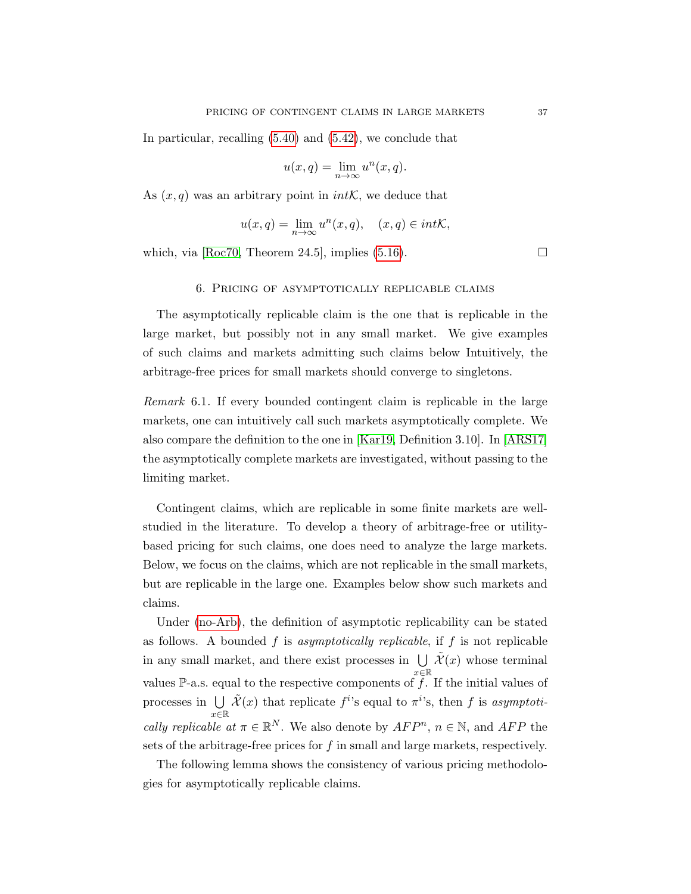In particular, recalling (5.40) and (5.42), we conclude that

$$u(x,q) = \lim_{n\to\infty} u^n(x,q).$$

As $(x,q)$ was an arbitrary point in $int\mathcal{K}$, we deduce that

$$u(x,q) = \lim_{n\to\infty} u^n(x,q), \quad (x,q) \in int\mathcal{K},$$

which, via [Roc70, Theorem 24.5], implies (5.16). $\square$

## 6. Pricing of asymptotically replicable claims

The asymptotically replicable claim is the one that is replicable in the large market, but possibly not in any small market. We give examples of such claims and markets admitting such claims below Intuitively, the arbitrage-free prices for small markets should converge to singletons.

*Remark* 6.1. If every bounded contingent claim is replicable in the large markets, one can intuitively call such markets asymptotically complete. We also compare the definition to the one in [Kar19, Definition 3.10]. In [ARS17] the asymptotically complete markets are investigated, without passing to the limiting market.

Contingent claims, which are replicable in some finite markets are well-studied in the literature. To develop a theory of arbitrage-free or utility-based pricing for such claims, one does need to analyze the large markets. Below, we focus on the claims, which are not replicable in the small markets, but are replicable in the large one. Examples below show such markets and claims.

Under (no-Arb), the definition of asymptotic replicability can be stated as follows. A bounded $f$ is *asymptotically replicable*, if $f$ is not replicable in any small market, and there exist processes in $\bigcup\limits_{x\in\mathbb{R}} \tilde{\mathcal{X}}(x)$ whose terminal values $\mathbb{P}$-a.s. equal to the respective components of $f$. If the initial values of processes in $\bigcup\limits_{x\in\mathbb{R}} \tilde{\mathcal{X}}(x)$ that replicate $f^i$'s equal to $\pi^i$'s, then $f$ is *asymptotically replicable at* $\pi \in \mathbb{R}^N$. We also denote by $AFP^n$, $n \in \mathbb{N}$, and $AFP$ the sets of the arbitrage-free prices for $f$ in small and large markets, respectively.

The following lemma shows the consistency of various pricing methodologies for asymptotically replicable claims.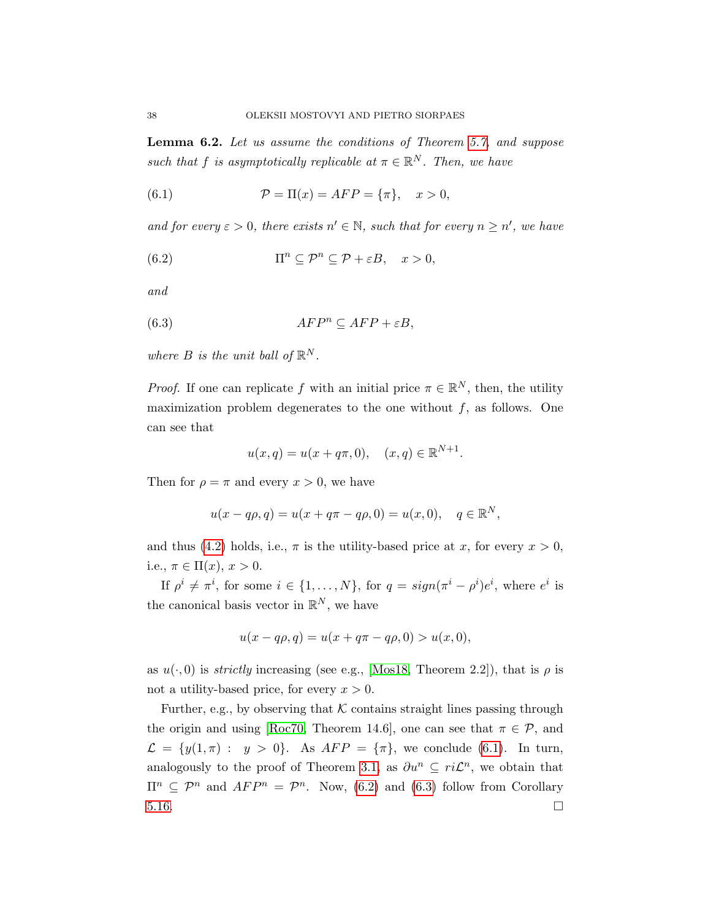**Lemma 6.2.** *Let us assume the conditions of Theorem 5.7, and suppose such that $f$ is asymptotically replicable at $\pi \in \mathbb{R}^N$. Then, we have*

$$\mathcal{P} = \Pi(x) = AFP = \{\pi\}, \quad x > 0, \tag{6.1}$$

*and for every $\varepsilon > 0$, there exists $n' \in \mathbb{N}$, such that for every $n \geq n'$, we have*

$$\Pi^n \subseteq \mathcal{P}^n \subseteq \mathcal{P} + \varepsilon B, \quad x > 0, \tag{6.2}$$

*and*

$$AFP^n \subseteq AFP + \varepsilon B, \tag{6.3}$$

*where $B$ is the unit ball of $\mathbb{R}^N$.*

*Proof.* If one can replicate $f$ with an initial price $\pi \in \mathbb{R}^N$, then, the utility maximization problem degenerates to the one without $f$, as follows. One can see that

$$u(x, q) = u(x + q\pi, 0), \quad (x, q) \in \mathbb{R}^{N+1}.$$

Then for $\rho = \pi$ and every $x > 0$, we have

$$u(x - q\rho, q) = u(x + q\pi - q\rho, 0) = u(x, 0), \quad q \in \mathbb{R}^N,$$

and thus (4.2) holds, i.e., $\pi$ is the utility-based price at $x$, for every $x > 0$, i.e., $\pi \in \Pi(x)$, $x > 0$.

If $\rho^i \neq \pi^i$, for some $i \in \{1, \ldots, N\}$, for $q = sign(\pi^i - \rho^i)e^i$, where $e^i$ is the canonical basis vector in $\mathbb{R}^N$, we have

$$u(x - q\rho, q) = u(x + q\pi - q\rho, 0) > u(x, 0),$$

as $u(\cdot, 0)$ is *strictly* increasing (see e.g., [Mos18, Theorem 2.2]), that is $\rho$ is not a utility-based price, for every $x > 0$.

Further, e.g., by observing that $\mathcal{K}$ contains straight lines passing through the origin and using [Roc70, Theorem 14.6], one can see that $\pi \in \mathcal{P}$, and $\mathcal{L} = \{y(1, \pi) : \ y > 0\}$. As $AFP = \{\pi\}$, we conclude (6.1). In turn, analogously to the proof of Theorem 3.1, as $\partial u^n \subseteq ri\mathcal{L}^n$, we obtain that $\Pi^n \subseteq \mathcal{P}^n$ and $AFP^n = \mathcal{P}^n$. Now, (6.2) and (6.3) follow from Corollary 5.16. $\square$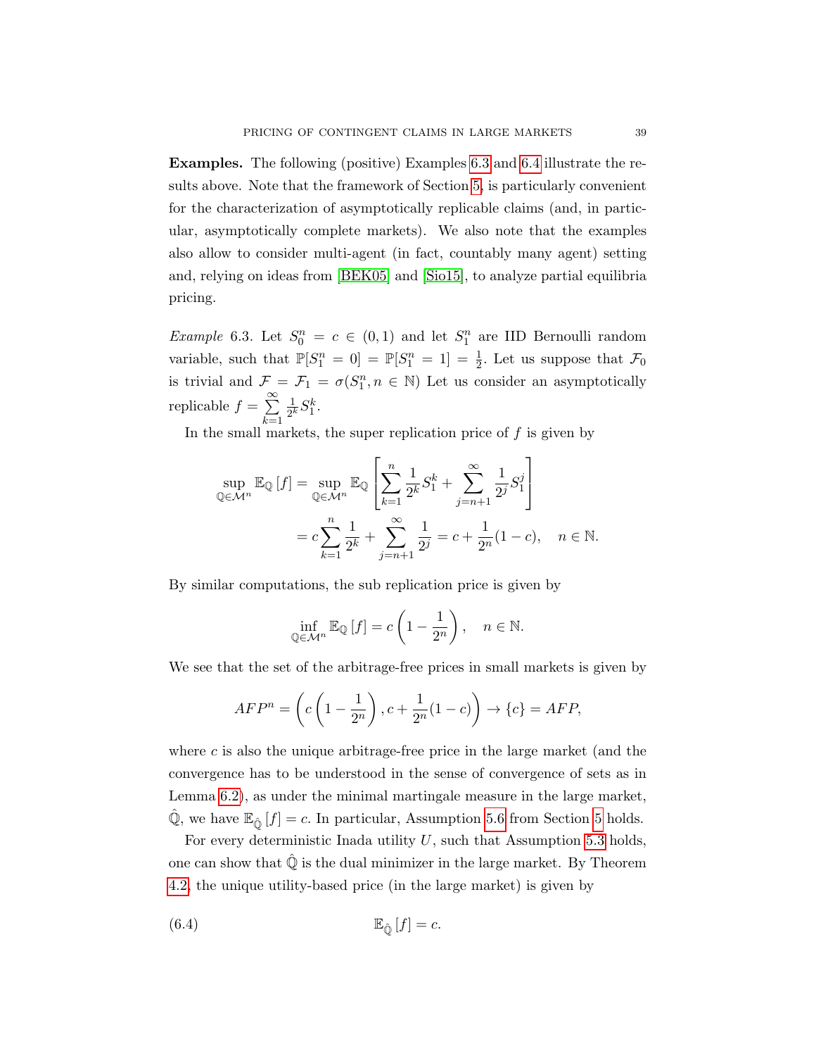**Examples.** The following (positive) Examples 6.3 and 6.4 illustrate the results above. Note that the framework of Section 5, is particularly convenient for the characterization of asymptotically replicable claims (and, in particular, asymptotically complete markets). We also note that the examples also allow to consider multi-agent (in fact, countably many agent) setting and, relying on ideas from [BEK05] and [Sio15], to analyze partial equilibria pricing.

*Example* 6.3. Let $S^n_0 = c \in (0,1)$ and let $S^n_1$ are IID Bernoulli random variable, such that $\mathbb{P}[S^n_1 = 0] = \mathbb{P}[S^n_1 = 1] = \frac{1}{2}$. Let us suppose that $\mathcal{F}_0$ is trivial and $\mathcal{F} = \mathcal{F}_1 = \sigma(S^n_1, n \in \mathbb{N})$ Let us consider an asymptotically replicable $f = \sum\limits_{k=1}^{\infty} \frac{1}{2^k} S^k_1$.

In the small markets, the super replication price of $f$ is given by

$$
\begin{aligned}
\sup_{\mathbb{Q}\in\mathcal{M}^n} \mathbb{E}_{\mathbb{Q}}\left[f\right] &= \sup_{\mathbb{Q}\in\mathcal{M}^n} \mathbb{E}_{\mathbb{Q}}\left[\sum_{k=1}^{n} \frac{1}{2^k} S^k_1 + \sum_{j=n+1}^{\infty} \frac{1}{2^j} S^j_1\right] \\
&= c\sum_{k=1}^{n} \frac{1}{2^k} + \sum_{j=n+1}^{\infty} \frac{1}{2^j} = c + \frac{1}{2^n}(1-c), \quad n \in \mathbb{N}.
\end{aligned}
$$

By similar computations, the sub replication price is given by

$$
\inf_{\mathbb{Q}\in\mathcal{M}^n} \mathbb{E}_{\mathbb{Q}}\left[f\right] = c\left(1 - \frac{1}{2^n}\right), \quad n \in \mathbb{N}.
$$

We see that the set of the arbitrage-free prices in small markets is given by

$$
AFP^n = \left(c\left(1 - \frac{1}{2^n}\right), c + \frac{1}{2^n}(1-c)\right) \to \{c\} = AFP,
$$

where $c$ is also the unique arbitrage-free price in the large market (and the convergence has to be understood in the sense of convergence of sets as in Lemma 6.2), as under the minimal martingale measure in the large market, $\hat{\mathbb{Q}}$, we have $\mathbb{E}_{\hat{\mathbb{Q}}}\left[f\right] = c$. In particular, Assumption 5.6 from Section 5 holds.

For every deterministic Inada utility $U$, such that Assumption 5.3 holds, one can show that $\hat{\mathbb{Q}}$ is the dual minimizer in the large market. By Theorem 4.2, the unique utility-based price (in the large market) is given by

$$
\mathbb{E}_{\hat{\mathbb{Q}}}\left[f\right] = c. \tag{6.4}
$$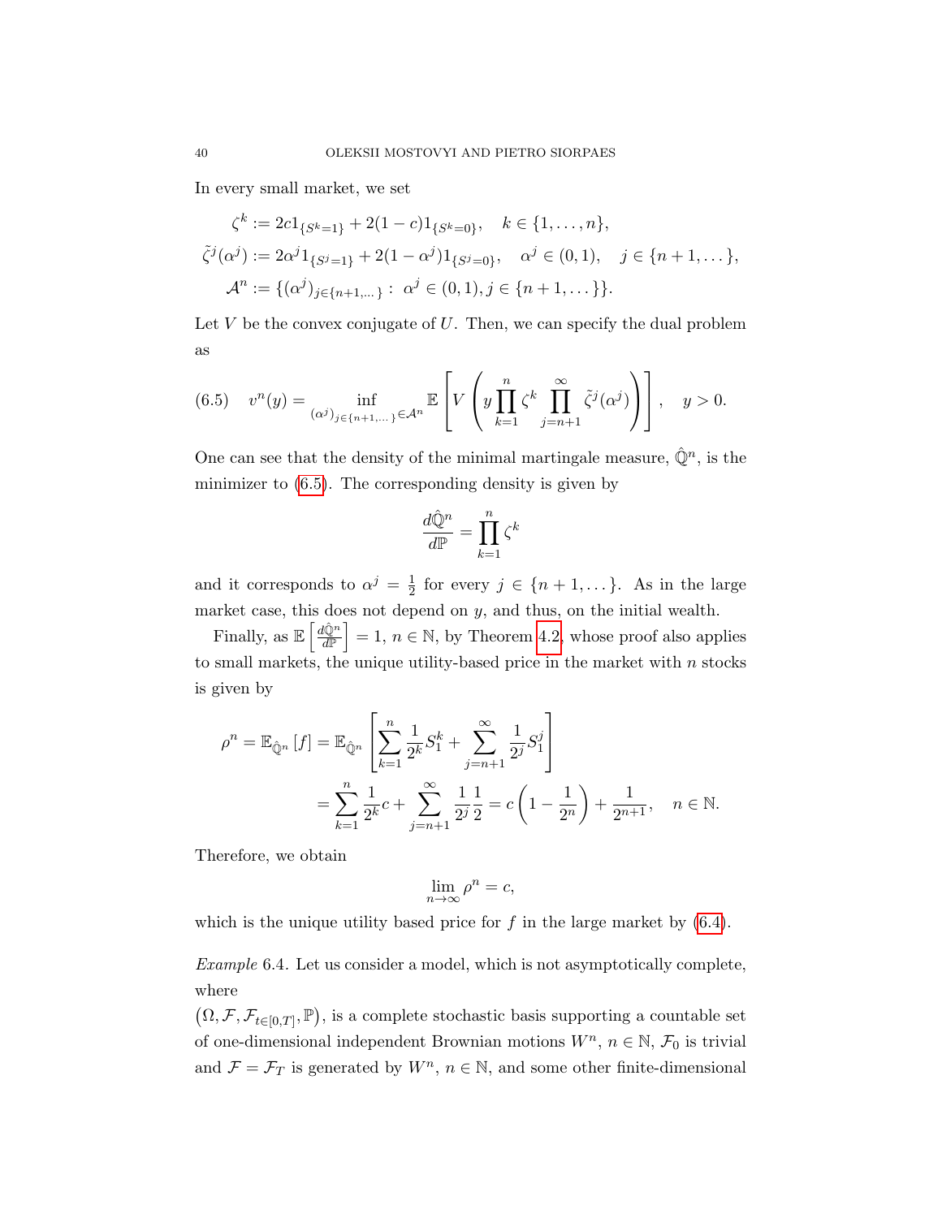In every small market, we set

$$
\begin{aligned}
\zeta^k &:= 2c1_{\{S^k=1\}} + 2(1-c)1_{\{S^k=0\}}, \quad k \in \{1,\dots,n\},\\
\tilde{\zeta}^j(\alpha^j) &:= 2\alpha^j 1_{\{S^j=1\}} + 2(1-\alpha^j)1_{\{S^j=0\}}, \quad \alpha^j \in (0,1), \quad j \in \{n+1,\dots\},\\
\mathcal{A}^n &:= \{(\alpha^j)_{j\in\{n+1,\dots\}} : \ \alpha^j \in (0,1), j \in \{n+1,\dots\}\}.
\end{aligned}
$$

Let $V$ be the convex conjugate of $U$. Then, we can specify the dual problem as

$$
(6.5) \quad v^n(y) = \inf_{(\alpha^j)_{j\in\{n+1,\dots\}}\in\mathcal{A}^n} \mathbb{E}\left[V\left(y\prod_{k=1}^n \zeta^k \prod_{j=n+1}^{\infty}\tilde{\zeta}^j(\alpha^j)\right)\right], \quad y>0.
$$

One can see that the density of the minimal martingale measure, $\hat{\mathbb{Q}}^n$, is the minimizer to (6.5). The corresponding density is given by

$$
\frac{d\hat{\mathbb{Q}}^n}{d\mathbb{P}} = \prod_{k=1}^n \zeta^k
$$

and it corresponds to $\alpha^j = \frac{1}{2}$ for every $j \in \{n+1,\dots\}$. As in the large market case, this does not depend on $y$, and thus, on the initial wealth.

Finally, as $\mathbb{E}\left[\frac{d\hat{\mathbb{Q}}^n}{d\mathbb{P}}\right] = 1$, $n\in\mathbb{N}$, by Theorem 4.2, whose proof also applies to small markets, the unique utility-based price in the market with $n$ stocks is given by

$$
\begin{aligned}
\rho^n = \mathbb{E}_{\hat{\mathbb{Q}}^n}[f] &= \mathbb{E}_{\hat{\mathbb{Q}}^n}\left[\sum_{k=1}^n \frac{1}{2^k}S_1^k + \sum_{j=n+1}^{\infty}\frac{1}{2^j}S_1^j\right]\\
&= \sum_{k=1}^n \frac{1}{2^k}c + \sum_{j=n+1}^{\infty}\frac{1}{2^j}\frac{1}{2} = c\left(1-\frac{1}{2^n}\right) + \frac{1}{2^{n+1}}, \quad n\in\mathbb{N}.
\end{aligned}
$$

Therefore, we obtain

$$
\lim_{n\to\infty}\rho^n = c,
$$

which is the unique utility based price for $f$ in the large market by (6.4).

*Example* 6.4. Let us consider a model, which is not asymptotically complete, where

$\left(\Omega, \mathcal{F}, \mathcal{F}_{t\in[0,T]}, \mathbb{P}\right)$, is a complete stochastic basis supporting a countable set of one-dimensional independent Brownian motions $W^n$, $n\in\mathbb{N}$, $\mathcal{F}_0$ is trivial and $\mathcal{F} = \mathcal{F}_T$ is generated by $W^n$, $n\in\mathbb{N}$, and some other finite-dimensional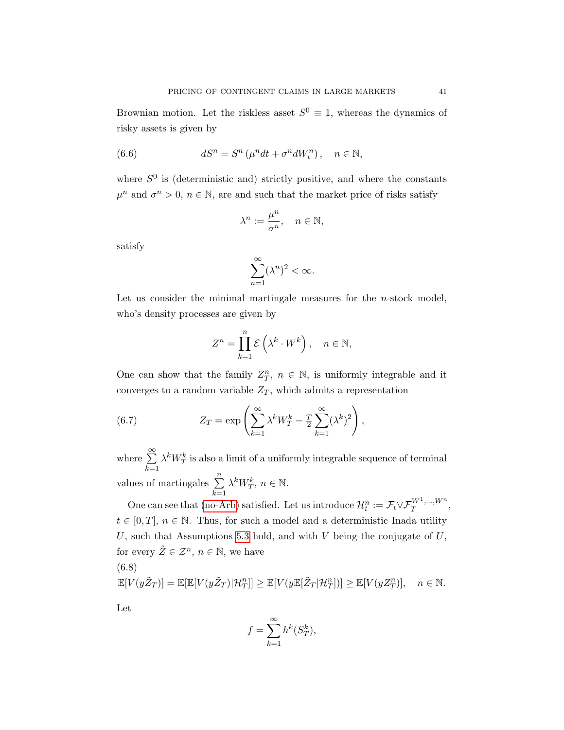Brownian motion. Let the riskless asset $S^0 \equiv 1$, whereas the dynamics of risky assets is given by

$$dS^n = S^n \left(\mu^n dt + \sigma^n dW_t^n\right), \quad n \in \mathbb{N}, \tag{6.6}$$

where $S^0$ is (deterministic and) strictly positive, and where the constants $\mu^n$ and $\sigma^n > 0$, $n \in \mathbb{N}$, are and such that the market price of risks satisfy

$$\lambda^n := \frac{\mu^n}{\sigma^n}, \quad n \in \mathbb{N},$$

satisfy

$$\sum_{n=1}^{\infty} (\lambda^n)^2 < \infty.$$

Let us consider the minimal martingale measures for the $n$-stock model, who's density processes are given by

$$Z^n = \prod_{k=1}^{n} \mathcal{E}\left(\lambda^k \cdot W^k\right), \quad n \in \mathbb{N},$$

One can show that the family $Z^n_T$, $n \in \mathbb{N}$, is uniformly integrable and it converges to a random variable $Z_T$, which admits a representation

$$Z_T = \exp\left(\sum_{k=1}^{\infty} \lambda^k W_T^k - \tfrac{T}{2} \sum_{k=1}^{\infty} (\lambda^k)^2\right), \tag{6.7}$$

where $\sum\limits_{k=1}^{\infty} \lambda^k W_T^k$ is also a limit of a uniformly integrable sequence of terminal values of martingales $\sum\limits_{k=1}^{n} \lambda^k W_T^k$, $n \in \mathbb{N}$.

One can see that (no-Arb) satisfied. Let us introduce $\mathcal{H}^n_t := \mathcal{F}_t \vee \mathcal{F}_T^{W^1,\dots,W^n}$, $t \in [0,T]$, $n \in \mathbb{N}$. Thus, for such a model and a deterministic Inada utility $U$, such that Assumptions 5.3 hold, and with $V$ being the conjugate of $U$, for every $\tilde{Z} \in \mathcal{Z}^n$, $n \in \mathbb{N}$, we have

$$\mathbb{E}[V(y\tilde{Z}_T)] = \mathbb{E}[\mathbb{E}[V(y\tilde{Z}_T)|\mathcal{H}^n_T]] \geq \mathbb{E}[V(y\mathbb{E}[\tilde{Z}_T|\mathcal{H}^n_T])] \geq \mathbb{E}[V(yZ^n_T)], \quad n \in \mathbb{N}. \tag{6.8}$$

Let

$$f = \sum_{k=1}^{\infty} h^k(S_T^k),$$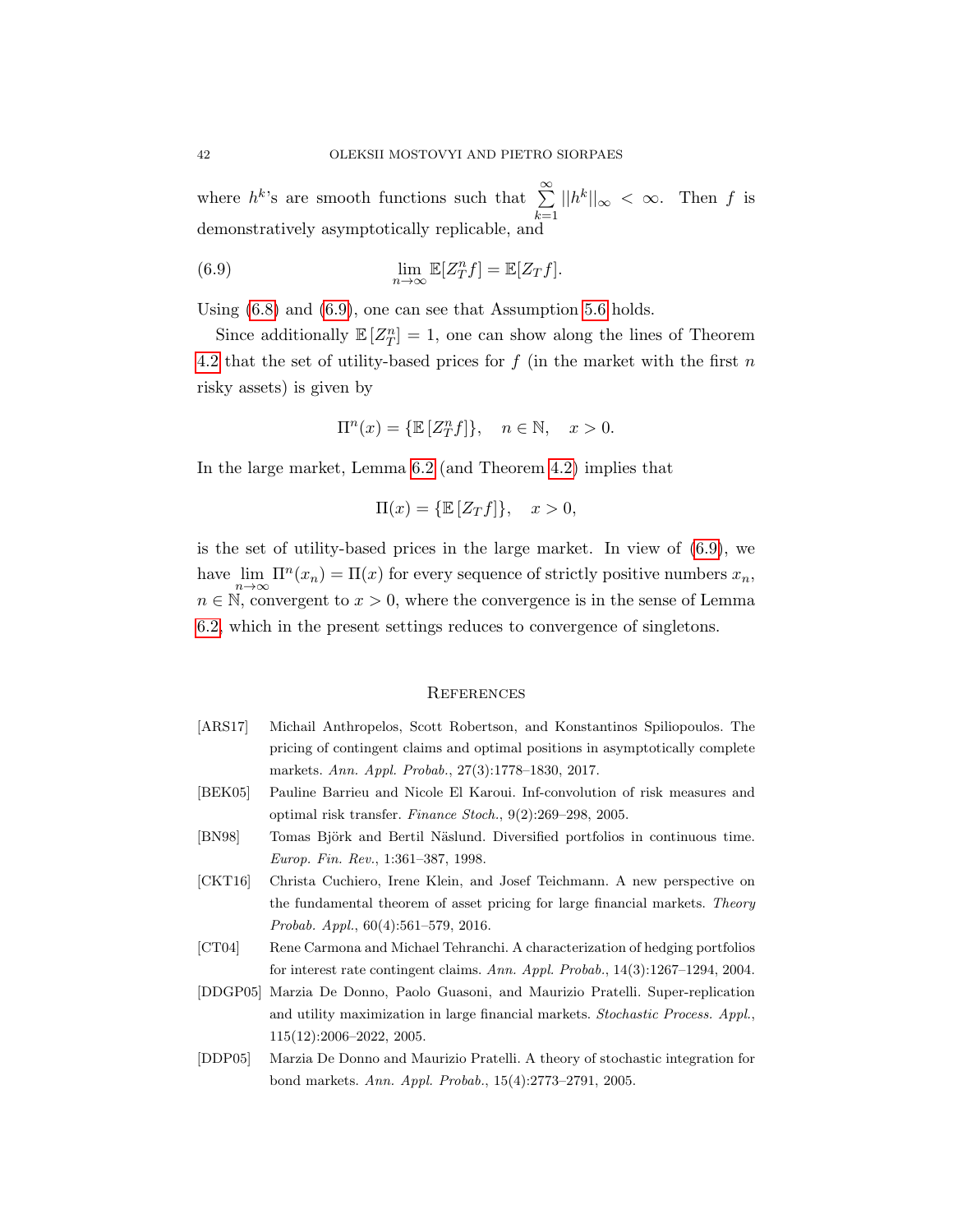where $h^k$'s are smooth functions such that $\sum_{k=1}^{\infty} ||h^k||_\infty < \infty$. Then $f$ is demonstratively asymptotically replicable, and

$$\lim_{n\to\infty} \mathbb{E}[Z_T^n f] = \mathbb{E}[Z_T f]. \tag{6.9}$$

Using (6.8) and (6.9), one can see that Assumption 5.6 holds.

Since additionally $\mathbb{E}\left[Z_T^n\right] = 1$, one can show along the lines of Theorem 4.2 that the set of utility-based prices for $f$ (in the market with the first $n$ risky assets) is given by

$$\Pi^n(x) = \{\mathbb{E}\left[Z_T^n f\right]\}, \quad n \in \mathbb{N}, \quad x > 0.$$

In the large market, Lemma 6.2 (and Theorem 4.2) implies that

$$\Pi(x) = \{\mathbb{E}\left[Z_T f\right]\}, \quad x > 0,$$

is the set of utility-based prices in the large market. In view of (6.9), we have $\lim_{n\to\infty} \Pi^n(x_n) = \Pi(x)$ for every sequence of strictly positive numbers $x_n$, $n \in \mathbb{N}$, convergent to $x > 0$, where the convergence is in the sense of Lemma 6.2, which in the present settings reduces to convergence of singletons.

## References

[ARS17] Michail Anthropelos, Scott Robertson, and Konstantinos Spiliopoulos. The pricing of contingent claims and optimal positions in asymptotically complete markets. *Ann. Appl. Probab.*, 27(3):1778–1830, 2017.

[BEK05] Pauline Barrieu and Nicole El Karoui. Inf-convolution of risk measures and optimal risk transfer. *Finance Stoch.*, 9(2):269–298, 2005.

[BN98] Tomas Björk and Bertil Näslund. Diversified portfolios in continuous time. *Europ. Fin. Rev.*, 1:361–387, 1998.

[CKT16] Christa Cuchiero, Irene Klein, and Josef Teichmann. A new perspective on the fundamental theorem of asset pricing for large financial markets. *Theory Probab. Appl.*, 60(4):561–579, 2016.

[CT04] Rene Carmona and Michael Tehranchi. A characterization of hedging portfolios for interest rate contingent claims. *Ann. Appl. Probab.*, 14(3):1267–1294, 2004.

[DDGP05] Marzia De Donno, Paolo Guasoni, and Maurizio Pratelli. Super-replication and utility maximization in large financial markets. *Stochastic Process. Appl.*, 115(12):2006–2022, 2005.

[DDP05] Marzia De Donno and Maurizio Pratelli. A theory of stochastic integration for bond markets. *Ann. Appl. Probab.*, 15(4):2773–2791, 2005.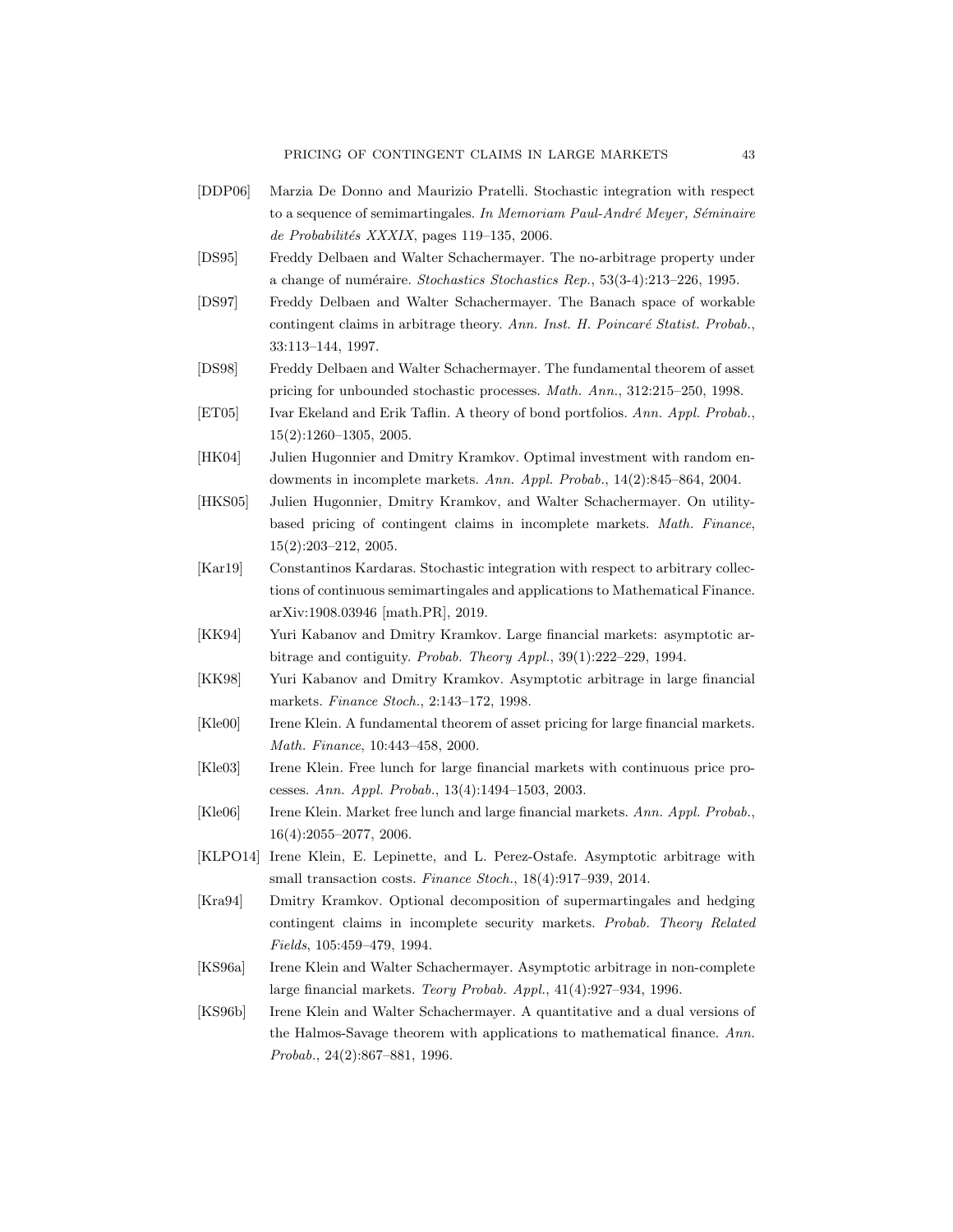[DDP06] Marzia De Donno and Maurizio Pratelli. Stochastic integration with respect to a sequence of semimartingales. *In Memoriam Paul-André Meyer, Séminaire de Probabilités XXXIX*, pages 119–135, 2006.

[DS95] Freddy Delbaen and Walter Schachermayer. The no-arbitrage property under a change of numéraire. *Stochastics Stochastics Rep.*, 53(3-4):213–226, 1995.

[DS97] Freddy Delbaen and Walter Schachermayer. The Banach space of workable contingent claims in arbitrage theory. *Ann. Inst. H. Poincaré Statist. Probab.*, 33:113–144, 1997.

[DS98] Freddy Delbaen and Walter Schachermayer. The fundamental theorem of asset pricing for unbounded stochastic processes. *Math. Ann.*, 312:215–250, 1998.

[ET05] Ivar Ekeland and Erik Taflin. A theory of bond portfolios. *Ann. Appl. Probab.*, 15(2):1260–1305, 2005.

[HK04] Julien Hugonnier and Dmitry Kramkov. Optimal investment with random endowments in incomplete markets. *Ann. Appl. Probab.*, 14(2):845–864, 2004.

[HKS05] Julien Hugonnier, Dmitry Kramkov, and Walter Schachermayer. On utility-based pricing of contingent claims in incomplete markets. *Math. Finance*, 15(2):203–212, 2005.

[Kar19] Constantinos Kardaras. Stochastic integration with respect to arbitrary collections of continuous semimartingales and applications to Mathematical Finance. arXiv:1908.03946 [math.PR], 2019.

[KK94] Yuri Kabanov and Dmitry Kramkov. Large financial markets: asymptotic arbitrage and contiguity. *Probab. Theory Appl.*, 39(1):222–229, 1994.

[KK98] Yuri Kabanov and Dmitry Kramkov. Asymptotic arbitrage in large financial markets. *Finance Stoch.*, 2:143–172, 1998.

[Kle00] Irene Klein. A fundamental theorem of asset pricing for large financial markets. *Math. Finance*, 10:443–458, 2000.

[Kle03] Irene Klein. Free lunch for large financial markets with continuous price processes. *Ann. Appl. Probab.*, 13(4):1494–1503, 2003.

[Kle06] Irene Klein. Market free lunch and large financial markets. *Ann. Appl. Probab.*, 16(4):2055–2077, 2006.

[KLPO14] Irene Klein, E. Lepinette, and L. Perez-Ostafe. Asymptotic arbitrage with small transaction costs. *Finance Stoch.*, 18(4):917–939, 2014.

[Kra94] Dmitry Kramkov. Optional decomposition of supermartingales and hedging contingent claims in incomplete security markets. *Probab. Theory Related Fields*, 105:459–479, 1994.

[KS96a] Irene Klein and Walter Schachermayer. Asymptotic arbitrage in non-complete large financial markets. *Teory Probab. Appl.*, 41(4):927–934, 1996.

[KS96b] Irene Klein and Walter Schachermayer. A quantitative and a dual versions of the Halmos-Savage theorem with applications to mathematical finance. *Ann. Probab.*, 24(2):867–881, 1996.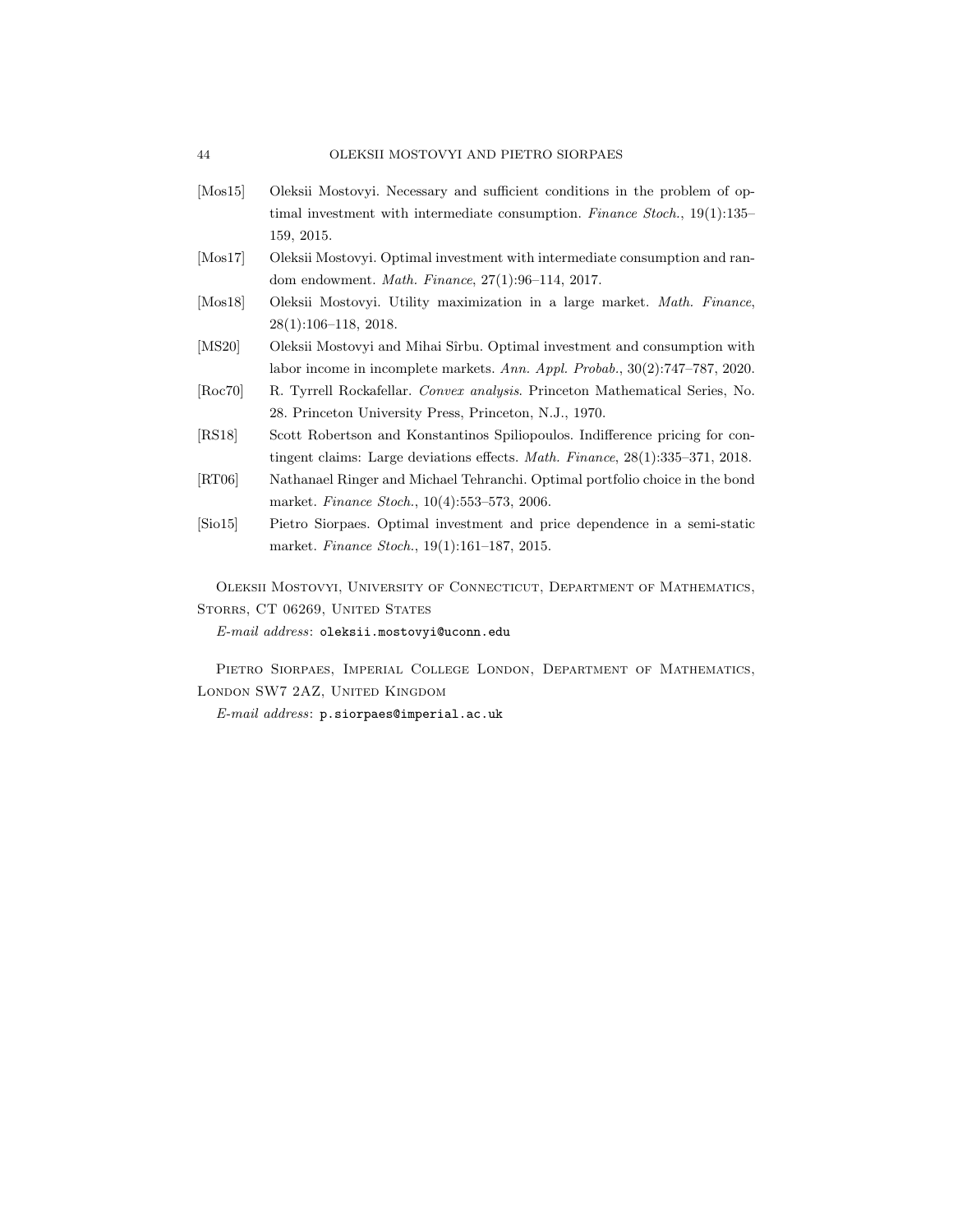[Mos15] Oleksii Mostovyi. Necessary and sufficient conditions in the problem of optimal investment with intermediate consumption. *Finance Stoch.*, 19(1):135–159, 2015.

[Mos17] Oleksii Mostovyi. Optimal investment with intermediate consumption and random endowment. *Math. Finance*, 27(1):96–114, 2017.

[Mos18] Oleksii Mostovyi. Utility maximization in a large market. *Math. Finance*, 28(1):106–118, 2018.

[MS20] Oleksii Mostovyi and Mihai Sîrbu. Optimal investment and consumption with labor income in incomplete markets. *Ann. Appl. Probab.*, 30(2):747–787, 2020.

[Roc70] R. Tyrrell Rockafellar. *Convex analysis*. Princeton Mathematical Series, No. 28. Princeton University Press, Princeton, N.J., 1970.

[RS18] Scott Robertson and Konstantinos Spiliopoulos. Indifference pricing for contingent claims: Large deviations effects. *Math. Finance*, 28(1):335–371, 2018.

[RT06] Nathanael Ringer and Michael Tehranchi. Optimal portfolio choice in the bond market. *Finance Stoch.*, 10(4):553–573, 2006.

[Sio15] Pietro Siorpaes. Optimal investment and price dependence in a semi-static market. *Finance Stoch.*, 19(1):161–187, 2015.

Oleksii Mostovyi, University of Connecticut, Department of Mathematics, Storrs, CT 06269, United States

*E-mail address*: oleksii.mostovyi@uconn.edu

Pietro Siorpaes, Imperial College London, Department of Mathematics, London SW7 2AZ, United Kingdom

*E-mail address*: p.siorpaes@imperial.ac.uk